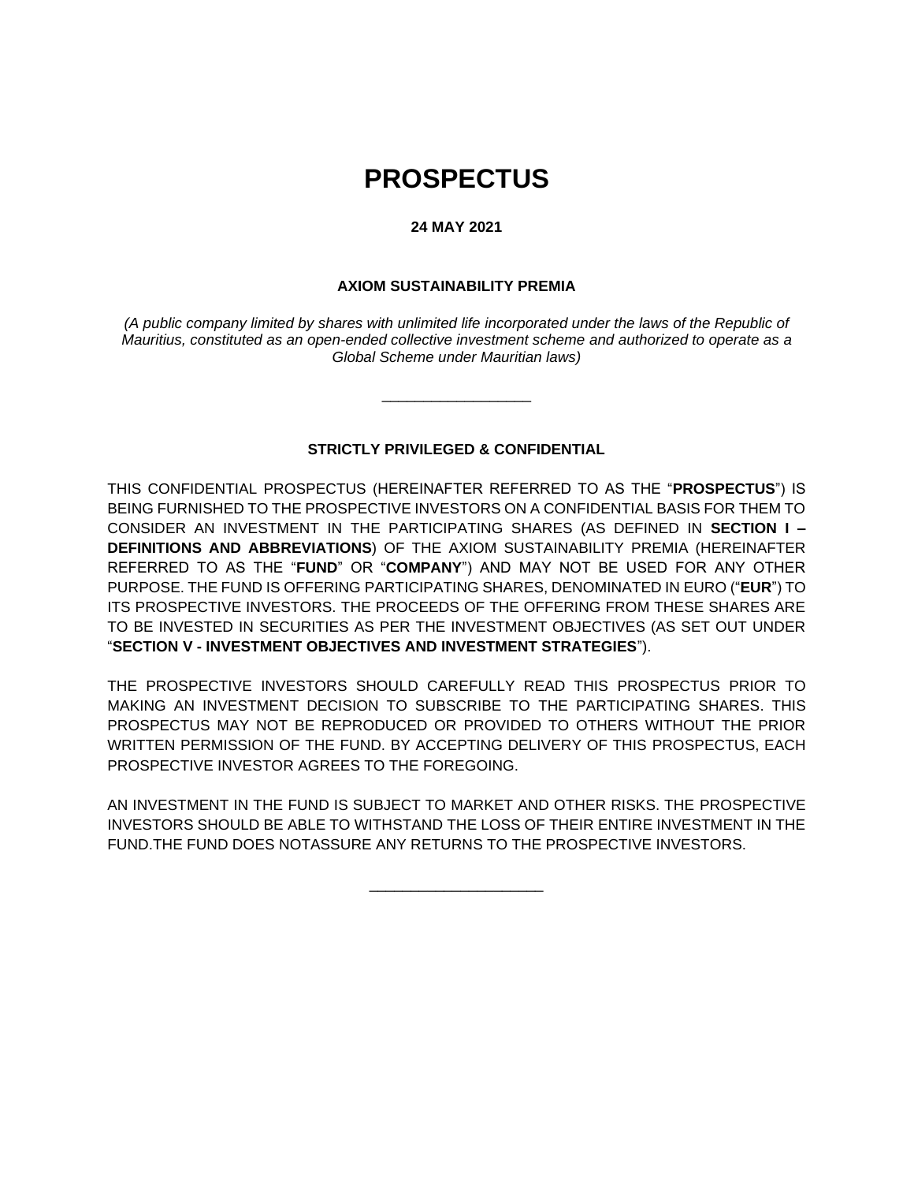# PROSPECTUS

**24 MAY 2021**

**AXIOM SUSTAINABILITY PREMIA**

*(A public company limited by shares with unlimited life incorporated under the laws of the Republic of Mauritius, constituted as an open-ended collective investment scheme and authorized to operate as a Global Scheme under Mauritian laws)*

---

**STRICTLY PRIVILEGED & CONFIDENTIAL**

THIS CONFIDENTIAL PROSPECTUS (HEREINAFTER REFERRED TO AS THE "**PROSPECTUS**") IS BEING FURNISHED TO THE PROSPECTIVE INVESTORS ON A CONFIDENTIAL BASIS FOR THEM TO CONSIDER AN INVESTMENT IN THE PARTICIPATING SHARES (AS DEFINED IN **SECTION I – DEFINITIONS AND ABBREVIATIONS**) OF THE AXIOM SUSTAINABILITY PREMIA (HEREINAFTER REFERRED TO AS THE "**FUND**" OR "**COMPANY**") AND MAY NOT BE USED FOR ANY OTHER PURPOSE. THE FUND IS OFFERING PARTICIPATING SHARES, DENOMINATED IN EURO ("**EUR**") TO ITS PROSPECTIVE INVESTORS. THE PROCEEDS OF THE OFFERING FROM THESE SHARES ARE TO BE INVESTED IN SECURITIES AS PER THE INVESTMENT OBJECTIVES (AS SET OUT UNDER "**SECTION V - INVESTMENT OBJECTIVES AND INVESTMENT STRATEGIES**").

THE PROSPECTIVE INVESTORS SHOULD CAREFULLY READ THIS PROSPECTUS PRIOR TO MAKING AN INVESTMENT DECISION TO SUBSCRIBE TO THE PARTICIPATING SHARES. THIS PROSPECTUS MAY NOT BE REPRODUCED OR PROVIDED TO OTHERS WITHOUT THE PRIOR WRITTEN PERMISSION OF THE FUND. BY ACCEPTING DELIVERY OF THIS PROSPECTUS, EACH PROSPECTIVE INVESTOR AGREES TO THE FOREGOING.

AN INVESTMENT IN THE FUND IS SUBJECT TO MARKET AND OTHER RISKS. THE PROSPECTIVE INVESTORS SHOULD BE ABLE TO WITHSTAND THE LOSS OF THEIR ENTIRE INVESTMENT IN THE FUND.THE FUND DOES NOTASSURE ANY RETURNS TO THE PROSPECTIVE INVESTORS.

---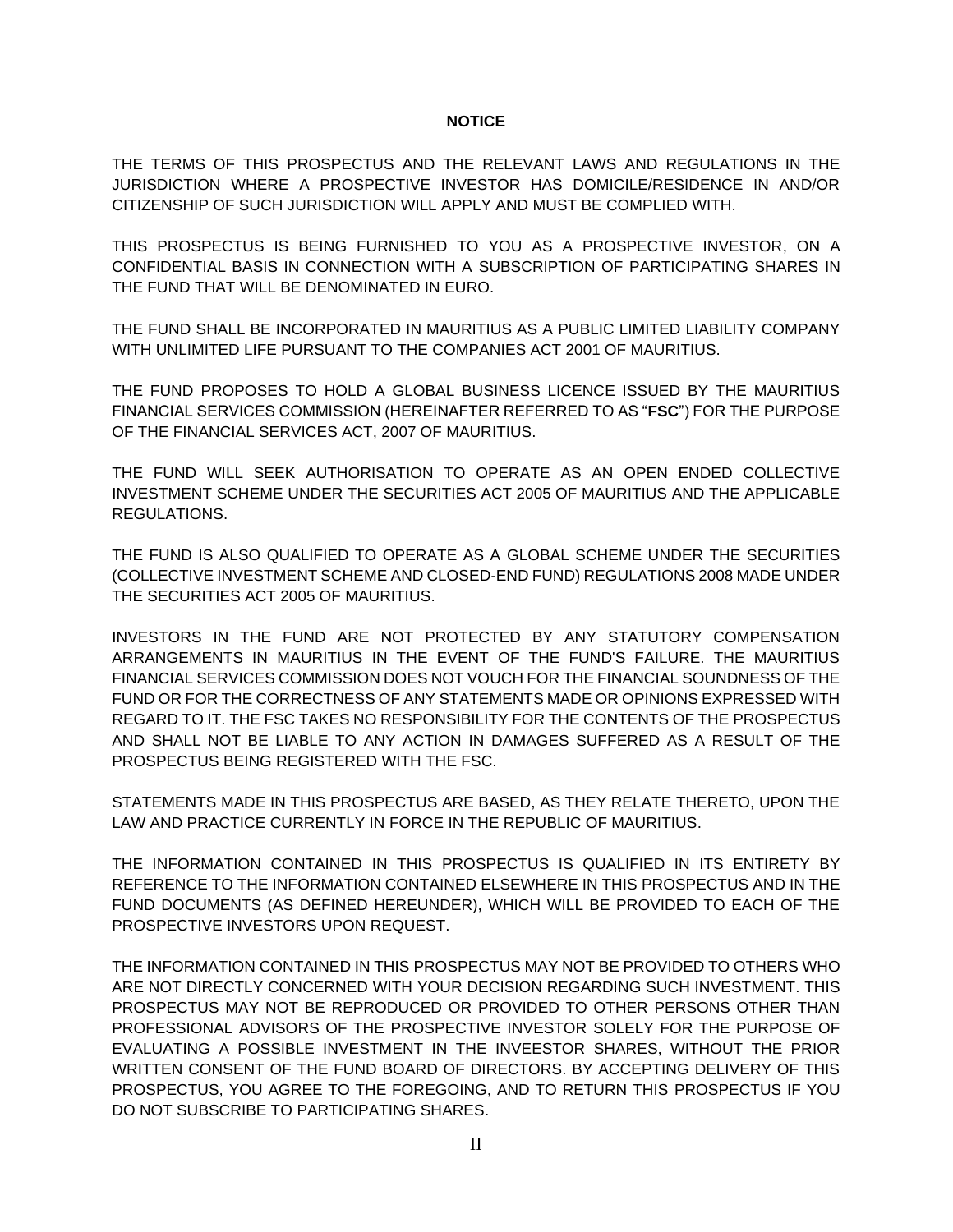**NOTICE**

THE TERMS OF THIS PROSPECTUS AND THE RELEVANT LAWS AND REGULATIONS IN THE JURISDICTION WHERE A PROSPECTIVE INVESTOR HAS DOMICILE/RESIDENCE IN AND/OR CITIZENSHIP OF SUCH JURISDICTION WILL APPLY AND MUST BE COMPLIED WITH.

THIS PROSPECTUS IS BEING FURNISHED TO YOU AS A PROSPECTIVE INVESTOR, ON A CONFIDENTIAL BASIS IN CONNECTION WITH A SUBSCRIPTION OF PARTICIPATING SHARES IN THE FUND THAT WILL BE DENOMINATED IN EURO.

THE FUND SHALL BE INCORPORATED IN MAURITIUS AS A PUBLIC LIMITED LIABILITY COMPANY WITH UNLIMITED LIFE PURSUANT TO THE COMPANIES ACT 2001 OF MAURITIUS.

THE FUND PROPOSES TO HOLD A GLOBAL BUSINESS LICENCE ISSUED BY THE MAURITIUS FINANCIAL SERVICES COMMISSION (HEREINAFTER REFERRED TO AS "**FSC**") FOR THE PURPOSE OF THE FINANCIAL SERVICES ACT, 2007 OF MAURITIUS.

THE FUND WILL SEEK AUTHORISATION TO OPERATE AS AN OPEN ENDED COLLECTIVE INVESTMENT SCHEME UNDER THE SECURITIES ACT 2005 OF MAURITIUS AND THE APPLICABLE REGULATIONS.

THE FUND IS ALSO QUALIFIED TO OPERATE AS A GLOBAL SCHEME UNDER THE SECURITIES (COLLECTIVE INVESTMENT SCHEME AND CLOSED-END FUND) REGULATIONS 2008 MADE UNDER THE SECURITIES ACT 2005 OF MAURITIUS.

INVESTORS IN THE FUND ARE NOT PROTECTED BY ANY STATUTORY COMPENSATION ARRANGEMENTS IN MAURITIUS IN THE EVENT OF THE FUND'S FAILURE. THE MAURITIUS FINANCIAL SERVICES COMMISSION DOES NOT VOUCH FOR THE FINANCIAL SOUNDNESS OF THE FUND OR FOR THE CORRECTNESS OF ANY STATEMENTS MADE OR OPINIONS EXPRESSED WITH REGARD TO IT. THE FSC TAKES NO RESPONSIBILITY FOR THE CONTENTS OF THE PROSPECTUS AND SHALL NOT BE LIABLE TO ANY ACTION IN DAMAGES SUFFERED AS A RESULT OF THE PROSPECTUS BEING REGISTERED WITH THE FSC.

STATEMENTS MADE IN THIS PROSPECTUS ARE BASED, AS THEY RELATE THERETO, UPON THE LAW AND PRACTICE CURRENTLY IN FORCE IN THE REPUBLIC OF MAURITIUS.

THE INFORMATION CONTAINED IN THIS PROSPECTUS IS QUALIFIED IN ITS ENTIRETY BY REFERENCE TO THE INFORMATION CONTAINED ELSEWHERE IN THIS PROSPECTUS AND IN THE FUND DOCUMENTS (AS DEFINED HEREUNDER), WHICH WILL BE PROVIDED TO EACH OF THE PROSPECTIVE INVESTORS UPON REQUEST.

THE INFORMATION CONTAINED IN THIS PROSPECTUS MAY NOT BE PROVIDED TO OTHERS WHO ARE NOT DIRECTLY CONCERNED WITH YOUR DECISION REGARDING SUCH INVESTMENT. THIS PROSPECTUS MAY NOT BE REPRODUCED OR PROVIDED TO OTHER PERSONS OTHER THAN PROFESSIONAL ADVISORS OF THE PROSPECTIVE INVESTOR SOLELY FOR THE PURPOSE OF EVALUATING A POSSIBLE INVESTMENT IN THE INVEESTOR SHARES, WITHOUT THE PRIOR WRITTEN CONSENT OF THE FUND BOARD OF DIRECTORS. BY ACCEPTING DELIVERY OF THIS PROSPECTUS, YOU AGREE TO THE FOREGOING, AND TO RETURN THIS PROSPECTUS IF YOU DO NOT SUBSCRIBE TO PARTICIPATING SHARES.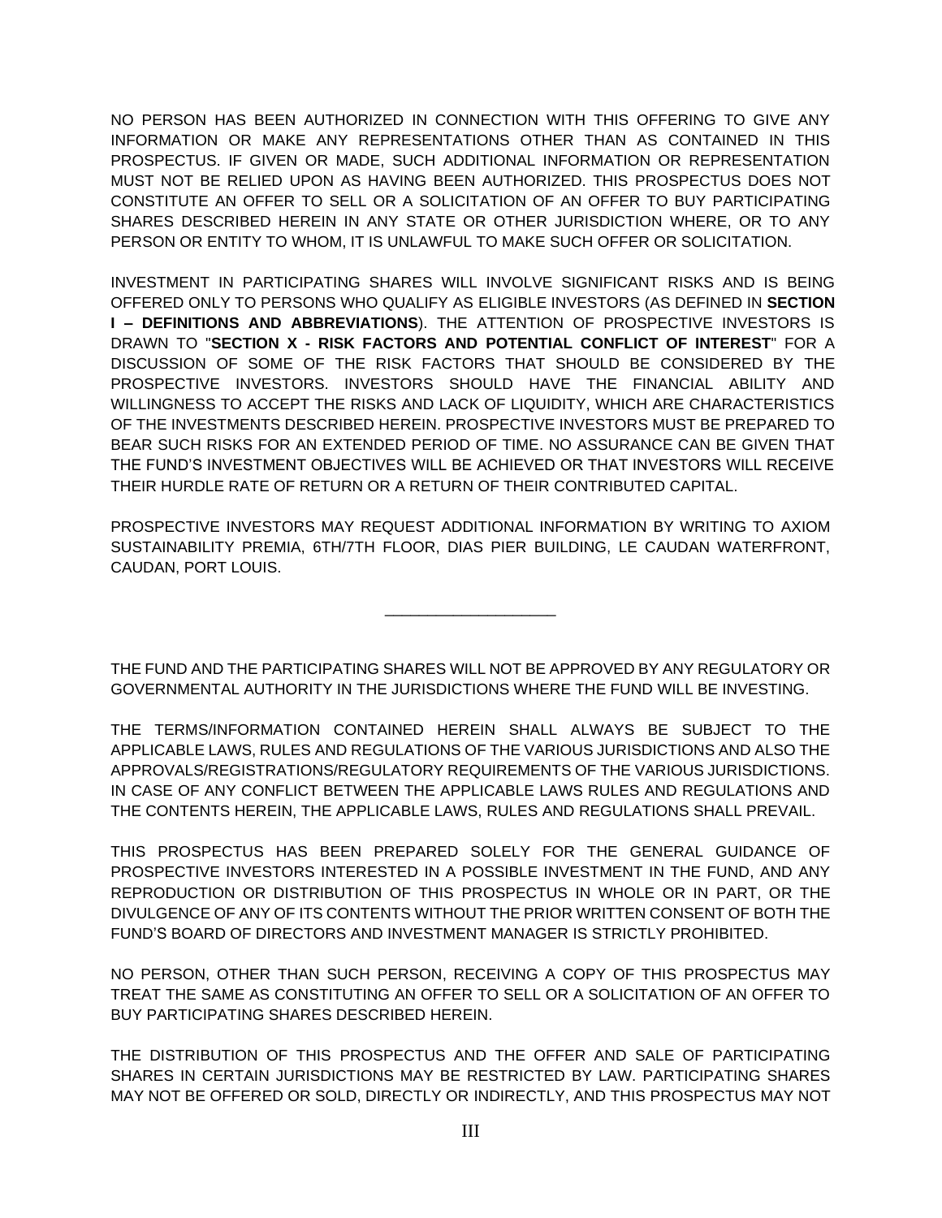NO PERSON HAS BEEN AUTHORIZED IN CONNECTION WITH THIS OFFERING TO GIVE ANY INFORMATION OR MAKE ANY REPRESENTATIONS OTHER THAN AS CONTAINED IN THIS PROSPECTUS. IF GIVEN OR MADE, SUCH ADDITIONAL INFORMATION OR REPRESENTATION MUST NOT BE RELIED UPON AS HAVING BEEN AUTHORIZED. THIS PROSPECTUS DOES NOT CONSTITUTE AN OFFER TO SELL OR A SOLICITATION OF AN OFFER TO BUY PARTICIPATING SHARES DESCRIBED HEREIN IN ANY STATE OR OTHER JURISDICTION WHERE, OR TO ANY PERSON OR ENTITY TO WHOM, IT IS UNLAWFUL TO MAKE SUCH OFFER OR SOLICITATION.

INVESTMENT IN PARTICIPATING SHARES WILL INVOLVE SIGNIFICANT RISKS AND IS BEING OFFERED ONLY TO PERSONS WHO QUALIFY AS ELIGIBLE INVESTORS (AS DEFINED IN **SECTION I – DEFINITIONS AND ABBREVIATIONS**). THE ATTENTION OF PROSPECTIVE INVESTORS IS DRAWN TO "**SECTION X - RISK FACTORS AND POTENTIAL CONFLICT OF INTEREST**" FOR A DISCUSSION OF SOME OF THE RISK FACTORS THAT SHOULD BE CONSIDERED BY THE PROSPECTIVE INVESTORS. INVESTORS SHOULD HAVE THE FINANCIAL ABILITY AND WILLINGNESS TO ACCEPT THE RISKS AND LACK OF LIQUIDITY, WHICH ARE CHARACTERISTICS OF THE INVESTMENTS DESCRIBED HEREIN. PROSPECTIVE INVESTORS MUST BE PREPARED TO BEAR SUCH RISKS FOR AN EXTENDED PERIOD OF TIME. NO ASSURANCE CAN BE GIVEN THAT THE FUND'S INVESTMENT OBJECTIVES WILL BE ACHIEVED OR THAT INVESTORS WILL RECEIVE THEIR HURDLE RATE OF RETURN OR A RETURN OF THEIR CONTRIBUTED CAPITAL.

PROSPECTIVE INVESTORS MAY REQUEST ADDITIONAL INFORMATION BY WRITING TO AXIOM SUSTAINABILITY PREMIA, 6TH/7TH FLOOR, DIAS PIER BUILDING, LE CAUDAN WATERFRONT, CAUDAN, PORT LOUIS.

---

THE FUND AND THE PARTICIPATING SHARES WILL NOT BE APPROVED BY ANY REGULATORY OR GOVERNMENTAL AUTHORITY IN THE JURISDICTIONS WHERE THE FUND WILL BE INVESTING.

THE TERMS/INFORMATION CONTAINED HEREIN SHALL ALWAYS BE SUBJECT TO THE APPLICABLE LAWS, RULES AND REGULATIONS OF THE VARIOUS JURISDICTIONS AND ALSO THE APPROVALS/REGISTRATIONS/REGULATORY REQUIREMENTS OF THE VARIOUS JURISDICTIONS. IN CASE OF ANY CONFLICT BETWEEN THE APPLICABLE LAWS RULES AND REGULATIONS AND THE CONTENTS HEREIN, THE APPLICABLE LAWS, RULES AND REGULATIONS SHALL PREVAIL.

THIS PROSPECTUS HAS BEEN PREPARED SOLELY FOR THE GENERAL GUIDANCE OF PROSPECTIVE INVESTORS INTERESTED IN A POSSIBLE INVESTMENT IN THE FUND, AND ANY REPRODUCTION OR DISTRIBUTION OF THIS PROSPECTUS IN WHOLE OR IN PART, OR THE DIVULGENCE OF ANY OF ITS CONTENTS WITHOUT THE PRIOR WRITTEN CONSENT OF BOTH THE FUND'S BOARD OF DIRECTORS AND INVESTMENT MANAGER IS STRICTLY PROHIBITED.

NO PERSON, OTHER THAN SUCH PERSON, RECEIVING A COPY OF THIS PROSPECTUS MAY TREAT THE SAME AS CONSTITUTING AN OFFER TO SELL OR A SOLICITATION OF AN OFFER TO BUY PARTICIPATING SHARES DESCRIBED HEREIN.

THE DISTRIBUTION OF THIS PROSPECTUS AND THE OFFER AND SALE OF PARTICIPATING SHARES IN CERTAIN JURISDICTIONS MAY BE RESTRICTED BY LAW. PARTICIPATING SHARES MAY NOT BE OFFERED OR SOLD, DIRECTLY OR INDIRECTLY, AND THIS PROSPECTUS MAY NOT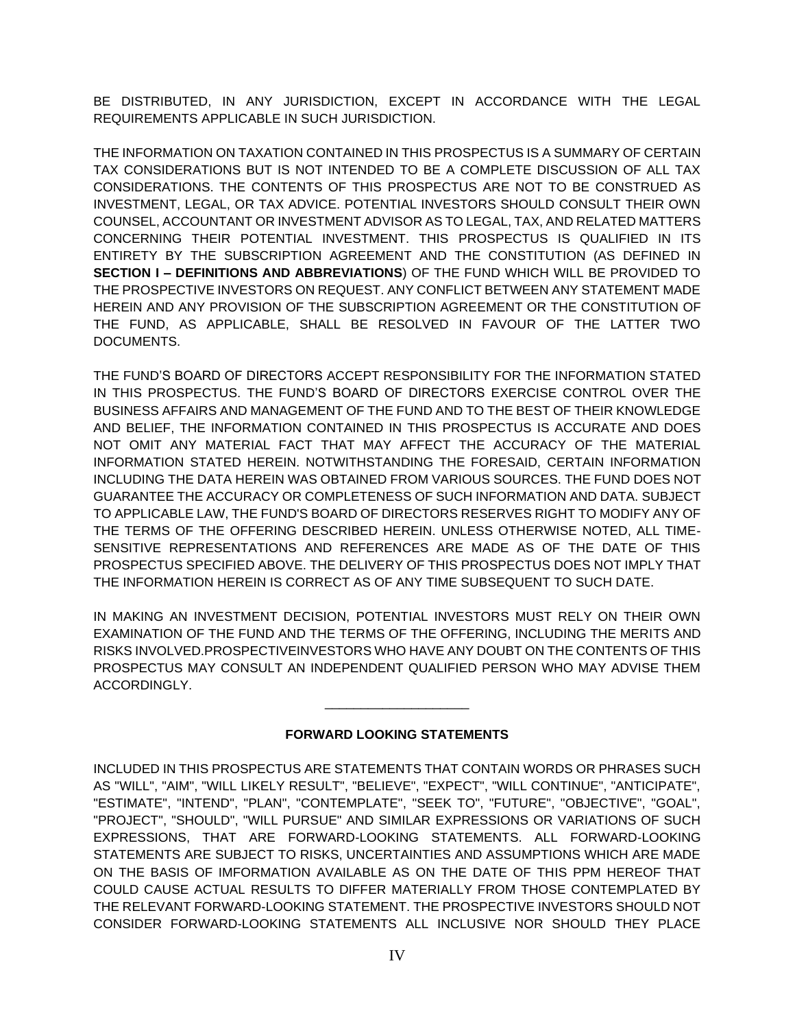BE DISTRIBUTED, IN ANY JURISDICTION, EXCEPT IN ACCORDANCE WITH THE LEGAL REQUIREMENTS APPLICABLE IN SUCH JURISDICTION.

THE INFORMATION ON TAXATION CONTAINED IN THIS PROSPECTUS IS A SUMMARY OF CERTAIN TAX CONSIDERATIONS BUT IS NOT INTENDED TO BE A COMPLETE DISCUSSION OF ALL TAX CONSIDERATIONS. THE CONTENTS OF THIS PROSPECTUS ARE NOT TO BE CONSTRUED AS INVESTMENT, LEGAL, OR TAX ADVICE. POTENTIAL INVESTORS SHOULD CONSULT THEIR OWN COUNSEL, ACCOUNTANT OR INVESTMENT ADVISOR AS TO LEGAL, TAX, AND RELATED MATTERS CONCERNING THEIR POTENTIAL INVESTMENT. THIS PROSPECTUS IS QUALIFIED IN ITS ENTIRETY BY THE SUBSCRIPTION AGREEMENT AND THE CONSTITUTION (AS DEFINED IN **SECTION I – DEFINITIONS AND ABBREVIATIONS**) OF THE FUND WHICH WILL BE PROVIDED TO THE PROSPECTIVE INVESTORS ON REQUEST. ANY CONFLICT BETWEEN ANY STATEMENT MADE HEREIN AND ANY PROVISION OF THE SUBSCRIPTION AGREEMENT OR THE CONSTITUTION OF THE FUND, AS APPLICABLE, SHALL BE RESOLVED IN FAVOUR OF THE LATTER TWO DOCUMENTS.

THE FUND'S BOARD OF DIRECTORS ACCEPT RESPONSIBILITY FOR THE INFORMATION STATED IN THIS PROSPECTUS. THE FUND'S BOARD OF DIRECTORS EXERCISE CONTROL OVER THE BUSINESS AFFAIRS AND MANAGEMENT OF THE FUND AND TO THE BEST OF THEIR KNOWLEDGE AND BELIEF, THE INFORMATION CONTAINED IN THIS PROSPECTUS IS ACCURATE AND DOES NOT OMIT ANY MATERIAL FACT THAT MAY AFFECT THE ACCURACY OF THE MATERIAL INFORMATION STATED HEREIN. NOTWITHSTANDING THE FORESAID, CERTAIN INFORMATION INCLUDING THE DATA HEREIN WAS OBTAINED FROM VARIOUS SOURCES. THE FUND DOES NOT GUARANTEE THE ACCURACY OR COMPLETENESS OF SUCH INFORMATION AND DATA. SUBJECT TO APPLICABLE LAW, THE FUND'S BOARD OF DIRECTORS RESERVES RIGHT TO MODIFY ANY OF THE TERMS OF THE OFFERING DESCRIBED HEREIN. UNLESS OTHERWISE NOTED, ALL TIME-SENSITIVE REPRESENTATIONS AND REFERENCES ARE MADE AS OF THE DATE OF THIS PROSPECTUS SPECIFIED ABOVE. THE DELIVERY OF THIS PROSPECTUS DOES NOT IMPLY THAT THE INFORMATION HEREIN IS CORRECT AS OF ANY TIME SUBSEQUENT TO SUCH DATE.

IN MAKING AN INVESTMENT DECISION, POTENTIAL INVESTORS MUST RELY ON THEIR OWN EXAMINATION OF THE FUND AND THE TERMS OF THE OFFERING, INCLUDING THE MERITS AND RISKS INVOLVED.PROSPECTIVEINVESTORS WHO HAVE ANY DOUBT ON THE CONTENTS OF THIS PROSPECTUS MAY CONSULT AN INDEPENDENT QUALIFIED PERSON WHO MAY ADVISE THEM ACCORDINGLY.

---

## FORWARD LOOKING STATEMENTS

INCLUDED IN THIS PROSPECTUS ARE STATEMENTS THAT CONTAIN WORDS OR PHRASES SUCH AS "WILL", "AIM", "WILL LIKELY RESULT", "BELIEVE", "EXPECT", "WILL CONTINUE", "ANTICIPATE", "ESTIMATE", "INTEND", "PLAN", "CONTEMPLATE", "SEEK TO", "FUTURE", "OBJECTIVE", "GOAL", "PROJECT", "SHOULD", "WILL PURSUE" AND SIMILAR EXPRESSIONS OR VARIATIONS OF SUCH EXPRESSIONS, THAT ARE FORWARD-LOOKING STATEMENTS. ALL FORWARD-LOOKING STATEMENTS ARE SUBJECT TO RISKS, UNCERTAINTIES AND ASSUMPTIONS WHICH ARE MADE ON THE BASIS OF IMFORMATION AVAILABLE AS ON THE DATE OF THIS PPM HEREOF THAT COULD CAUSE ACTUAL RESULTS TO DIFFER MATERIALLY FROM THOSE CONTEMPLATED BY THE RELEVANT FORWARD-LOOKING STATEMENT. THE PROSPECTIVE INVESTORS SHOULD NOT CONSIDER FORWARD-LOOKING STATEMENTS ALL INCLUSIVE NOR SHOULD THEY PLACE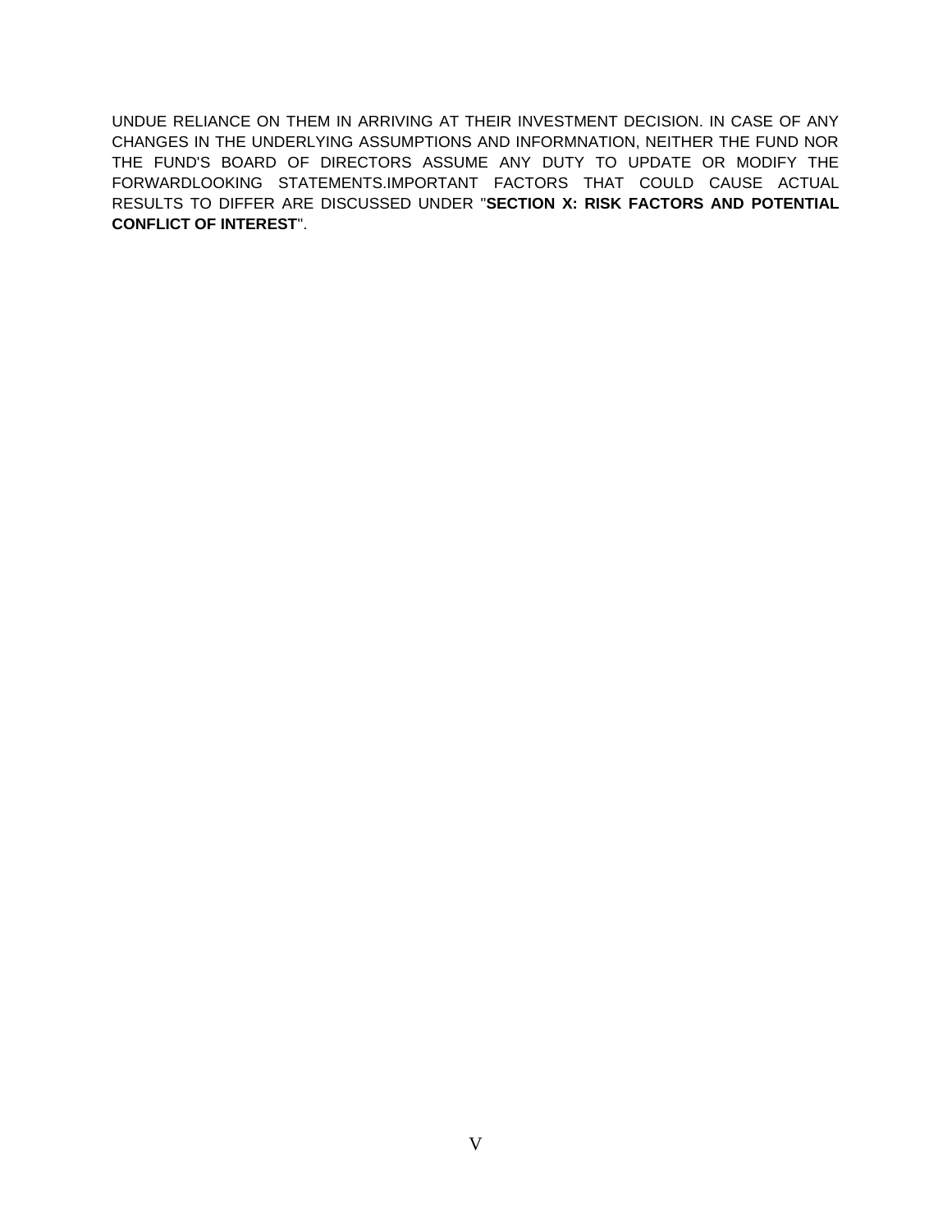UNDUE RELIANCE ON THEM IN ARRIVING AT THEIR INVESTMENT DECISION. IN CASE OF ANY CHANGES IN THE UNDERLYING ASSUMPTIONS AND INFORMNATION, NEITHER THE FUND NOR THE FUND'S BOARD OF DIRECTORS ASSUME ANY DUTY TO UPDATE OR MODIFY THE FORWARDLOOKING STATEMENTS.IMPORTANT FACTORS THAT COULD CAUSE ACTUAL RESULTS TO DIFFER ARE DISCUSSED UNDER "**SECTION X: RISK FACTORS AND POTENTIAL CONFLICT OF INTEREST**".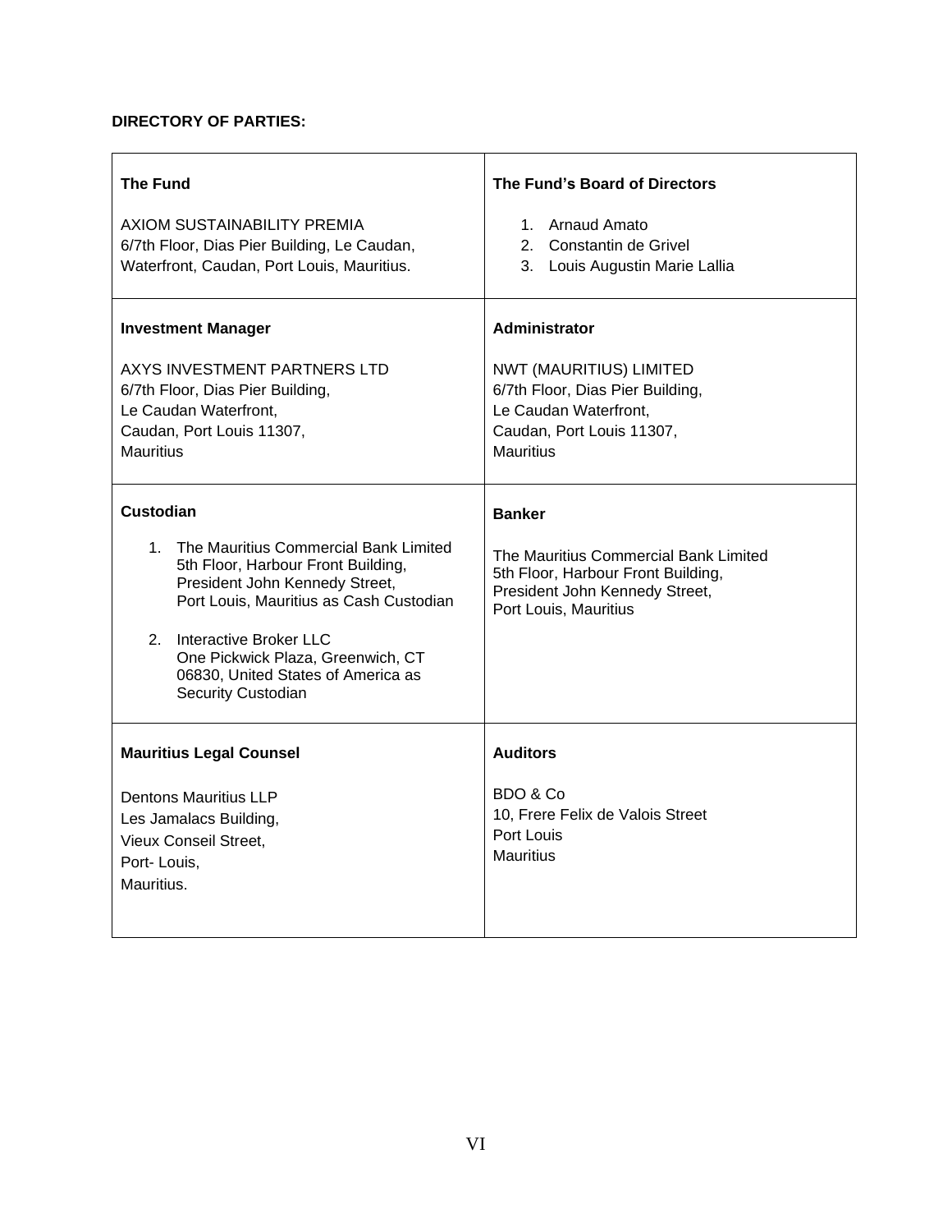**DIRECTORY OF PARTIES:**

| **The Fund**<br><br>AXIOM SUSTAINABILITY PREMIA<br>6/7th Floor, Dias Pier Building, Le Caudan,<br>Waterfront, Caudan, Port Louis, Mauritius. | **The Fund's Board of Directors**<br><br>1. Arnaud Amato<br>2. Constantin de Grivel<br>3. Louis Augustin Marie Lallia |
|---|---|
| **Investment Manager**<br><br>AXYS INVESTMENT PARTNERS LTD<br>6/7th Floor, Dias Pier Building,<br>Le Caudan Waterfront,<br>Caudan, Port Louis 11307,<br>Mauritius | **Administrator**<br><br>NWT (MAURITIUS) LIMITED<br>6/7th Floor, Dias Pier Building,<br>Le Caudan Waterfront,<br>Caudan, Port Louis 11307,<br>Mauritius |
| **Custodian**<br><br>1. The Mauritius Commercial Bank Limited<br>5th Floor, Harbour Front Building,<br>President John Kennedy Street,<br>Port Louis, Mauritius as Cash Custodian<br><br>2. Interactive Broker LLC<br>One Pickwick Plaza, Greenwich, CT<br>06830, United States of America as<br>Security Custodian | **Banker**<br><br>The Mauritius Commercial Bank Limited<br>5th Floor, Harbour Front Building,<br>President John Kennedy Street,<br>Port Louis, Mauritius |
| **Mauritius Legal Counsel**<br><br>Dentons Mauritius LLP<br>Les Jamalacs Building,<br>Vieux Conseil Street,<br>Port- Louis,<br>Mauritius. | **Auditors**<br><br>BDO & Co<br>10, Frere Felix de Valois Street<br>Port Louis<br>Mauritius |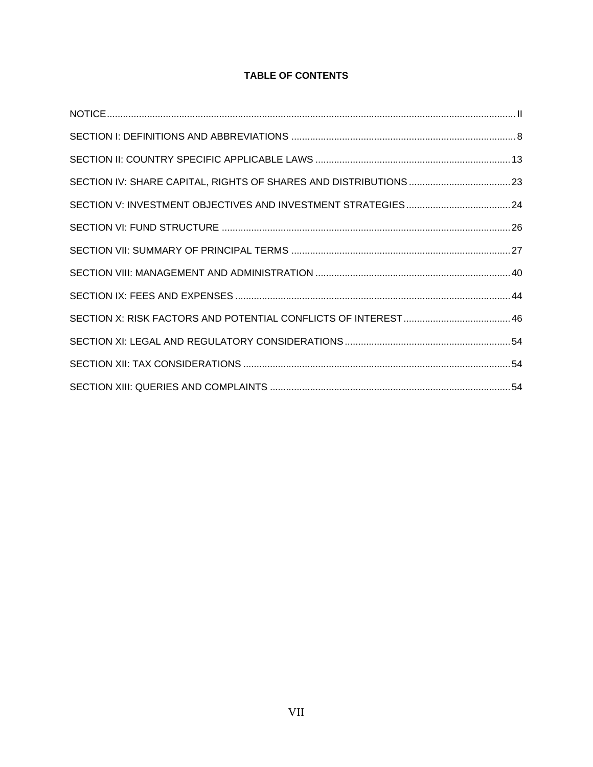**TABLE OF CONTENTS**

NOTICE ........ II

SECTION I: DEFINITIONS AND ABBREVIATIONS ........ 8

SECTION II: COUNTRY SPECIFIC APPLICABLE LAWS ........ 13

SECTION IV: SHARE CAPITAL, RIGHTS OF SHARES AND DISTRIBUTIONS ........ 23

SECTION V: INVESTMENT OBJECTIVES AND INVESTMENT STRATEGIES ........ 24

SECTION VI: FUND STRUCTURE ........ 26

SECTION VII: SUMMARY OF PRINCIPAL TERMS ........ 27

SECTION VIII: MANAGEMENT AND ADMINISTRATION ........ 40

SECTION IX: FEES AND EXPENSES ........ 44

SECTION X: RISK FACTORS AND POTENTIAL CONFLICTS OF INTEREST ........ 46

SECTION XI: LEGAL AND REGULATORY CONSIDERATIONS ........ 54

SECTION XII: TAX CONSIDERATIONS ........ 54

SECTION XIII: QUERIES AND COMPLAINTS ........ 54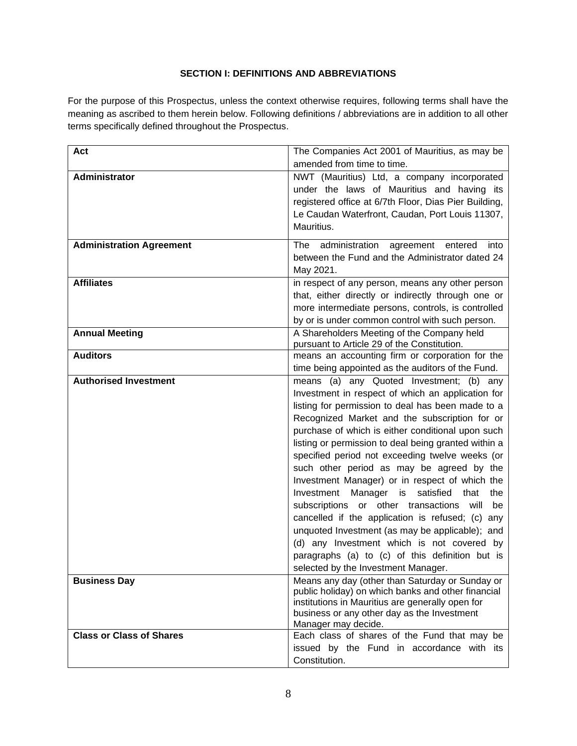## SECTION I: DEFINITIONS AND ABBREVIATIONS

For the purpose of this Prospectus, unless the context otherwise requires, following terms shall have the meaning as ascribed to them herein below. Following definitions / abbreviations are in addition to all other terms specifically defined throughout the Prospectus.

| Term | Definition |
|---|---|
| **Act** | The Companies Act 2001 of Mauritius, as may be amended from time to time. |
| **Administrator** | NWT (Mauritius) Ltd, a company incorporated under the laws of Mauritius and having its registered office at 6/7th Floor, Dias Pier Building, Le Caudan Waterfront, Caudan, Port Louis 11307, Mauritius. |
| **Administration Agreement** | The administration agreement entered into between the Fund and the Administrator dated 24 May 2021. |
| **Affiliates** | in respect of any person, means any other person that, either directly or indirectly through one or more intermediate persons, controls, is controlled by or is under common control with such person. |
| **Annual Meeting** | A Shareholders Meeting of the Company held pursuant to Article 29 of the Constitution. |
| **Auditors** | means an accounting firm or corporation for the time being appointed as the auditors of the Fund. |
| **Authorised Investment** | means (a) any Quoted Investment; (b) any Investment in respect of which an application for listing for permission to deal has been made to a Recognized Market and the subscription for or purchase of which is either conditional upon such listing or permission to deal being granted within a specified period not exceeding twelve weeks (or such other period as may be agreed by the Investment Manager) or in respect of which the Investment Manager is satisfied that the subscriptions or other transactions will be cancelled if the application is refused; (c) any unquoted Investment (as may be applicable); and (d) any Investment which is not covered by paragraphs (a) to (c) of this definition but is selected by the Investment Manager. |
| **Business Day** | Means any day (other than Saturday or Sunday or public holiday) on which banks and other financial institutions in Mauritius are generally open for business or any other day as the Investment Manager may decide. |
| **Class or Class of Shares** | Each class of shares of the Fund that may be issued by the Fund in accordance with its Constitution. |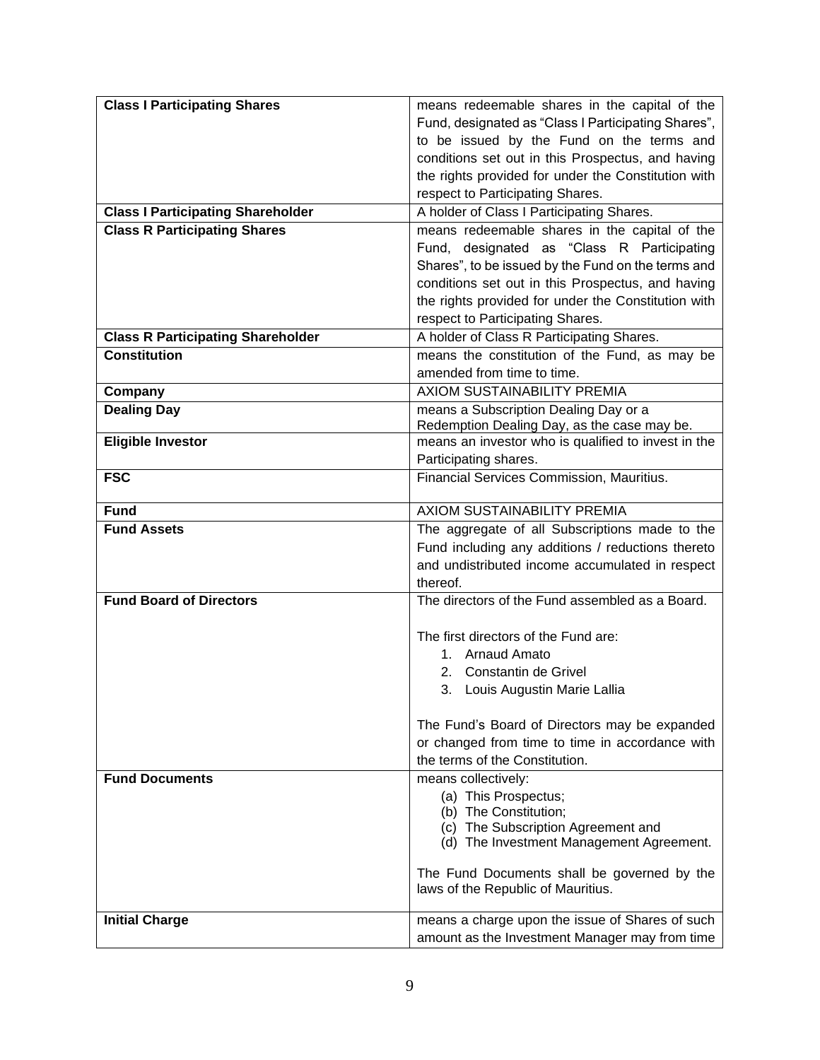| | |
|---|---|
| **Class I Participating Shares** | means redeemable shares in the capital of the Fund, designated as "Class I Participating Shares", to be issued by the Fund on the terms and conditions set out in this Prospectus, and having the rights provided for under the Constitution with respect to Participating Shares. |
| **Class I Participating Shareholder** | A holder of Class I Participating Shares. |
| **Class R Participating Shares** | means redeemable shares in the capital of the Fund, designated as "Class R Participating Shares", to be issued by the Fund on the terms and conditions set out in this Prospectus, and having the rights provided for under the Constitution with respect to Participating Shares. |
| **Class R Participating Shareholder** | A holder of Class R Participating Shares. |
| **Constitution** | means the constitution of the Fund, as may be amended from time to time. |
| **Company** | AXIOM SUSTAINABILITY PREMIA |
| **Dealing Day** | means a Subscription Dealing Day or a Redemption Dealing Day, as the case may be. |
| **Eligible Investor** | means an investor who is qualified to invest in the Participating shares. |
| **FSC** | Financial Services Commission, Mauritius. |
| **Fund** | AXIOM SUSTAINABILITY PREMIA |
| **Fund Assets** | The aggregate of all Subscriptions made to the Fund including any additions / reductions thereto and undistributed income accumulated in respect thereof. |
| **Fund Board of Directors** | The directors of the Fund assembled as a Board.<br><br>The first directors of the Fund are:<br>1. Arnaud Amato<br>2. Constantin de Grivel<br>3. Louis Augustin Marie Lallia<br><br>The Fund's Board of Directors may be expanded or changed from time to time in accordance with the terms of the Constitution. |
| **Fund Documents** | means collectively:<br>(a) This Prospectus;<br>(b) The Constitution;<br>(c) The Subscription Agreement and<br>(d) The Investment Management Agreement.<br><br>The Fund Documents shall be governed by the laws of the Republic of Mauritius. |
| **Initial Charge** | means a charge upon the issue of Shares of such amount as the Investment Manager may from time |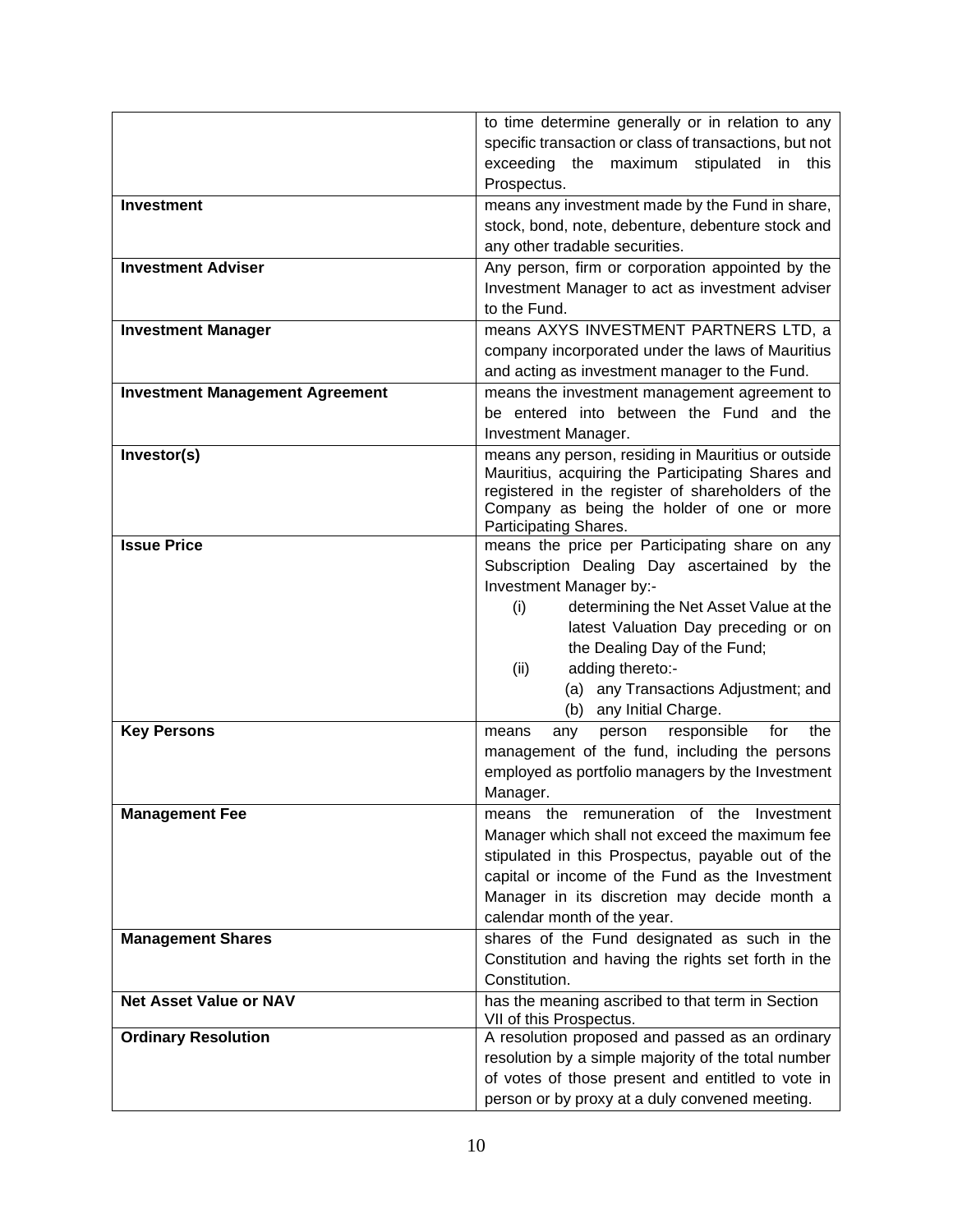| | |
|---|---|
| | to time determine generally or in relation to any specific transaction or class of transactions, but not exceeding the maximum stipulated in this Prospectus. |
| **Investment** | means any investment made by the Fund in share, stock, bond, note, debenture, debenture stock and any other tradable securities. |
| **Investment Adviser** | Any person, firm or corporation appointed by the Investment Manager to act as investment adviser to the Fund. |
| **Investment Manager** | means AXYS INVESTMENT PARTNERS LTD, a company incorporated under the laws of Mauritius and acting as investment manager to the Fund. |
| **Investment Management Agreement** | means the investment management agreement to be entered into between the Fund and the Investment Manager. |
| **Investor(s)** | means any person, residing in Mauritius or outside Mauritius, acquiring the Participating Shares and registered in the register of shareholders of the Company as being the holder of one or more Participating Shares. |
| **Issue Price** | means the price per Participating share on any Subscription Dealing Day ascertained by the Investment Manager by:- (i) determining the Net Asset Value at the latest Valuation Day preceding or on the Dealing Day of the Fund; (ii) adding thereto:- (a) any Transactions Adjustment; and (b) any Initial Charge. |
| **Key Persons** | means any person responsible for the management of the fund, including the persons employed as portfolio managers by the Investment Manager. |
| **Management Fee** | means the remuneration of the Investment Manager which shall not exceed the maximum fee stipulated in this Prospectus, payable out of the capital or income of the Fund as the Investment Manager in its discretion may decide month a calendar month of the year. |
| **Management Shares** | shares of the Fund designated as such in the Constitution and having the rights set forth in the Constitution. |
| **Net Asset Value or NAV** | has the meaning ascribed to that term in Section VII of this Prospectus. |
| **Ordinary Resolution** | A resolution proposed and passed as an ordinary resolution by a simple majority of the total number of votes of those present and entitled to vote in person or by proxy at a duly convened meeting. |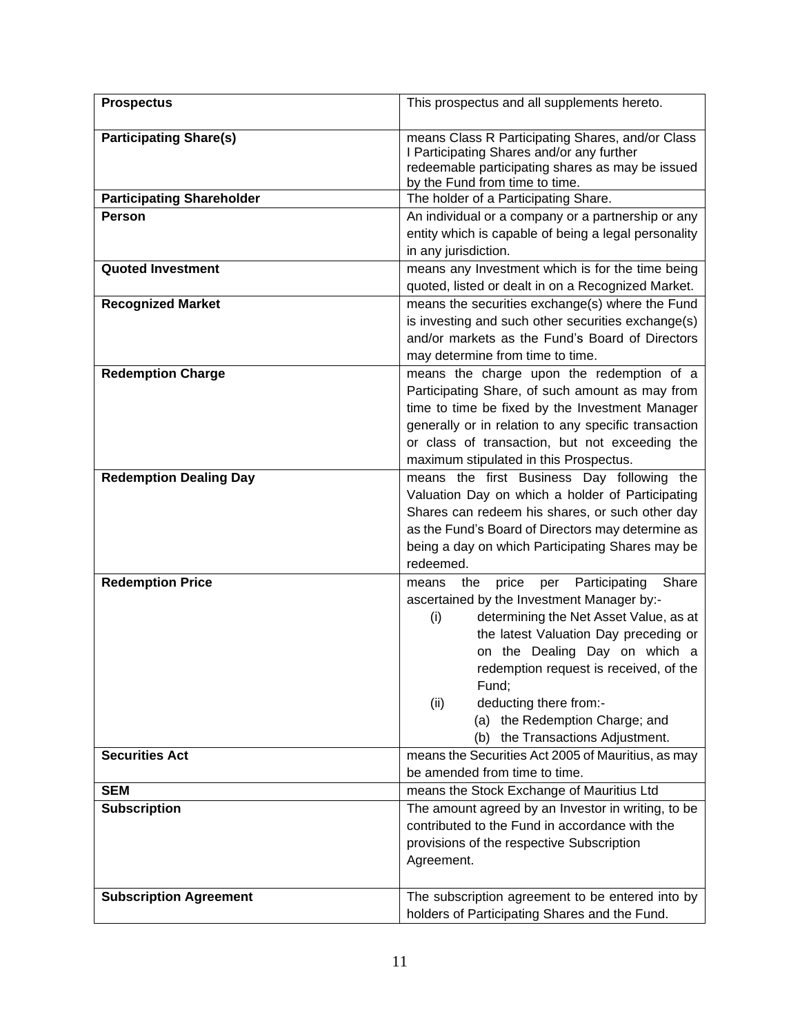| **Prospectus** | This prospectus and all supplements hereto. |
|---|---|
| **Participating Share(s)** | means Class R Participating Shares, and/or Class I Participating Shares and/or any further redeemable participating shares as may be issued by the Fund from time to time. |
| **Participating Shareholder** | The holder of a Participating Share. |
| **Person** | An individual or a company or a partnership or any entity which is capable of being a legal personality in any jurisdiction. |
| **Quoted Investment** | means any Investment which is for the time being quoted, listed or dealt in on a Recognized Market. |
| **Recognized Market** | means the securities exchange(s) where the Fund is investing and such other securities exchange(s) and/or markets as the Fund's Board of Directors may determine from time to time. |
| **Redemption Charge** | means the charge upon the redemption of a Participating Share, of such amount as may from time to time be fixed by the Investment Manager generally or in relation to any specific transaction or class of transaction, but not exceeding the maximum stipulated in this Prospectus. |
| **Redemption Dealing Day** | means the first Business Day following the Valuation Day on which a holder of Participating Shares can redeem his shares, or such other day as the Fund's Board of Directors may determine as being a day on which Participating Shares may be redeemed. |
| **Redemption Price** | means the price per Participating Share ascertained by the Investment Manager by:- (i) determining the Net Asset Value, as at the latest Valuation Day preceding or on the Dealing Day on which a redemption request is received, of the Fund; (ii) deducting there from:- (a) the Redemption Charge; and (b) the Transactions Adjustment. |
| **Securities Act** | means the Securities Act 2005 of Mauritius, as may be amended from time to time. |
| **SEM** | means the Stock Exchange of Mauritius Ltd |
| **Subscription** | The amount agreed by an Investor in writing, to be contributed to the Fund in accordance with the provisions of the respective Subscription Agreement. |
| **Subscription Agreement** | The subscription agreement to be entered into by holders of Participating Shares and the Fund. |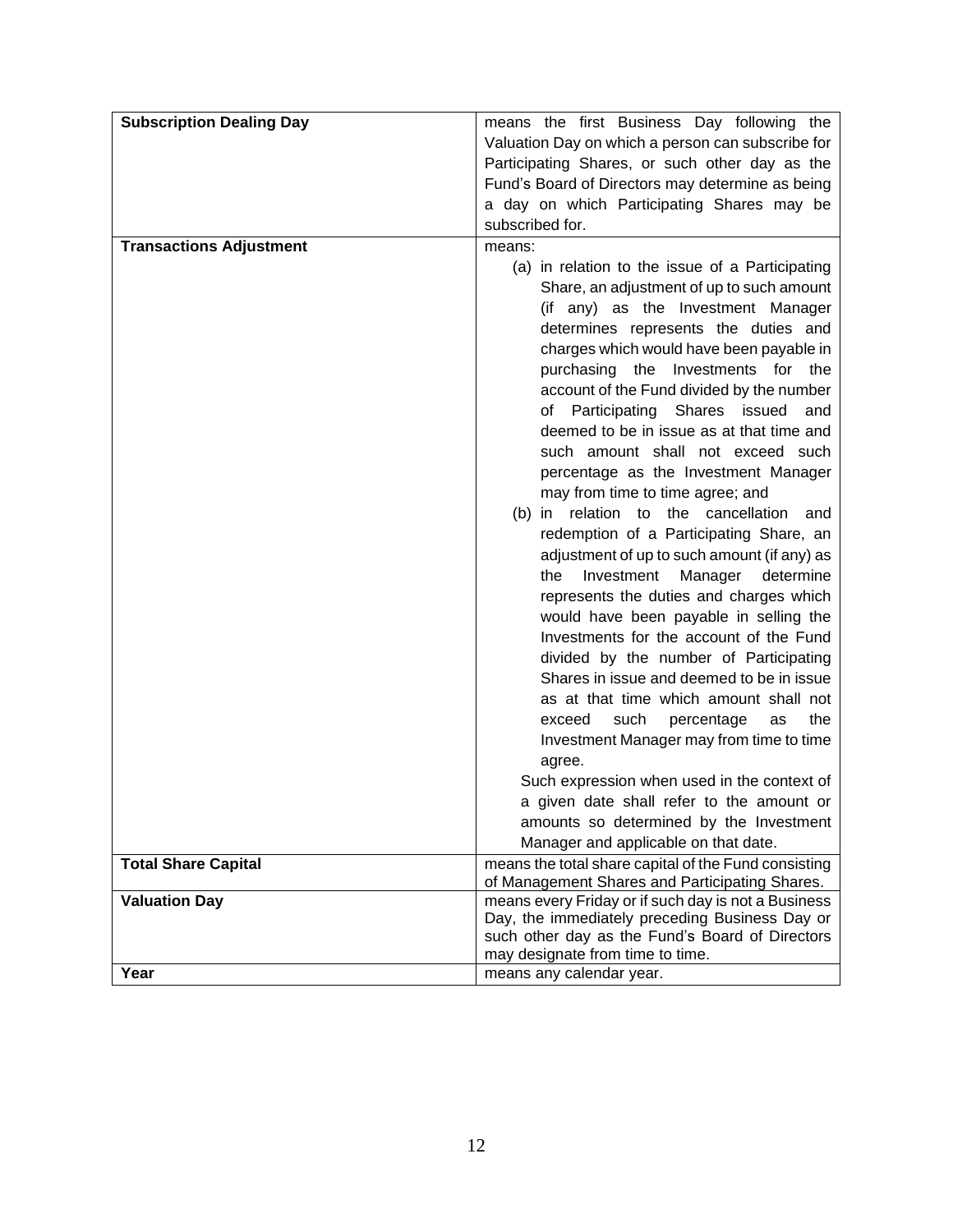| | |
|---|---|
| **Subscription Dealing Day** | means the first Business Day following the Valuation Day on which a person can subscribe for Participating Shares, or such other day as the Fund's Board of Directors may determine as being a day on which Participating Shares may be subscribed for. |
| **Transactions Adjustment** | means: (a) in relation to the issue of a Participating Share, an adjustment of up to such amount (if any) as the Investment Manager determines represents the duties and charges which would have been payable in purchasing the Investments for the account of the Fund divided by the number of Participating Shares issued and deemed to be in issue as at that time and such amount shall not exceed such percentage as the Investment Manager may from time to time agree; and (b) in relation to the cancellation and redemption of a Participating Share, an adjustment of up to such amount (if any) as the Investment Manager determine represents the duties and charges which would have been payable in selling the Investments for the account of the Fund divided by the number of Participating Shares in issue and deemed to be in issue as at that time which amount shall not exceed such percentage as the Investment Manager may from time to time agree. Such expression when used in the context of a given date shall refer to the amount or amounts so determined by the Investment Manager and applicable on that date. |
| **Total Share Capital** | means the total share capital of the Fund consisting of Management Shares and Participating Shares. |
| **Valuation Day** | means every Friday or if such day is not a Business Day, the immediately preceding Business Day or such other day as the Fund's Board of Directors may designate from time to time. |
| **Year** | means any calendar year. |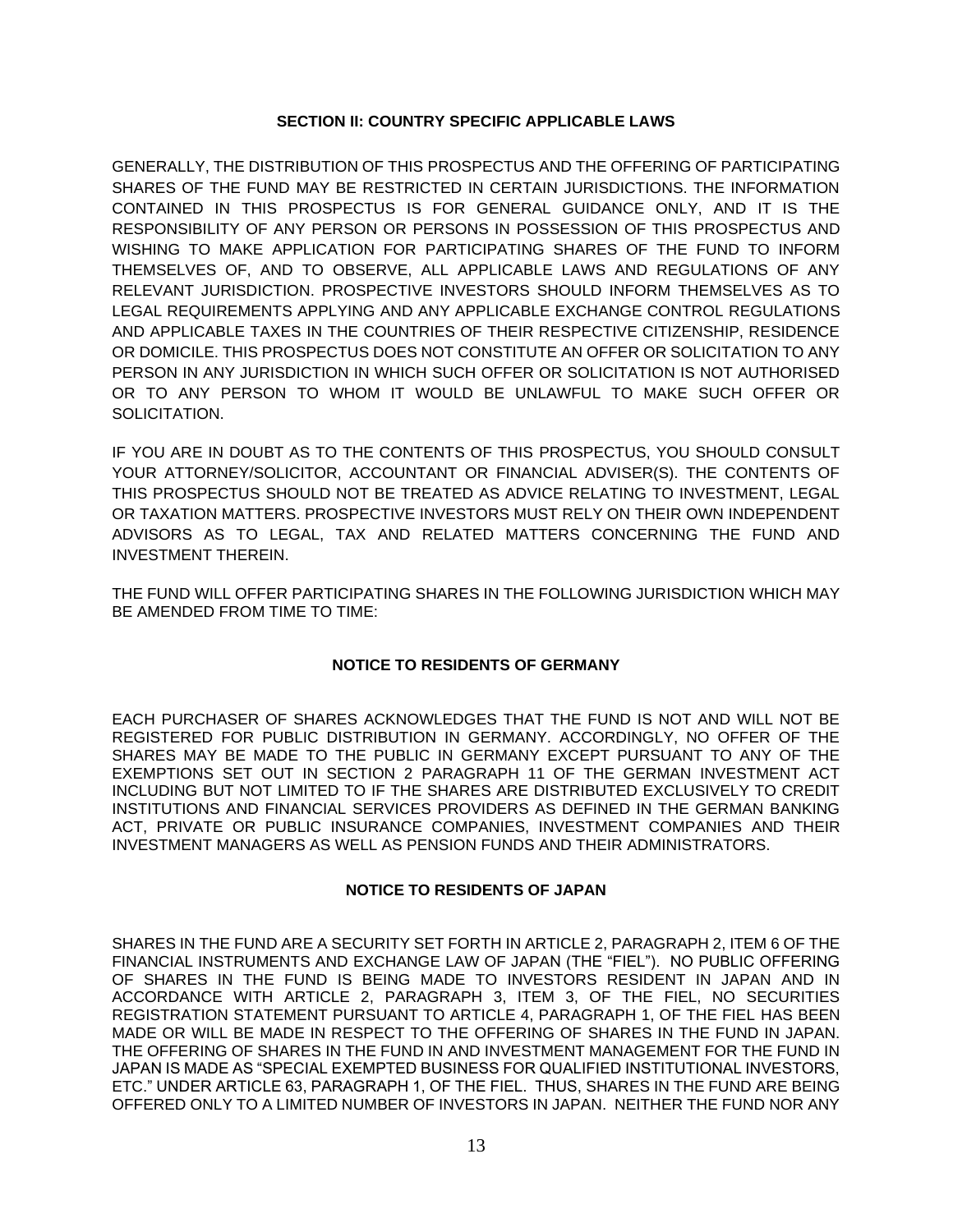## SECTION II: COUNTRY SPECIFIC APPLICABLE LAWS

GENERALLY, THE DISTRIBUTION OF THIS PROSPECTUS AND THE OFFERING OF PARTICIPATING SHARES OF THE FUND MAY BE RESTRICTED IN CERTAIN JURISDICTIONS. THE INFORMATION CONTAINED IN THIS PROSPECTUS IS FOR GENERAL GUIDANCE ONLY, AND IT IS THE RESPONSIBILITY OF ANY PERSON OR PERSONS IN POSSESSION OF THIS PROSPECTUS AND WISHING TO MAKE APPLICATION FOR PARTICIPATING SHARES OF THE FUND TO INFORM THEMSELVES OF, AND TO OBSERVE, ALL APPLICABLE LAWS AND REGULATIONS OF ANY RELEVANT JURISDICTION. PROSPECTIVE INVESTORS SHOULD INFORM THEMSELVES AS TO LEGAL REQUIREMENTS APPLYING AND ANY APPLICABLE EXCHANGE CONTROL REGULATIONS AND APPLICABLE TAXES IN THE COUNTRIES OF THEIR RESPECTIVE CITIZENSHIP, RESIDENCE OR DOMICILE. THIS PROSPECTUS DOES NOT CONSTITUTE AN OFFER OR SOLICITATION TO ANY PERSON IN ANY JURISDICTION IN WHICH SUCH OFFER OR SOLICITATION IS NOT AUTHORISED OR TO ANY PERSON TO WHOM IT WOULD BE UNLAWFUL TO MAKE SUCH OFFER OR SOLICITATION.

IF YOU ARE IN DOUBT AS TO THE CONTENTS OF THIS PROSPECTUS, YOU SHOULD CONSULT YOUR ATTORNEY/SOLICITOR, ACCOUNTANT OR FINANCIAL ADVISER(S). THE CONTENTS OF THIS PROSPECTUS SHOULD NOT BE TREATED AS ADVICE RELATING TO INVESTMENT, LEGAL OR TAXATION MATTERS. PROSPECTIVE INVESTORS MUST RELY ON THEIR OWN INDEPENDENT ADVISORS AS TO LEGAL, TAX AND RELATED MATTERS CONCERNING THE FUND AND INVESTMENT THEREIN.

THE FUND WILL OFFER PARTICIPATING SHARES IN THE FOLLOWING JURISDICTION WHICH MAY BE AMENDED FROM TIME TO TIME:

### NOTICE TO RESIDENTS OF GERMANY

EACH PURCHASER OF SHARES ACKNOWLEDGES THAT THE FUND IS NOT AND WILL NOT BE REGISTERED FOR PUBLIC DISTRIBUTION IN GERMANY. ACCORDINGLY, NO OFFER OF THE SHARES MAY BE MADE TO THE PUBLIC IN GERMANY EXCEPT PURSUANT TO ANY OF THE EXEMPTIONS SET OUT IN SECTION 2 PARAGRAPH 11 OF THE GERMAN INVESTMENT ACT INCLUDING BUT NOT LIMITED TO IF THE SHARES ARE DISTRIBUTED EXCLUSIVELY TO CREDIT INSTITUTIONS AND FINANCIAL SERVICES PROVIDERS AS DEFINED IN THE GERMAN BANKING ACT, PRIVATE OR PUBLIC INSURANCE COMPANIES, INVESTMENT COMPANIES AND THEIR INVESTMENT MANAGERS AS WELL AS PENSION FUNDS AND THEIR ADMINISTRATORS.

### NOTICE TO RESIDENTS OF JAPAN

SHARES IN THE FUND ARE A SECURITY SET FORTH IN ARTICLE 2, PARAGRAPH 2, ITEM 6 OF THE FINANCIAL INSTRUMENTS AND EXCHANGE LAW OF JAPAN (THE "FIEL"). NO PUBLIC OFFERING OF SHARES IN THE FUND IS BEING MADE TO INVESTORS RESIDENT IN JAPAN AND IN ACCORDANCE WITH ARTICLE 2, PARAGRAPH 3, ITEM 3, OF THE FIEL, NO SECURITIES REGISTRATION STATEMENT PURSUANT TO ARTICLE 4, PARAGRAPH 1, OF THE FIEL HAS BEEN MADE OR WILL BE MADE IN RESPECT TO THE OFFERING OF SHARES IN THE FUND IN JAPAN. THE OFFERING OF SHARES IN THE FUND IN AND INVESTMENT MANAGEMENT FOR THE FUND IN JAPAN IS MADE AS "SPECIAL EXEMPTED BUSINESS FOR QUALIFIED INSTITUTIONAL INVESTORS, ETC." UNDER ARTICLE 63, PARAGRAPH 1, OF THE FIEL. THUS, SHARES IN THE FUND ARE BEING OFFERED ONLY TO A LIMITED NUMBER OF INVESTORS IN JAPAN. NEITHER THE FUND NOR ANY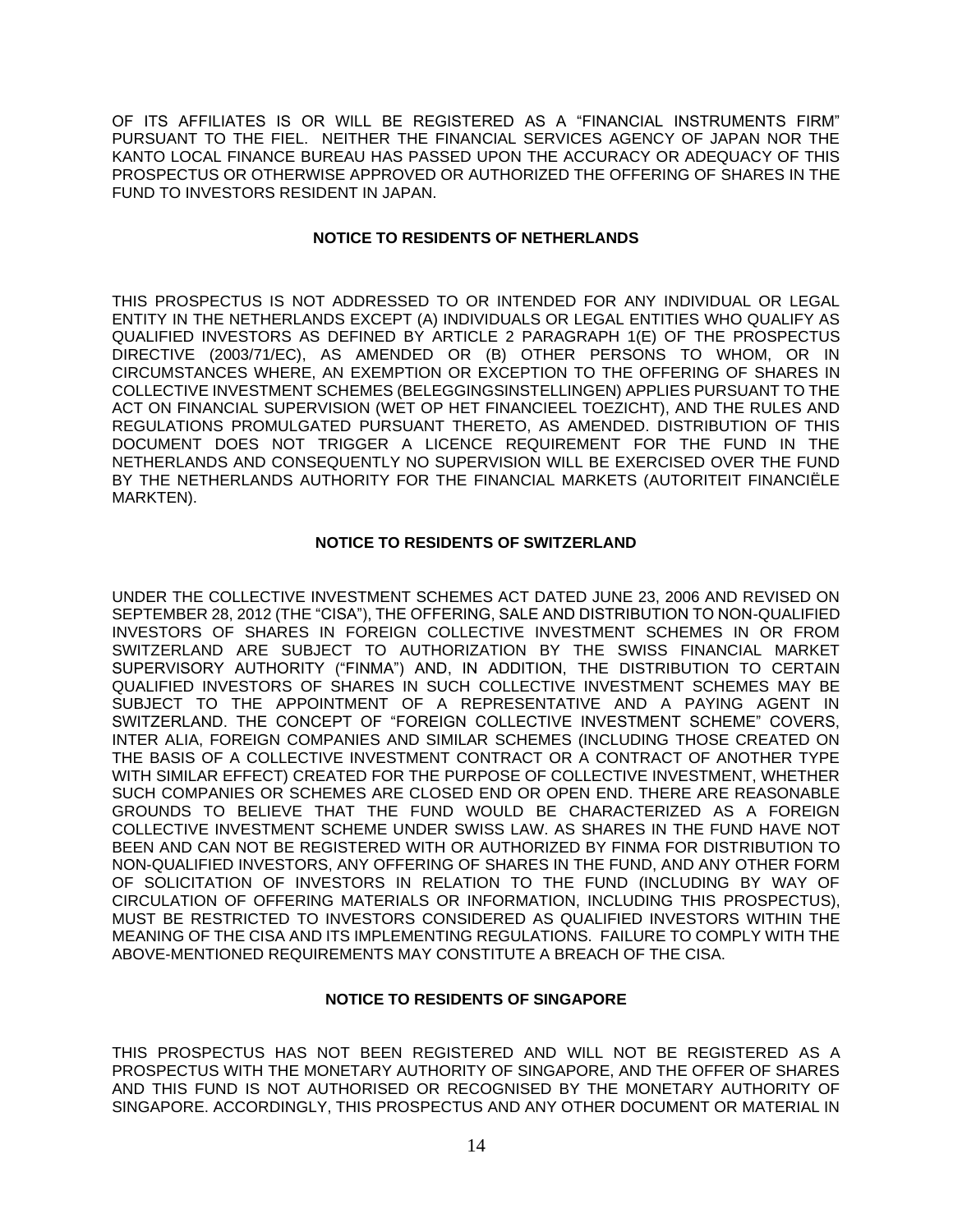OF ITS AFFILIATES IS OR WILL BE REGISTERED AS A "FINANCIAL INSTRUMENTS FIRM" PURSUANT TO THE FIEL. NEITHER THE FINANCIAL SERVICES AGENCY OF JAPAN NOR THE KANTO LOCAL FINANCE BUREAU HAS PASSED UPON THE ACCURACY OR ADEQUACY OF THIS PROSPECTUS OR OTHERWISE APPROVED OR AUTHORIZED THE OFFERING OF SHARES IN THE FUND TO INVESTORS RESIDENT IN JAPAN.

**NOTICE TO RESIDENTS OF NETHERLANDS**

THIS PROSPECTUS IS NOT ADDRESSED TO OR INTENDED FOR ANY INDIVIDUAL OR LEGAL ENTITY IN THE NETHERLANDS EXCEPT (A) INDIVIDUALS OR LEGAL ENTITIES WHO QUALIFY AS QUALIFIED INVESTORS AS DEFINED BY ARTICLE 2 PARAGRAPH 1(E) OF THE PROSPECTUS DIRECTIVE (2003/71/EC), AS AMENDED OR (B) OTHER PERSONS TO WHOM, OR IN CIRCUMSTANCES WHERE, AN EXEMPTION OR EXCEPTION TO THE OFFERING OF SHARES IN COLLECTIVE INVESTMENT SCHEMES (BELEGGINGSINSTELLINGEN) APPLIES PURSUANT TO THE ACT ON FINANCIAL SUPERVISION (WET OP HET FINANCIEEL TOEZICHT), AND THE RULES AND REGULATIONS PROMULGATED PURSUANT THERETO, AS AMENDED. DISTRIBUTION OF THIS DOCUMENT DOES NOT TRIGGER A LICENCE REQUIREMENT FOR THE FUND IN THE NETHERLANDS AND CONSEQUENTLY NO SUPERVISION WILL BE EXERCISED OVER THE FUND BY THE NETHERLANDS AUTHORITY FOR THE FINANCIAL MARKETS (AUTORITEIT FINANCIËLE MARKTEN).

**NOTICE TO RESIDENTS OF SWITZERLAND**

UNDER THE COLLECTIVE INVESTMENT SCHEMES ACT DATED JUNE 23, 2006 AND REVISED ON SEPTEMBER 28, 2012 (THE "CISA"), THE OFFERING, SALE AND DISTRIBUTION TO NON-QUALIFIED INVESTORS OF SHARES IN FOREIGN COLLECTIVE INVESTMENT SCHEMES IN OR FROM SWITZERLAND ARE SUBJECT TO AUTHORIZATION BY THE SWISS FINANCIAL MARKET SUPERVISORY AUTHORITY ("FINMA") AND, IN ADDITION, THE DISTRIBUTION TO CERTAIN QUALIFIED INVESTORS OF SHARES IN SUCH COLLECTIVE INVESTMENT SCHEMES MAY BE SUBJECT TO THE APPOINTMENT OF A REPRESENTATIVE AND A PAYING AGENT IN SWITZERLAND. THE CONCEPT OF "FOREIGN COLLECTIVE INVESTMENT SCHEME" COVERS, INTER ALIA, FOREIGN COMPANIES AND SIMILAR SCHEMES (INCLUDING THOSE CREATED ON THE BASIS OF A COLLECTIVE INVESTMENT CONTRACT OR A CONTRACT OF ANOTHER TYPE WITH SIMILAR EFFECT) CREATED FOR THE PURPOSE OF COLLECTIVE INVESTMENT, WHETHER SUCH COMPANIES OR SCHEMES ARE CLOSED END OR OPEN END. THERE ARE REASONABLE GROUNDS TO BELIEVE THAT THE FUND WOULD BE CHARACTERIZED AS A FOREIGN COLLECTIVE INVESTMENT SCHEME UNDER SWISS LAW. AS SHARES IN THE FUND HAVE NOT BEEN AND CAN NOT BE REGISTERED WITH OR AUTHORIZED BY FINMA FOR DISTRIBUTION TO NON-QUALIFIED INVESTORS, ANY OFFERING OF SHARES IN THE FUND, AND ANY OTHER FORM OF SOLICITATION OF INVESTORS IN RELATION TO THE FUND (INCLUDING BY WAY OF CIRCULATION OF OFFERING MATERIALS OR INFORMATION, INCLUDING THIS PROSPECTUS), MUST BE RESTRICTED TO INVESTORS CONSIDERED AS QUALIFIED INVESTORS WITHIN THE MEANING OF THE CISA AND ITS IMPLEMENTING REGULATIONS. FAILURE TO COMPLY WITH THE ABOVE-MENTIONED REQUIREMENTS MAY CONSTITUTE A BREACH OF THE CISA.

**NOTICE TO RESIDENTS OF SINGAPORE**

THIS PROSPECTUS HAS NOT BEEN REGISTERED AND WILL NOT BE REGISTERED AS A PROSPECTUS WITH THE MONETARY AUTHORITY OF SINGAPORE, AND THE OFFER OF SHARES AND THIS FUND IS NOT AUTHORISED OR RECOGNISED BY THE MONETARY AUTHORITY OF SINGAPORE. ACCORDINGLY, THIS PROSPECTUS AND ANY OTHER DOCUMENT OR MATERIAL IN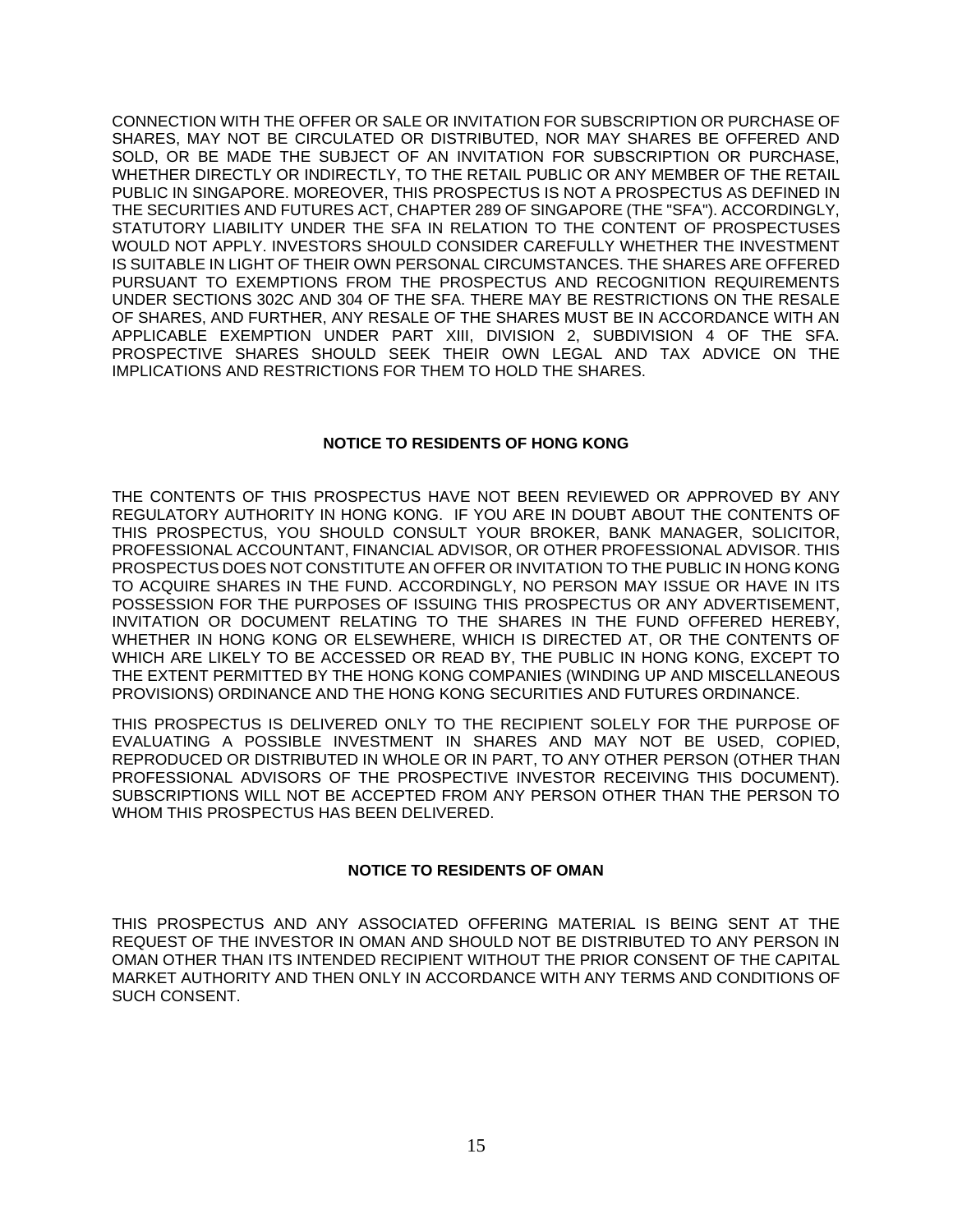CONNECTION WITH THE OFFER OR SALE OR INVITATION FOR SUBSCRIPTION OR PURCHASE OF SHARES, MAY NOT BE CIRCULATED OR DISTRIBUTED, NOR MAY SHARES BE OFFERED AND SOLD, OR BE MADE THE SUBJECT OF AN INVITATION FOR SUBSCRIPTION OR PURCHASE, WHETHER DIRECTLY OR INDIRECTLY, TO THE RETAIL PUBLIC OR ANY MEMBER OF THE RETAIL PUBLIC IN SINGAPORE. MOREOVER, THIS PROSPECTUS IS NOT A PROSPECTUS AS DEFINED IN THE SECURITIES AND FUTURES ACT, CHAPTER 289 OF SINGAPORE (THE "SFA"). ACCORDINGLY, STATUTORY LIABILITY UNDER THE SFA IN RELATION TO THE CONTENT OF PROSPECTUSES WOULD NOT APPLY. INVESTORS SHOULD CONSIDER CAREFULLY WHETHER THE INVESTMENT IS SUITABLE IN LIGHT OF THEIR OWN PERSONAL CIRCUMSTANCES. THE SHARES ARE OFFERED PURSUANT TO EXEMPTIONS FROM THE PROSPECTUS AND RECOGNITION REQUIREMENTS UNDER SECTIONS 302C AND 304 OF THE SFA. THERE MAY BE RESTRICTIONS ON THE RESALE OF SHARES, AND FURTHER, ANY RESALE OF THE SHARES MUST BE IN ACCORDANCE WITH AN APPLICABLE EXEMPTION UNDER PART XIII, DIVISION 2, SUBDIVISION 4 OF THE SFA. PROSPECTIVE SHARES SHOULD SEEK THEIR OWN LEGAL AND TAX ADVICE ON THE IMPLICATIONS AND RESTRICTIONS FOR THEM TO HOLD THE SHARES.

**NOTICE TO RESIDENTS OF HONG KONG**

THE CONTENTS OF THIS PROSPECTUS HAVE NOT BEEN REVIEWED OR APPROVED BY ANY REGULATORY AUTHORITY IN HONG KONG. IF YOU ARE IN DOUBT ABOUT THE CONTENTS OF THIS PROSPECTUS, YOU SHOULD CONSULT YOUR BROKER, BANK MANAGER, SOLICITOR, PROFESSIONAL ACCOUNTANT, FINANCIAL ADVISOR, OR OTHER PROFESSIONAL ADVISOR. THIS PROSPECTUS DOES NOT CONSTITUTE AN OFFER OR INVITATION TO THE PUBLIC IN HONG KONG TO ACQUIRE SHARES IN THE FUND. ACCORDINGLY, NO PERSON MAY ISSUE OR HAVE IN ITS POSSESSION FOR THE PURPOSES OF ISSUING THIS PROSPECTUS OR ANY ADVERTISEMENT, INVITATION OR DOCUMENT RELATING TO THE SHARES IN THE FUND OFFERED HEREBY, WHETHER IN HONG KONG OR ELSEWHERE, WHICH IS DIRECTED AT, OR THE CONTENTS OF WHICH ARE LIKELY TO BE ACCESSED OR READ BY, THE PUBLIC IN HONG KONG, EXCEPT TO THE EXTENT PERMITTED BY THE HONG KONG COMPANIES (WINDING UP AND MISCELLANEOUS PROVISIONS) ORDINANCE AND THE HONG KONG SECURITIES AND FUTURES ORDINANCE.

THIS PROSPECTUS IS DELIVERED ONLY TO THE RECIPIENT SOLELY FOR THE PURPOSE OF EVALUATING A POSSIBLE INVESTMENT IN SHARES AND MAY NOT BE USED, COPIED, REPRODUCED OR DISTRIBUTED IN WHOLE OR IN PART, TO ANY OTHER PERSON (OTHER THAN PROFESSIONAL ADVISORS OF THE PROSPECTIVE INVESTOR RECEIVING THIS DOCUMENT). SUBSCRIPTIONS WILL NOT BE ACCEPTED FROM ANY PERSON OTHER THAN THE PERSON TO WHOM THIS PROSPECTUS HAS BEEN DELIVERED.

**NOTICE TO RESIDENTS OF OMAN**

THIS PROSPECTUS AND ANY ASSOCIATED OFFERING MATERIAL IS BEING SENT AT THE REQUEST OF THE INVESTOR IN OMAN AND SHOULD NOT BE DISTRIBUTED TO ANY PERSON IN OMAN OTHER THAN ITS INTENDED RECIPIENT WITHOUT THE PRIOR CONSENT OF THE CAPITAL MARKET AUTHORITY AND THEN ONLY IN ACCORDANCE WITH ANY TERMS AND CONDITIONS OF SUCH CONSENT.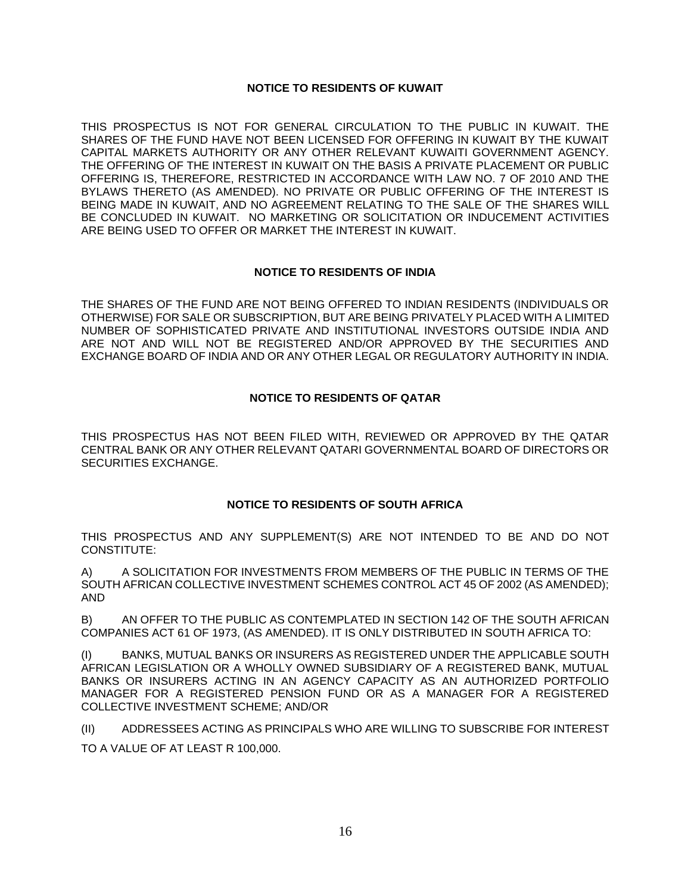## NOTICE TO RESIDENTS OF KUWAIT

THIS PROSPECTUS IS NOT FOR GENERAL CIRCULATION TO THE PUBLIC IN KUWAIT. THE SHARES OF THE FUND HAVE NOT BEEN LICENSED FOR OFFERING IN KUWAIT BY THE KUWAIT CAPITAL MARKETS AUTHORITY OR ANY OTHER RELEVANT KUWAITI GOVERNMENT AGENCY. THE OFFERING OF THE INTEREST IN KUWAIT ON THE BASIS A PRIVATE PLACEMENT OR PUBLIC OFFERING IS, THEREFORE, RESTRICTED IN ACCORDANCE WITH LAW NO. 7 OF 2010 AND THE BYLAWS THERETO (AS AMENDED). NO PRIVATE OR PUBLIC OFFERING OF THE INTEREST IS BEING MADE IN KUWAIT, AND NO AGREEMENT RELATING TO THE SALE OF THE SHARES WILL BE CONCLUDED IN KUWAIT. NO MARKETING OR SOLICITATION OR INDUCEMENT ACTIVITIES ARE BEING USED TO OFFER OR MARKET THE INTEREST IN KUWAIT.

## NOTICE TO RESIDENTS OF INDIA

THE SHARES OF THE FUND ARE NOT BEING OFFERED TO INDIAN RESIDENTS (INDIVIDUALS OR OTHERWISE) FOR SALE OR SUBSCRIPTION, BUT ARE BEING PRIVATELY PLACED WITH A LIMITED NUMBER OF SOPHISTICATED PRIVATE AND INSTITUTIONAL INVESTORS OUTSIDE INDIA AND ARE NOT AND WILL NOT BE REGISTERED AND/OR APPROVED BY THE SECURITIES AND EXCHANGE BOARD OF INDIA AND OR ANY OTHER LEGAL OR REGULATORY AUTHORITY IN INDIA.

## NOTICE TO RESIDENTS OF QATAR

THIS PROSPECTUS HAS NOT BEEN FILED WITH, REVIEWED OR APPROVED BY THE QATAR CENTRAL BANK OR ANY OTHER RELEVANT QATARI GOVERNMENTAL BOARD OF DIRECTORS OR SECURITIES EXCHANGE.

## NOTICE TO RESIDENTS OF SOUTH AFRICA

THIS PROSPECTUS AND ANY SUPPLEMENT(S) ARE NOT INTENDED TO BE AND DO NOT CONSTITUTE:

A) A SOLICITATION FOR INVESTMENTS FROM MEMBERS OF THE PUBLIC IN TERMS OF THE SOUTH AFRICAN COLLECTIVE INVESTMENT SCHEMES CONTROL ACT 45 OF 2002 (AS AMENDED); AND

B) AN OFFER TO THE PUBLIC AS CONTEMPLATED IN SECTION 142 OF THE SOUTH AFRICAN COMPANIES ACT 61 OF 1973, (AS AMENDED). IT IS ONLY DISTRIBUTED IN SOUTH AFRICA TO:

(I) BANKS, MUTUAL BANKS OR INSURERS AS REGISTERED UNDER THE APPLICABLE SOUTH AFRICAN LEGISLATION OR A WHOLLY OWNED SUBSIDIARY OF A REGISTERED BANK, MUTUAL BANKS OR INSURERS ACTING IN AN AGENCY CAPACITY AS AN AUTHORIZED PORTFOLIO MANAGER FOR A REGISTERED PENSION FUND OR AS A MANAGER FOR A REGISTERED COLLECTIVE INVESTMENT SCHEME; AND/OR

(II) ADDRESSEES ACTING AS PRINCIPALS WHO ARE WILLING TO SUBSCRIBE FOR INTEREST TO A VALUE OF AT LEAST R 100,000.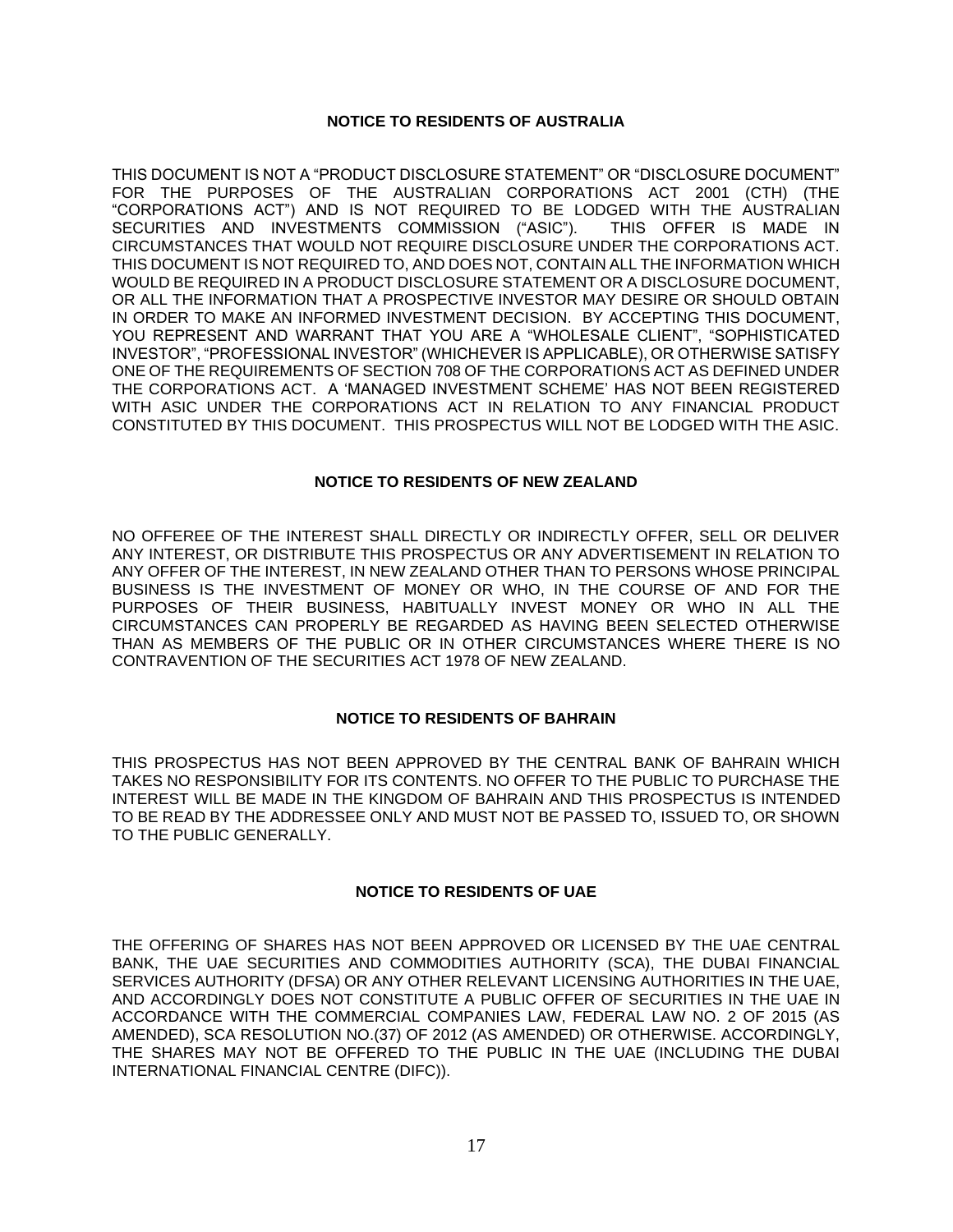**NOTICE TO RESIDENTS OF AUSTRALIA**

THIS DOCUMENT IS NOT A "PRODUCT DISCLOSURE STATEMENT" OR "DISCLOSURE DOCUMENT" FOR THE PURPOSES OF THE AUSTRALIAN CORPORATIONS ACT 2001 (CTH) (THE "CORPORATIONS ACT") AND IS NOT REQUIRED TO BE LODGED WITH THE AUSTRALIAN SECURITIES AND INVESTMENTS COMMISSION ("ASIC"). THIS OFFER IS MADE IN CIRCUMSTANCES THAT WOULD NOT REQUIRE DISCLOSURE UNDER THE CORPORATIONS ACT. THIS DOCUMENT IS NOT REQUIRED TO, AND DOES NOT, CONTAIN ALL THE INFORMATION WHICH WOULD BE REQUIRED IN A PRODUCT DISCLOSURE STATEMENT OR A DISCLOSURE DOCUMENT, OR ALL THE INFORMATION THAT A PROSPECTIVE INVESTOR MAY DESIRE OR SHOULD OBTAIN IN ORDER TO MAKE AN INFORMED INVESTMENT DECISION. BY ACCEPTING THIS DOCUMENT, YOU REPRESENT AND WARRANT THAT YOU ARE A "WHOLESALE CLIENT", "SOPHISTICATED INVESTOR", "PROFESSIONAL INVESTOR" (WHICHEVER IS APPLICABLE), OR OTHERWISE SATISFY ONE OF THE REQUIREMENTS OF SECTION 708 OF THE CORPORATIONS ACT AS DEFINED UNDER THE CORPORATIONS ACT. A 'MANAGED INVESTMENT SCHEME' HAS NOT BEEN REGISTERED WITH ASIC UNDER THE CORPORATIONS ACT IN RELATION TO ANY FINANCIAL PRODUCT CONSTITUTED BY THIS DOCUMENT. THIS PROSPECTUS WILL NOT BE LODGED WITH THE ASIC.

**NOTICE TO RESIDENTS OF NEW ZEALAND**

NO OFFEREE OF THE INTEREST SHALL DIRECTLY OR INDIRECTLY OFFER, SELL OR DELIVER ANY INTEREST, OR DISTRIBUTE THIS PROSPECTUS OR ANY ADVERTISEMENT IN RELATION TO ANY OFFER OF THE INTEREST, IN NEW ZEALAND OTHER THAN TO PERSONS WHOSE PRINCIPAL BUSINESS IS THE INVESTMENT OF MONEY OR WHO, IN THE COURSE OF AND FOR THE PURPOSES OF THEIR BUSINESS, HABITUALLY INVEST MONEY OR WHO IN ALL THE CIRCUMSTANCES CAN PROPERLY BE REGARDED AS HAVING BEEN SELECTED OTHERWISE THAN AS MEMBERS OF THE PUBLIC OR IN OTHER CIRCUMSTANCES WHERE THERE IS NO CONTRAVENTION OF THE SECURITIES ACT 1978 OF NEW ZEALAND.

**NOTICE TO RESIDENTS OF BAHRAIN**

THIS PROSPECTUS HAS NOT BEEN APPROVED BY THE CENTRAL BANK OF BAHRAIN WHICH TAKES NO RESPONSIBILITY FOR ITS CONTENTS. NO OFFER TO THE PUBLIC TO PURCHASE THE INTEREST WILL BE MADE IN THE KINGDOM OF BAHRAIN AND THIS PROSPECTUS IS INTENDED TO BE READ BY THE ADDRESSEE ONLY AND MUST NOT BE PASSED TO, ISSUED TO, OR SHOWN TO THE PUBLIC GENERALLY.

**NOTICE TO RESIDENTS OF UAE**

THE OFFERING OF SHARES HAS NOT BEEN APPROVED OR LICENSED BY THE UAE CENTRAL BANK, THE UAE SECURITIES AND COMMODITIES AUTHORITY (SCA), THE DUBAI FINANCIAL SERVICES AUTHORITY (DFSA) OR ANY OTHER RELEVANT LICENSING AUTHORITIES IN THE UAE, AND ACCORDINGLY DOES NOT CONSTITUTE A PUBLIC OFFER OF SECURITIES IN THE UAE IN ACCORDANCE WITH THE COMMERCIAL COMPANIES LAW, FEDERAL LAW NO. 2 OF 2015 (AS AMENDED), SCA RESOLUTION NO.(37) OF 2012 (AS AMENDED) OR OTHERWISE. ACCORDINGLY, THE SHARES MAY NOT BE OFFERED TO THE PUBLIC IN THE UAE (INCLUDING THE DUBAI INTERNATIONAL FINANCIAL CENTRE (DIFC)).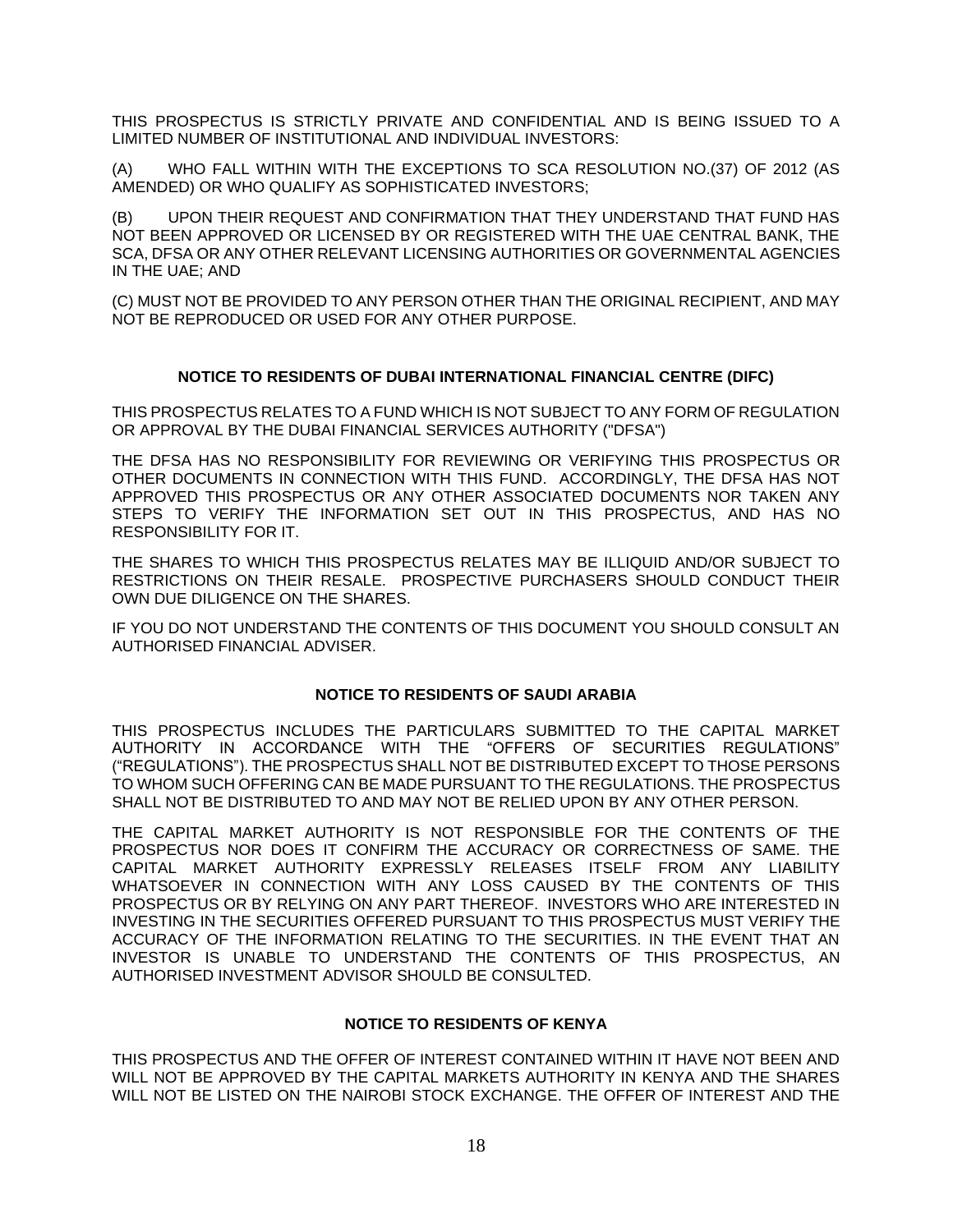THIS PROSPECTUS IS STRICTLY PRIVATE AND CONFIDENTIAL AND IS BEING ISSUED TO A LIMITED NUMBER OF INSTITUTIONAL AND INDIVIDUAL INVESTORS:

(A) WHO FALL WITHIN WITH THE EXCEPTIONS TO SCA RESOLUTION NO.(37) OF 2012 (AS AMENDED) OR WHO QUALIFY AS SOPHISTICATED INVESTORS;

(B) UPON THEIR REQUEST AND CONFIRMATION THAT THEY UNDERSTAND THAT FUND HAS NOT BEEN APPROVED OR LICENSED BY OR REGISTERED WITH THE UAE CENTRAL BANK, THE SCA, DFSA OR ANY OTHER RELEVANT LICENSING AUTHORITIES OR GOVERNMENTAL AGENCIES IN THE UAE; AND

(C) MUST NOT BE PROVIDED TO ANY PERSON OTHER THAN THE ORIGINAL RECIPIENT, AND MAY NOT BE REPRODUCED OR USED FOR ANY OTHER PURPOSE.

**NOTICE TO RESIDENTS OF DUBAI INTERNATIONAL FINANCIAL CENTRE (DIFC)**

THIS PROSPECTUS RELATES TO A FUND WHICH IS NOT SUBJECT TO ANY FORM OF REGULATION OR APPROVAL BY THE DUBAI FINANCIAL SERVICES AUTHORITY ("DFSA")

THE DFSA HAS NO RESPONSIBILITY FOR REVIEWING OR VERIFYING THIS PROSPECTUS OR OTHER DOCUMENTS IN CONNECTION WITH THIS FUND. ACCORDINGLY, THE DFSA HAS NOT APPROVED THIS PROSPECTUS OR ANY OTHER ASSOCIATED DOCUMENTS NOR TAKEN ANY STEPS TO VERIFY THE INFORMATION SET OUT IN THIS PROSPECTUS, AND HAS NO RESPONSIBILITY FOR IT.

THE SHARES TO WHICH THIS PROSPECTUS RELATES MAY BE ILLIQUID AND/OR SUBJECT TO RESTRICTIONS ON THEIR RESALE. PROSPECTIVE PURCHASERS SHOULD CONDUCT THEIR OWN DUE DILIGENCE ON THE SHARES.

IF YOU DO NOT UNDERSTAND THE CONTENTS OF THIS DOCUMENT YOU SHOULD CONSULT AN AUTHORISED FINANCIAL ADVISER.

**NOTICE TO RESIDENTS OF SAUDI ARABIA**

THIS PROSPECTUS INCLUDES THE PARTICULARS SUBMITTED TO THE CAPITAL MARKET AUTHORITY IN ACCORDANCE WITH THE "OFFERS OF SECURITIES REGULATIONS" ("REGULATIONS"). THE PROSPECTUS SHALL NOT BE DISTRIBUTED EXCEPT TO THOSE PERSONS TO WHOM SUCH OFFERING CAN BE MADE PURSUANT TO THE REGULATIONS. THE PROSPECTUS SHALL NOT BE DISTRIBUTED TO AND MAY NOT BE RELIED UPON BY ANY OTHER PERSON.

THE CAPITAL MARKET AUTHORITY IS NOT RESPONSIBLE FOR THE CONTENTS OF THE PROSPECTUS NOR DOES IT CONFIRM THE ACCURACY OR CORRECTNESS OF SAME. THE CAPITAL MARKET AUTHORITY EXPRESSLY RELEASES ITSELF FROM ANY LIABILITY WHATSOEVER IN CONNECTION WITH ANY LOSS CAUSED BY THE CONTENTS OF THIS PROSPECTUS OR BY RELYING ON ANY PART THEREOF. INVESTORS WHO ARE INTERESTED IN INVESTING IN THE SECURITIES OFFERED PURSUANT TO THIS PROSPECTUS MUST VERIFY THE ACCURACY OF THE INFORMATION RELATING TO THE SECURITIES. IN THE EVENT THAT AN INVESTOR IS UNABLE TO UNDERSTAND THE CONTENTS OF THIS PROSPECTUS, AN AUTHORISED INVESTMENT ADVISOR SHOULD BE CONSULTED.

**NOTICE TO RESIDENTS OF KENYA**

THIS PROSPECTUS AND THE OFFER OF INTEREST CONTAINED WITHIN IT HAVE NOT BEEN AND WILL NOT BE APPROVED BY THE CAPITAL MARKETS AUTHORITY IN KENYA AND THE SHARES WILL NOT BE LISTED ON THE NAIROBI STOCK EXCHANGE. THE OFFER OF INTEREST AND THE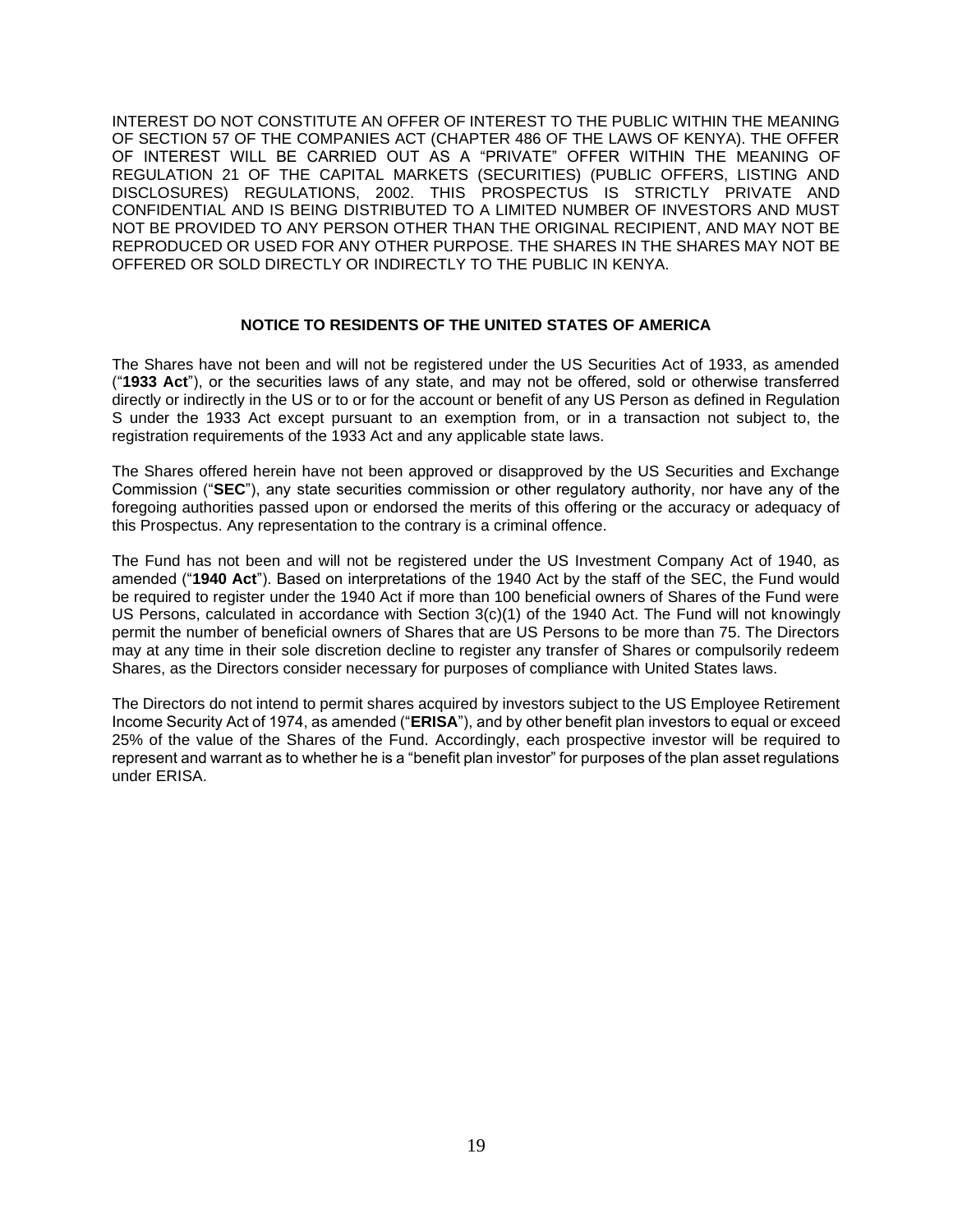INTEREST DO NOT CONSTITUTE AN OFFER OF INTEREST TO THE PUBLIC WITHIN THE MEANING OF SECTION 57 OF THE COMPANIES ACT (CHAPTER 486 OF THE LAWS OF KENYA). THE OFFER OF INTEREST WILL BE CARRIED OUT AS A "PRIVATE" OFFER WITHIN THE MEANING OF REGULATION 21 OF THE CAPITAL MARKETS (SECURITIES) (PUBLIC OFFERS, LISTING AND DISCLOSURES) REGULATIONS, 2002. THIS PROSPECTUS IS STRICTLY PRIVATE AND CONFIDENTIAL AND IS BEING DISTRIBUTED TO A LIMITED NUMBER OF INVESTORS AND MUST NOT BE PROVIDED TO ANY PERSON OTHER THAN THE ORIGINAL RECIPIENT, AND MAY NOT BE REPRODUCED OR USED FOR ANY OTHER PURPOSE. THE SHARES IN THE SHARES MAY NOT BE OFFERED OR SOLD DIRECTLY OR INDIRECTLY TO THE PUBLIC IN KENYA.

**NOTICE TO RESIDENTS OF THE UNITED STATES OF AMERICA**

The Shares have not been and will not be registered under the US Securities Act of 1933, as amended ("**1933 Act**"), or the securities laws of any state, and may not be offered, sold or otherwise transferred directly or indirectly in the US or to or for the account or benefit of any US Person as defined in Regulation S under the 1933 Act except pursuant to an exemption from, or in a transaction not subject to, the registration requirements of the 1933 Act and any applicable state laws.

The Shares offered herein have not been approved or disapproved by the US Securities and Exchange Commission ("**SEC**"), any state securities commission or other regulatory authority, nor have any of the foregoing authorities passed upon or endorsed the merits of this offering or the accuracy or adequacy of this Prospectus. Any representation to the contrary is a criminal offence.

The Fund has not been and will not be registered under the US Investment Company Act of 1940, as amended ("**1940 Act**"). Based on interpretations of the 1940 Act by the staff of the SEC, the Fund would be required to register under the 1940 Act if more than 100 beneficial owners of Shares of the Fund were US Persons, calculated in accordance with Section 3(c)(1) of the 1940 Act. The Fund will not knowingly permit the number of beneficial owners of Shares that are US Persons to be more than 75. The Directors may at any time in their sole discretion decline to register any transfer of Shares or compulsorily redeem Shares, as the Directors consider necessary for purposes of compliance with United States laws.

The Directors do not intend to permit shares acquired by investors subject to the US Employee Retirement Income Security Act of 1974, as amended ("**ERISA**"), and by other benefit plan investors to equal or exceed 25% of the value of the Shares of the Fund. Accordingly, each prospective investor will be required to represent and warrant as to whether he is a "benefit plan investor" for purposes of the plan asset regulations under ERISA.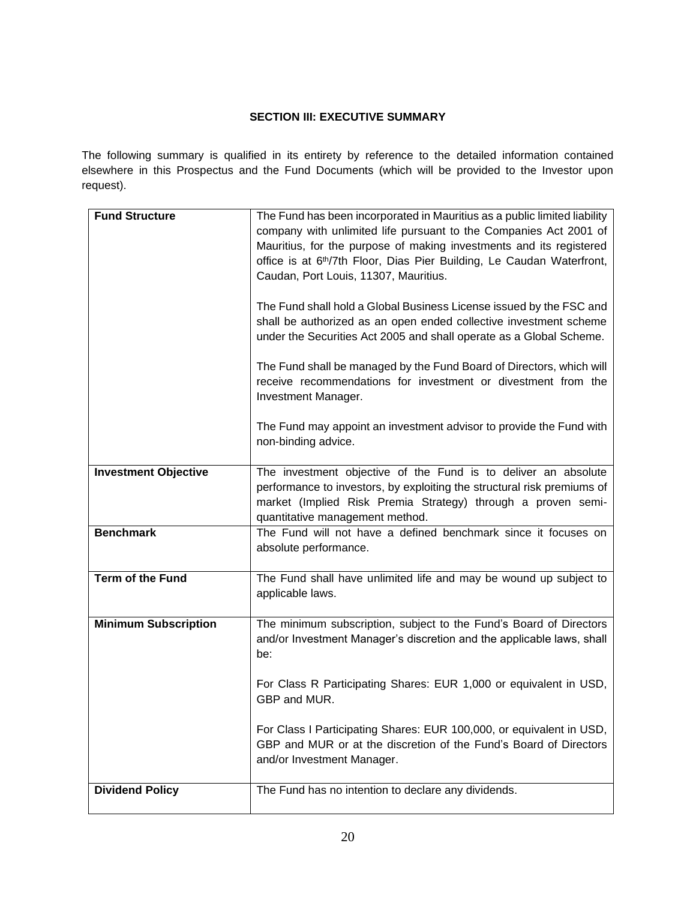## SECTION III: EXECUTIVE SUMMARY

The following summary is qualified in its entirety by reference to the detailed information contained elsewhere in this Prospectus and the Fund Documents (which will be provided to the Investor upon request).

| | |
|---|---|
| **Fund Structure** | The Fund has been incorporated in Mauritius as a public limited liability company with unlimited life pursuant to the Companies Act 2001 of Mauritius, for the purpose of making investments and its registered office is at 6th/7th Floor, Dias Pier Building, Le Caudan Waterfront, Caudan, Port Louis, 11307, Mauritius.<br><br>The Fund shall hold a Global Business License issued by the FSC and shall be authorized as an open ended collective investment scheme under the Securities Act 2005 and shall operate as a Global Scheme.<br><br>The Fund shall be managed by the Fund Board of Directors, which will receive recommendations for investment or divestment from the Investment Manager.<br><br>The Fund may appoint an investment advisor to provide the Fund with non-binding advice. |
| **Investment Objective** | The investment objective of the Fund is to deliver an absolute performance to investors, by exploiting the structural risk premiums of market (Implied Risk Premia Strategy) through a proven semi-quantitative management method. |
| **Benchmark** | The Fund will not have a defined benchmark since it focuses on absolute performance. |
| **Term of the Fund** | The Fund shall have unlimited life and may be wound up subject to applicable laws. |
| **Minimum Subscription** | The minimum subscription, subject to the Fund's Board of Directors and/or Investment Manager's discretion and the applicable laws, shall be:<br><br>For Class R Participating Shares: EUR 1,000 or equivalent in USD, GBP and MUR.<br><br>For Class I Participating Shares: EUR 100,000, or equivalent in USD, GBP and MUR or at the discretion of the Fund's Board of Directors and/or Investment Manager. |
| **Dividend Policy** | The Fund has no intention to declare any dividends. |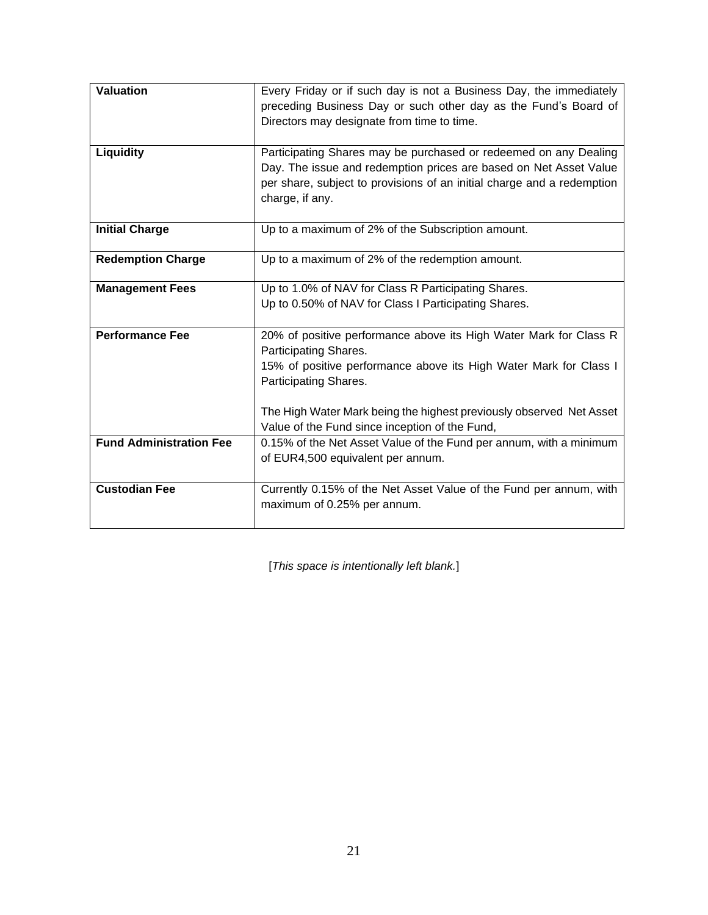| | |
|---|---|
| **Valuation** | Every Friday or if such day is not a Business Day, the immediately preceding Business Day or such other day as the Fund's Board of Directors may designate from time to time. |
| **Liquidity** | Participating Shares may be purchased or redeemed on any Dealing Day. The issue and redemption prices are based on Net Asset Value per share, subject to provisions of an initial charge and a redemption charge, if any. |
| **Initial Charge** | Up to a maximum of 2% of the Subscription amount. |
| **Redemption Charge** | Up to a maximum of 2% of the redemption amount. |
| **Management Fees** | Up to 1.0% of NAV for Class R Participating Shares.<br>Up to 0.50% of NAV for Class I Participating Shares. |
| **Performance Fee** | 20% of positive performance above its High Water Mark for Class R Participating Shares.<br>15% of positive performance above its High Water Mark for Class I Participating Shares.<br><br>The High Water Mark being the highest previously observed Net Asset Value of the Fund since inception of the Fund, |
| **Fund Administration Fee** | 0.15% of the Net Asset Value of the Fund per annum, with a minimum of EUR4,500 equivalent per annum. |
| **Custodian Fee** | Currently 0.15% of the Net Asset Value of the Fund per annum, with maximum of 0.25% per annum. |

[*This space is intentionally left blank.*]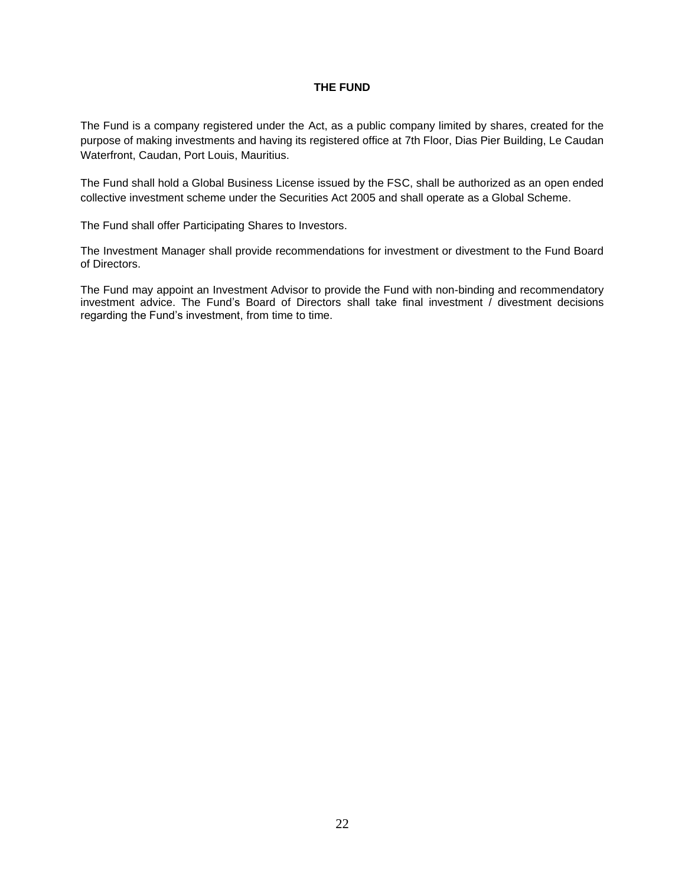## THE FUND

The Fund is a company registered under the Act, as a public company limited by shares, created for the purpose of making investments and having its registered office at 7th Floor, Dias Pier Building, Le Caudan Waterfront, Caudan, Port Louis, Mauritius.

The Fund shall hold a Global Business License issued by the FSC, shall be authorized as an open ended collective investment scheme under the Securities Act 2005 and shall operate as a Global Scheme.

The Fund shall offer Participating Shares to Investors.

The Investment Manager shall provide recommendations for investment or divestment to the Fund Board of Directors.

The Fund may appoint an Investment Advisor to provide the Fund with non-binding and recommendatory investment advice. The Fund's Board of Directors shall take final investment / divestment decisions regarding the Fund's investment, from time to time.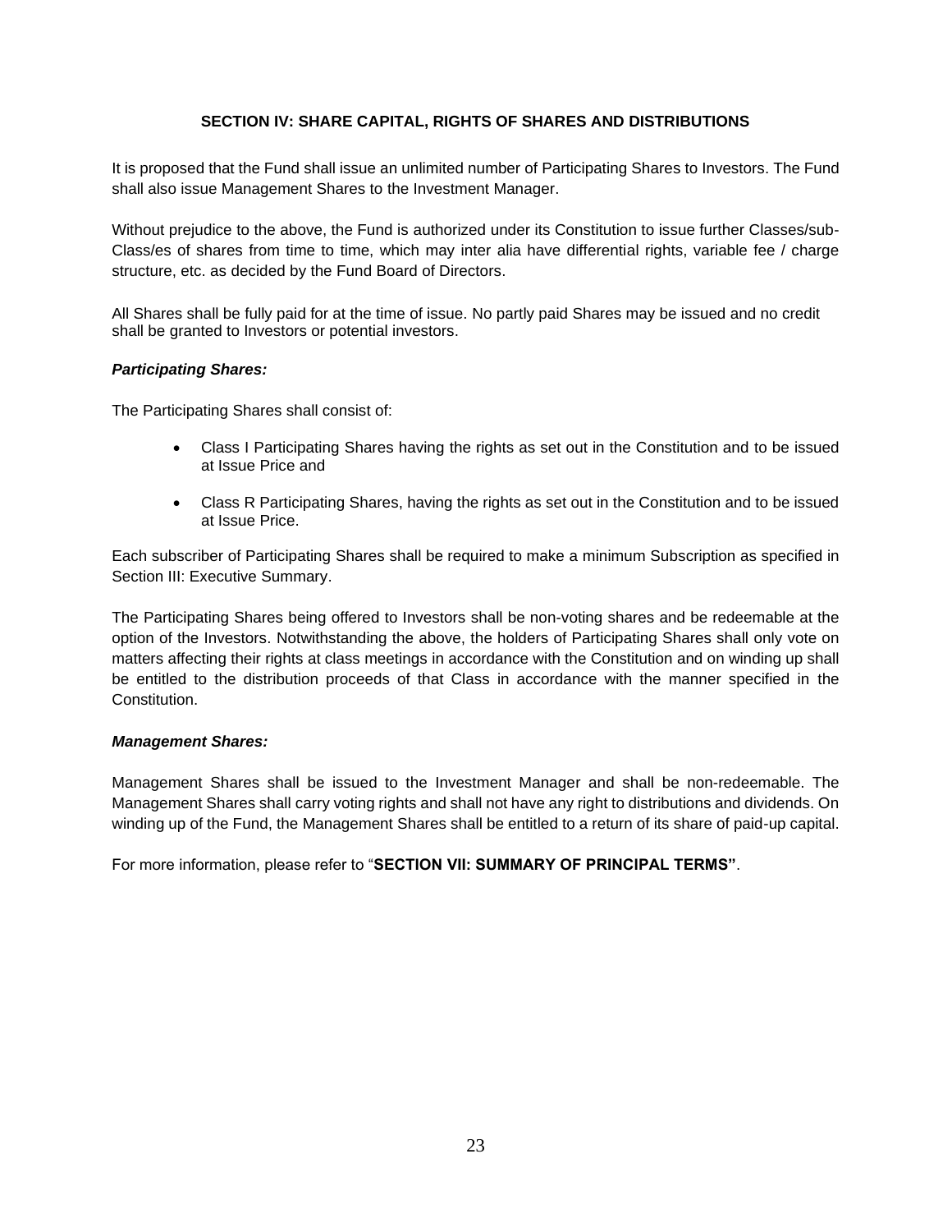## SECTION IV: SHARE CAPITAL, RIGHTS OF SHARES AND DISTRIBUTIONS

It is proposed that the Fund shall issue an unlimited number of Participating Shares to Investors. The Fund shall also issue Management Shares to the Investment Manager.

Without prejudice to the above, the Fund is authorized under its Constitution to issue further Classes/sub-Class/es of shares from time to time, which may inter alia have differential rights, variable fee / charge structure, etc. as decided by the Fund Board of Directors.

All Shares shall be fully paid for at the time of issue. No partly paid Shares may be issued and no credit shall be granted to Investors or potential investors.

***Participating Shares:***

The Participating Shares shall consist of:

- Class I Participating Shares having the rights as set out in the Constitution and to be issued at Issue Price and
- Class R Participating Shares, having the rights as set out in the Constitution and to be issued at Issue Price.

Each subscriber of Participating Shares shall be required to make a minimum Subscription as specified in Section III: Executive Summary.

The Participating Shares being offered to Investors shall be non-voting shares and be redeemable at the option of the Investors. Notwithstanding the above, the holders of Participating Shares shall only vote on matters affecting their rights at class meetings in accordance with the Constitution and on winding up shall be entitled to the distribution proceeds of that Class in accordance with the manner specified in the Constitution.

***Management Shares:***

Management Shares shall be issued to the Investment Manager and shall be non-redeemable. The Management Shares shall carry voting rights and shall not have any right to distributions and dividends. On winding up of the Fund, the Management Shares shall be entitled to a return of its share of paid-up capital.

For more information, please refer to "**SECTION VII: SUMMARY OF PRINCIPAL TERMS"**.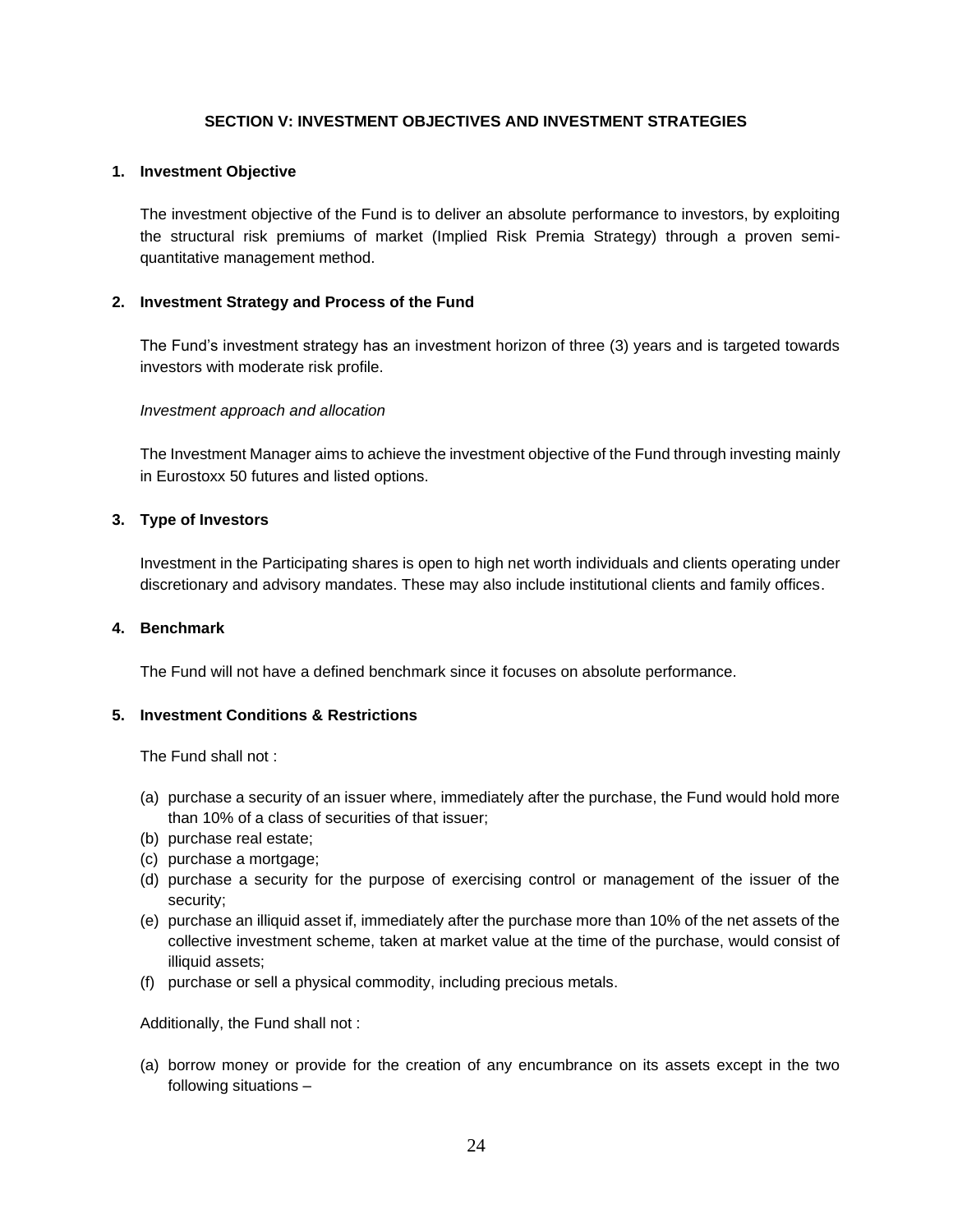## SECTION V: INVESTMENT OBJECTIVES AND INVESTMENT STRATEGIES

### 1. Investment Objective

The investment objective of the Fund is to deliver an absolute performance to investors, by exploiting the structural risk premiums of market (Implied Risk Premia Strategy) through a proven semi-quantitative management method.

### 2. Investment Strategy and Process of the Fund

The Fund's investment strategy has an investment horizon of three (3) years and is targeted towards investors with moderate risk profile.

*Investment approach and allocation*

The Investment Manager aims to achieve the investment objective of the Fund through investing mainly in Eurostoxx 50 futures and listed options.

### 3. Type of Investors

Investment in the Participating shares is open to high net worth individuals and clients operating under discretionary and advisory mandates. These may also include institutional clients and family offices.

### 4. Benchmark

The Fund will not have a defined benchmark since it focuses on absolute performance.

### 5. Investment Conditions & Restrictions

The Fund shall not :

(a) purchase a security of an issuer where, immediately after the purchase, the Fund would hold more than 10% of a class of securities of that issuer;
(b) purchase real estate;
(c) purchase a mortgage;
(d) purchase a security for the purpose of exercising control or management of the issuer of the security;
(e) purchase an illiquid asset if, immediately after the purchase more than 10% of the net assets of the collective investment scheme, taken at market value at the time of the purchase, would consist of illiquid assets;
(f) purchase or sell a physical commodity, including precious metals.

Additionally, the Fund shall not :

(a) borrow money or provide for the creation of any encumbrance on its assets except in the two following situations –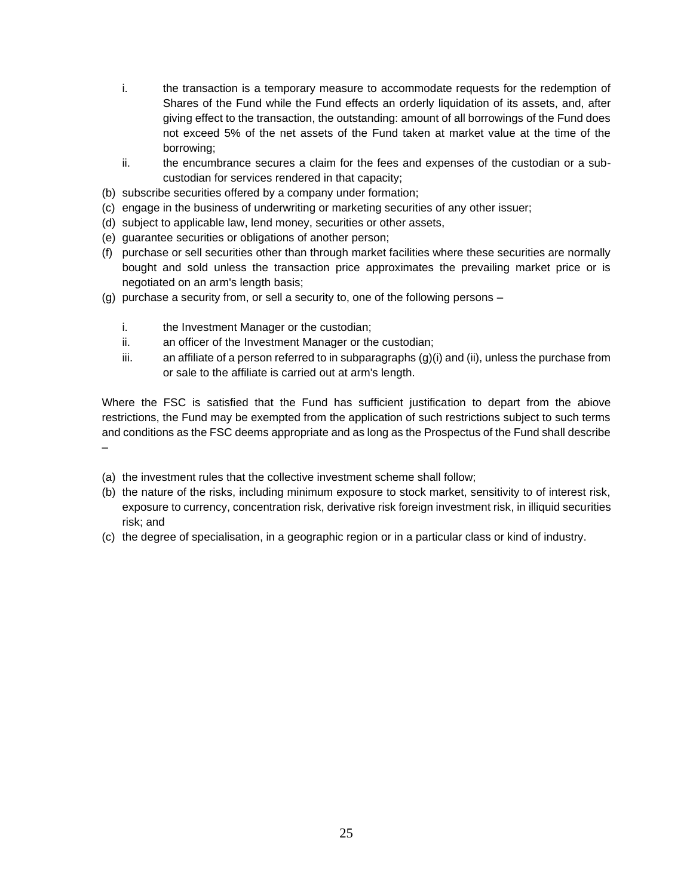i. the transaction is a temporary measure to accommodate requests for the redemption of Shares of the Fund while the Fund effects an orderly liquidation of its assets, and, after giving effect to the transaction, the outstanding: amount of all borrowings of the Fund does not exceed 5% of the net assets of the Fund taken at market value at the time of the borrowing;

ii. the encumbrance secures a claim for the fees and expenses of the custodian or a sub-custodian for services rendered in that capacity;

(b) subscribe securities offered by a company under formation;

(c) engage in the business of underwriting or marketing securities of any other issuer;

(d) subject to applicable law, lend money, securities or other assets,

(e) guarantee securities or obligations of another person;

(f) purchase or sell securities other than through market facilities where these securities are normally bought and sold unless the transaction price approximates the prevailing market price or is negotiated on an arm's length basis;

(g) purchase a security from, or sell a security to, one of the following persons –

i. the Investment Manager or the custodian;

ii. an officer of the Investment Manager or the custodian;

iii. an affiliate of a person referred to in subparagraphs (g)(i) and (ii), unless the purchase from or sale to the affiliate is carried out at arm's length.

Where the FSC is satisfied that the Fund has sufficient justification to depart from the abiove restrictions, the Fund may be exempted from the application of such restrictions subject to such terms and conditions as the FSC deems appropriate and as long as the Prospectus of the Fund shall describe –

(a) the investment rules that the collective investment scheme shall follow;

(b) the nature of the risks, including minimum exposure to stock market, sensitivity to of interest risk, exposure to currency, concentration risk, derivative risk foreign investment risk, in illiquid securities risk; and

(c) the degree of specialisation, in a geographic region or in a particular class or kind of industry.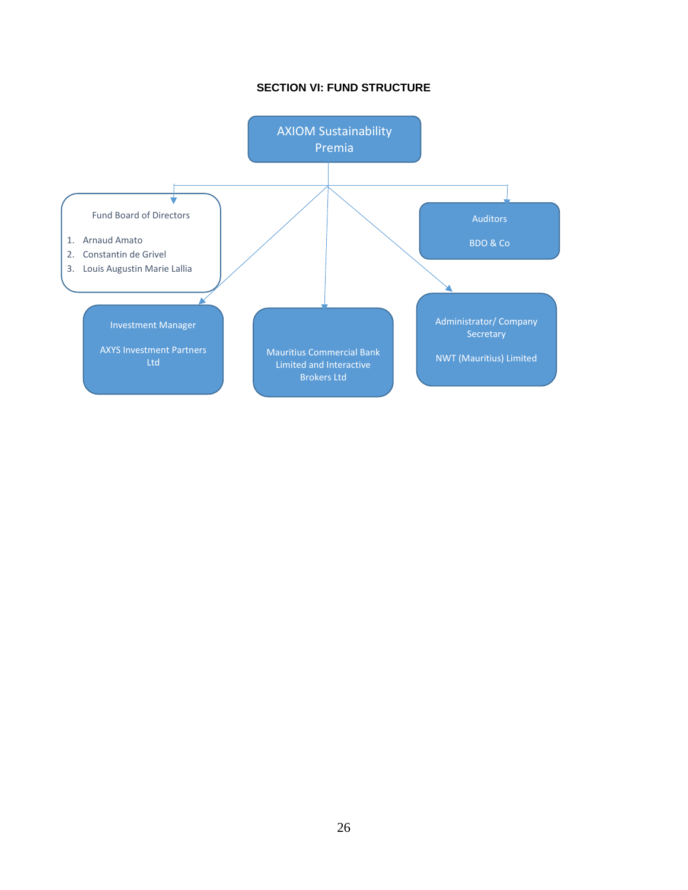## SECTION VI: FUND STRUCTURE

**AXIOM Sustainability Premia**

- **Fund Board of Directors**
  1. Arnaud Amato
  2. Constantin de Grivel
  3. Louis Augustin Marie Lallia
- **Auditors**
  BDO & Co
- **Investment Manager**
  AXYS Investment Partners Ltd
- Mauritius Commercial Bank Limited and Interactive Brokers Ltd
- **Administrator/ Company Secretary**
  NWT (Mauritius) Limited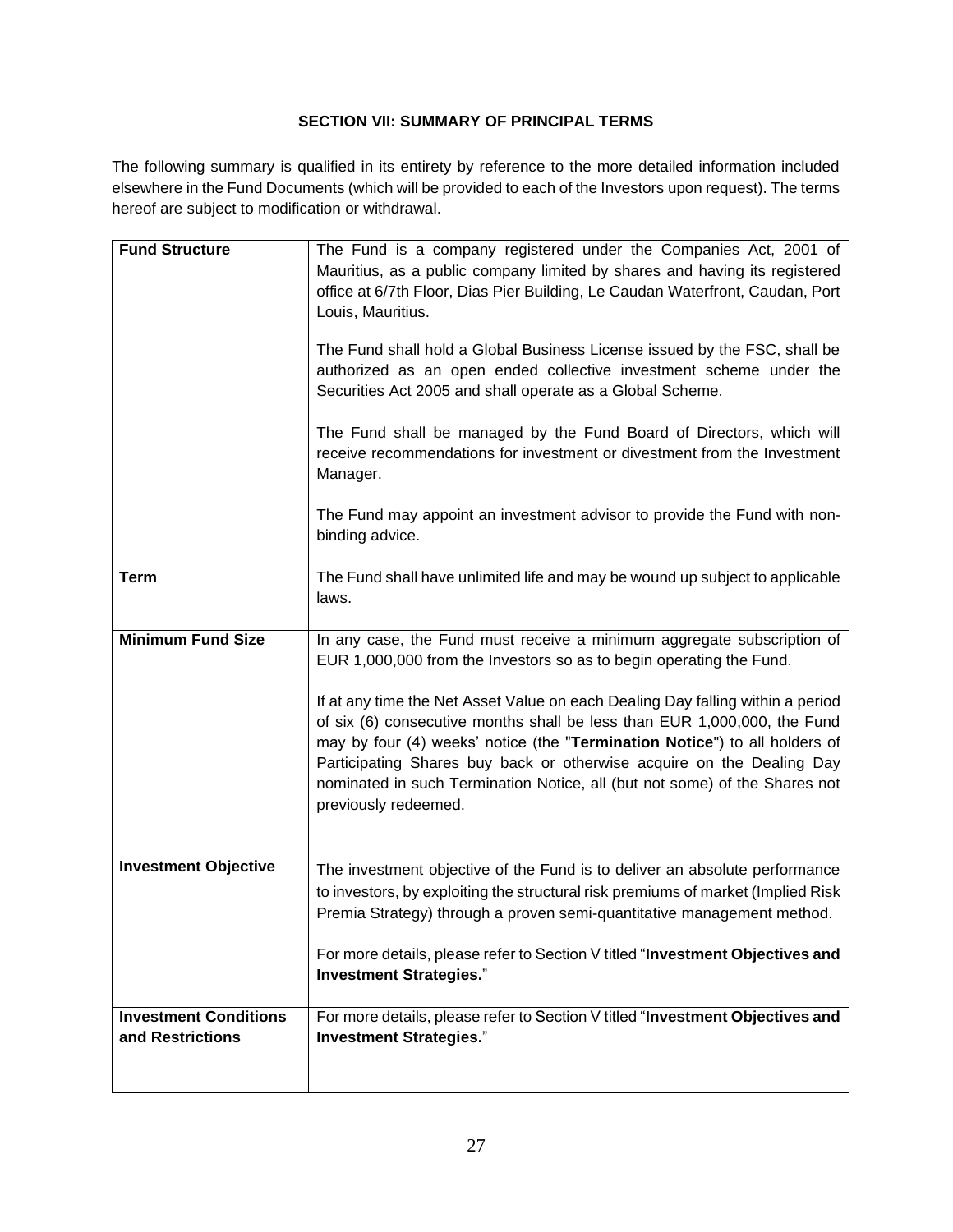## SECTION VII: SUMMARY OF PRINCIPAL TERMS

The following summary is qualified in its entirety by reference to the more detailed information included elsewhere in the Fund Documents (which will be provided to each of the Investors upon request). The terms hereof are subject to modification or withdrawal.

| | |
|---|---|
| **Fund Structure** | The Fund is a company registered under the Companies Act, 2001 of Mauritius, as a public company limited by shares and having its registered office at 6/7th Floor, Dias Pier Building, Le Caudan Waterfront, Caudan, Port Louis, Mauritius.<br><br>The Fund shall hold a Global Business License issued by the FSC, shall be authorized as an open ended collective investment scheme under the Securities Act 2005 and shall operate as a Global Scheme.<br><br>The Fund shall be managed by the Fund Board of Directors, which will receive recommendations for investment or divestment from the Investment Manager.<br><br>The Fund may appoint an investment advisor to provide the Fund with non-binding advice. |
| **Term** | The Fund shall have unlimited life and may be wound up subject to applicable laws. |
| **Minimum Fund Size** | In any case, the Fund must receive a minimum aggregate subscription of EUR 1,000,000 from the Investors so as to begin operating the Fund.<br><br>If at any time the Net Asset Value on each Dealing Day falling within a period of six (6) consecutive months shall be less than EUR 1,000,000, the Fund may by four (4) weeks' notice (the "**Termination Notice**") to all holders of Participating Shares buy back or otherwise acquire on the Dealing Day nominated in such Termination Notice, all (but not some) of the Shares not previously redeemed. |
| **Investment Objective** | The investment objective of the Fund is to deliver an absolute performance to investors, by exploiting the structural risk premiums of market (Implied Risk Premia Strategy) through a proven semi-quantitative management method.<br><br>For more details, please refer to Section V titled "**Investment Objectives and Investment Strategies.**" |
| **Investment Conditions and Restrictions** | For more details, please refer to Section V titled "**Investment Objectives and Investment Strategies.**" |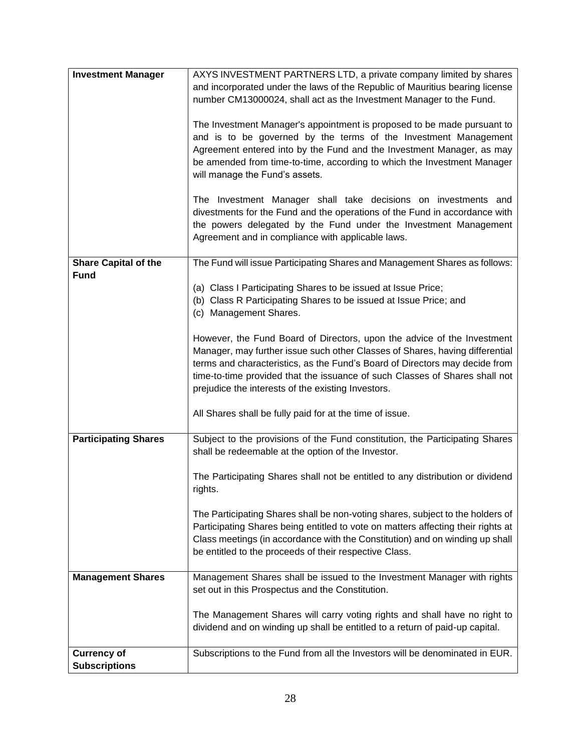| | |
|---|---|
| **Investment Manager** | AXYS INVESTMENT PARTNERS LTD, a private company limited by shares and incorporated under the laws of the Republic of Mauritius bearing license number CM13000024, shall act as the Investment Manager to the Fund.<br><br>The Investment Manager's appointment is proposed to be made pursuant to and is to be governed by the terms of the Investment Management Agreement entered into by the Fund and the Investment Manager, as may be amended from time-to-time, according to which the Investment Manager will manage the Fund's assets.<br><br>The Investment Manager shall take decisions on investments and divestments for the Fund and the operations of the Fund in accordance with the powers delegated by the Fund under the Investment Management Agreement and in compliance with applicable laws. |
| **Share Capital of the Fund** | The Fund will issue Participating Shares and Management Shares as follows:<br><br>(a) Class I Participating Shares to be issued at Issue Price;<br>(b) Class R Participating Shares to be issued at Issue Price; and<br>(c) Management Shares.<br><br>However, the Fund Board of Directors, upon the advice of the Investment Manager, may further issue such other Classes of Shares, having differential terms and characteristics, as the Fund's Board of Directors may decide from time-to-time provided that the issuance of such Classes of Shares shall not prejudice the interests of the existing Investors.<br><br>All Shares shall be fully paid for at the time of issue. |
| **Participating Shares** | Subject to the provisions of the Fund constitution, the Participating Shares shall be redeemable at the option of the Investor.<br><br>The Participating Shares shall not be entitled to any distribution or dividend rights.<br><br>The Participating Shares shall be non-voting shares, subject to the holders of Participating Shares being entitled to vote on matters affecting their rights at Class meetings (in accordance with the Constitution) and on winding up shall be entitled to the proceeds of their respective Class. |
| **Management Shares** | Management Shares shall be issued to the Investment Manager with rights set out in this Prospectus and the Constitution.<br><br>The Management Shares will carry voting rights and shall have no right to dividend and on winding up shall be entitled to a return of paid-up capital. |
| **Currency of Subscriptions** | Subscriptions to the Fund from all the Investors will be denominated in EUR. |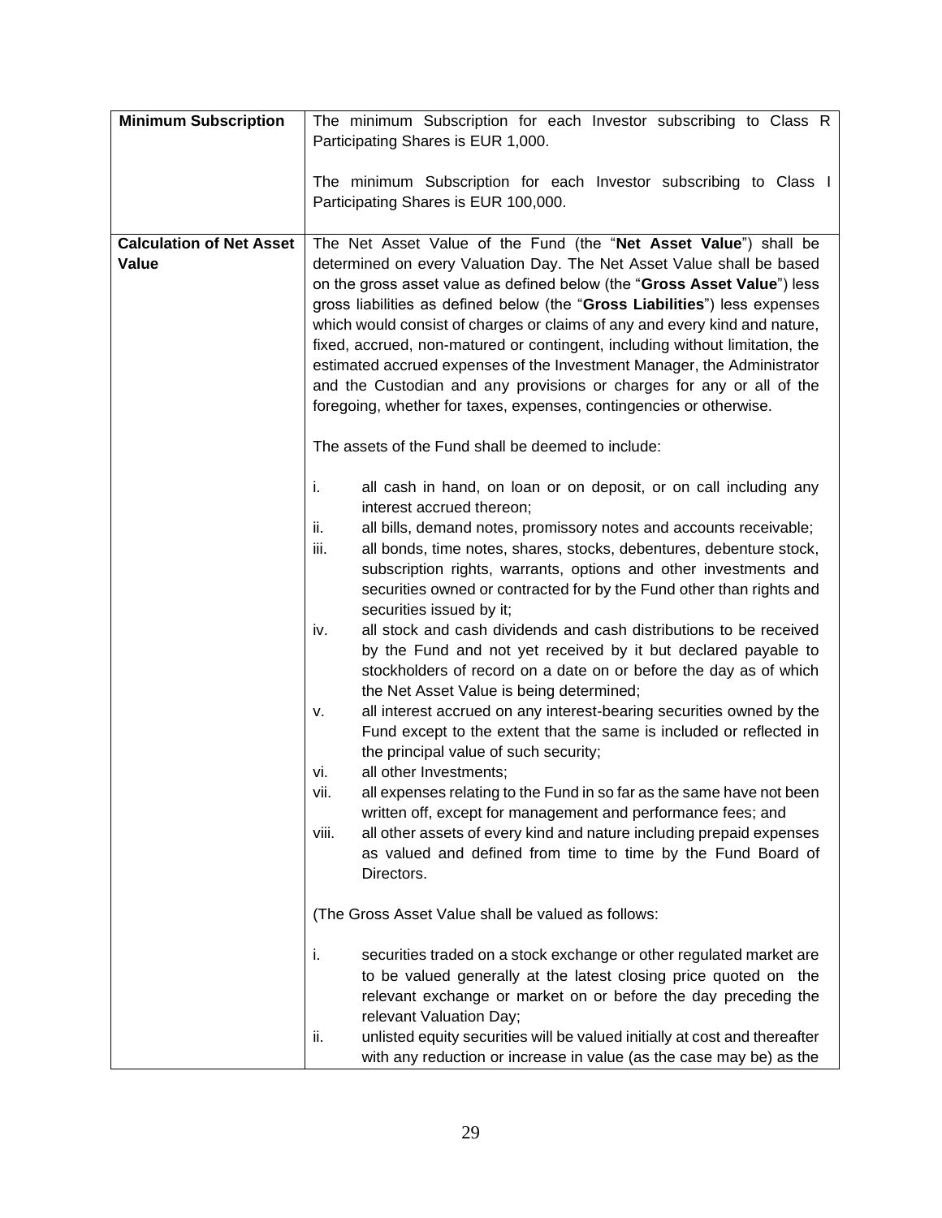| | |
|---|---|
| **Minimum Subscription** | The minimum Subscription for each Investor subscribing to Class R Participating Shares is EUR 1,000.<br><br>The minimum Subscription for each Investor subscribing to Class I Participating Shares is EUR 100,000. |
| **Calculation of Net Asset Value** | The Net Asset Value of the Fund (the "**Net Asset Value**") shall be determined on every Valuation Day. The Net Asset Value shall be based on the gross asset value as defined below (the "**Gross Asset Value**") less gross liabilities as defined below (the "**Gross Liabilities**") less expenses which would consist of charges or claims of any and every kind and nature, fixed, accrued, non-matured or contingent, including without limitation, the estimated accrued expenses of the Investment Manager, the Administrator and the Custodian and any provisions or charges for any or all of the foregoing, whether for taxes, expenses, contingencies or otherwise.<br><br>The assets of the Fund shall be deemed to include:<br><br>i. all cash in hand, on loan or on deposit, or on call including any interest accrued thereon;<br>ii. all bills, demand notes, promissory notes and accounts receivable;<br>iii. all bonds, time notes, shares, stocks, debentures, debenture stock, subscription rights, warrants, options and other investments and securities owned or contracted for by the Fund other than rights and securities issued by it;<br>iv. all stock and cash dividends and cash distributions to be received by the Fund and not yet received by it but declared payable to stockholders of record on a date on or before the day as of which the Net Asset Value is being determined;<br>v. all interest accrued on any interest-bearing securities owned by the Fund except to the extent that the same is included or reflected in the principal value of such security;<br>vi. all other Investments;<br>vii. all expenses relating to the Fund in so far as the same have not been written off, except for management and performance fees; and<br>viii. all other assets of every kind and nature including prepaid expenses as valued and defined from time to time by the Fund Board of Directors.<br><br>(The Gross Asset Value shall be valued as follows:<br><br>i. securities traded on a stock exchange or other regulated market are to be valued generally at the latest closing price quoted on the relevant exchange or market on or before the day preceding the relevant Valuation Day;<br>ii. unlisted equity securities will be valued initially at cost and thereafter with any reduction or increase in value (as the case may be) as the |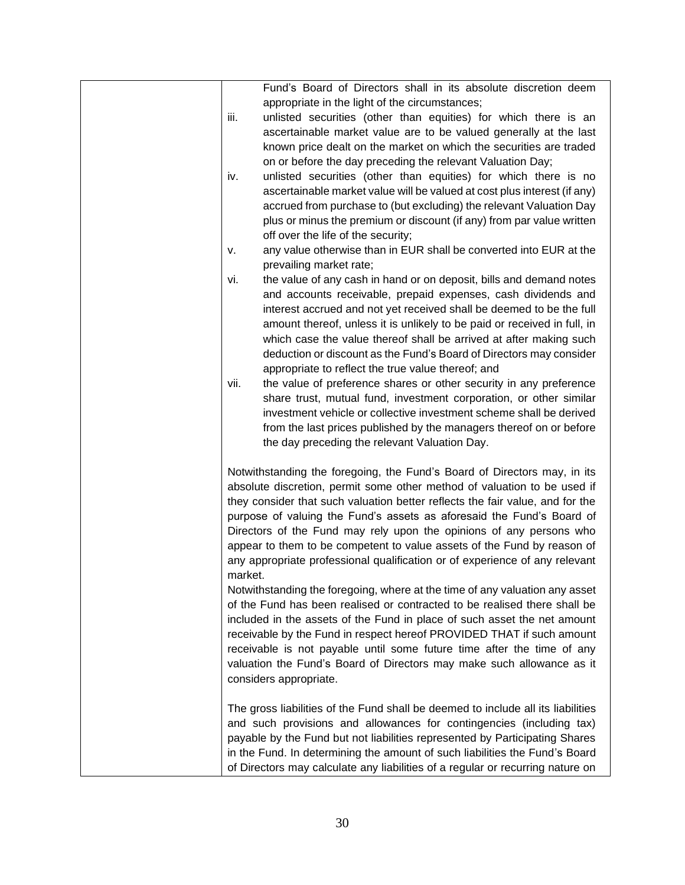| | Fund's Board of Directors shall in its absolute discretion deem appropriate in the light of the circumstances;<br>iii. unlisted securities (other than equities) for which there is an ascertainable market value are to be valued generally at the last known price dealt on the market on which the securities are traded on or before the day preceding the relevant Valuation Day;<br>iv. unlisted securities (other than equities) for which there is no ascertainable market value will be valued at cost plus interest (if any) accrued from purchase to (but excluding) the relevant Valuation Day plus or minus the premium or discount (if any) from par value written off over the life of the security;<br>v. any value otherwise than in EUR shall be converted into EUR at the prevailing market rate;<br>vi. the value of any cash in hand or on deposit, bills and demand notes and accounts receivable, prepaid expenses, cash dividends and interest accrued and not yet received shall be deemed to be the full amount thereof, unless it is unlikely to be paid or received in full, in which case the value thereof shall be arrived at after making such deduction or discount as the Fund's Board of Directors may consider appropriate to reflect the true value thereof; and<br>vii. the value of preference shares or other security in any preference share trust, mutual fund, investment corporation, or other similar investment vehicle or collective investment scheme shall be derived from the last prices published by the managers thereof on or before the day preceding the relevant Valuation Day.<br><br>Notwithstanding the foregoing, the Fund's Board of Directors may, in its absolute discretion, permit some other method of valuation to be used if they consider that such valuation better reflects the fair value, and for the purpose of valuing the Fund's assets as aforesaid the Fund's Board of Directors of the Fund may rely upon the opinions of any persons who appear to them to be competent to value assets of the Fund by reason of any appropriate professional qualification or of experience of any relevant market.<br>Notwithstanding the foregoing, where at the time of any valuation any asset of the Fund has been realised or contracted to be realised there shall be included in the assets of the Fund in place of such asset the net amount receivable by the Fund in respect hereof PROVIDED THAT if such amount receivable is not payable until some future time after the time of any valuation the Fund's Board of Directors may make such allowance as it considers appropriate.<br><br>The gross liabilities of the Fund shall be deemed to include all its liabilities and such provisions and allowances for contingencies (including tax) payable by the Fund but not liabilities represented by Participating Shares in the Fund. In determining the amount of such liabilities the Fund's Board of Directors may calculate any liabilities of a regular or recurring nature on |
|---|---|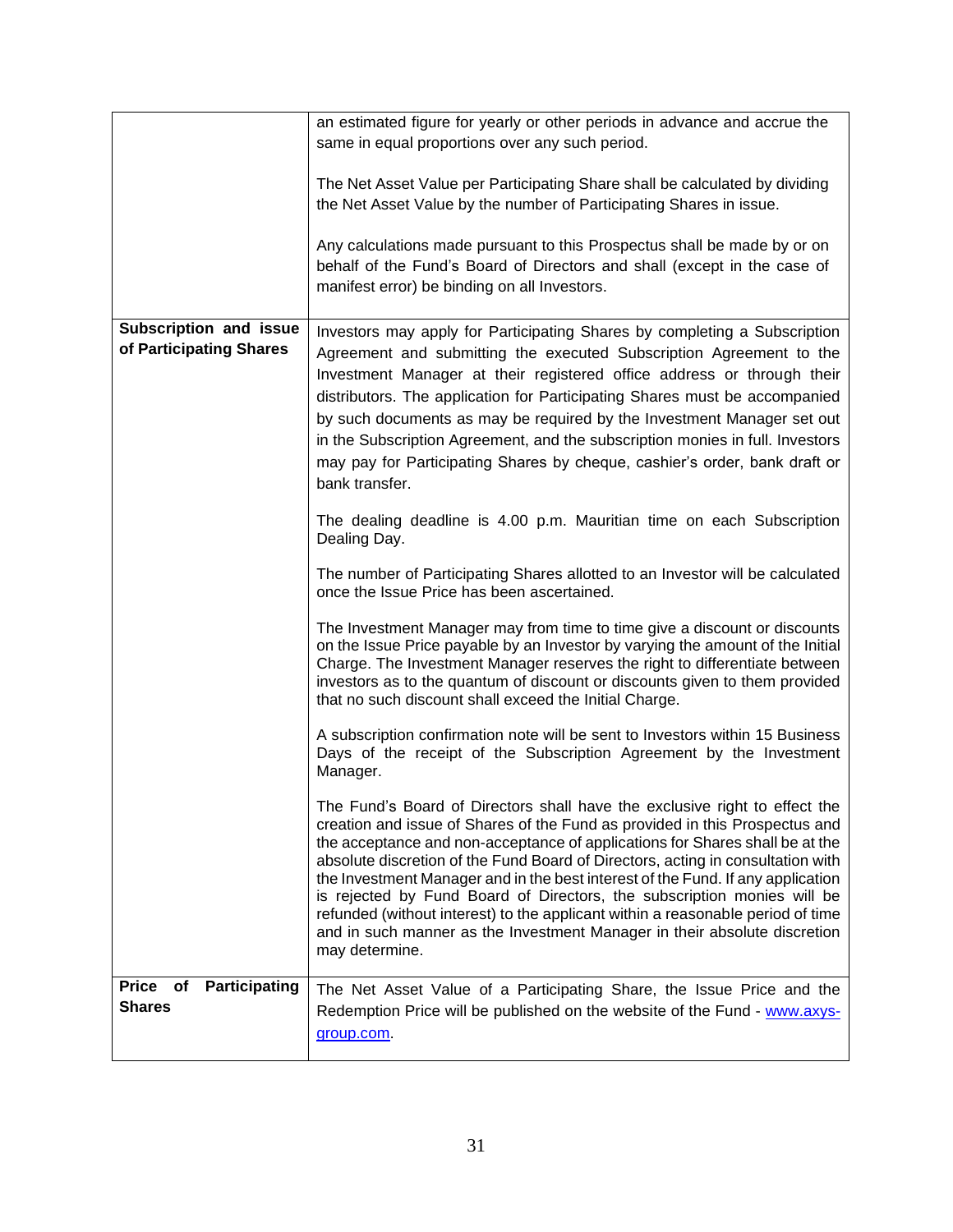| | |
|---|---|
| | an estimated figure for yearly or other periods in advance and accrue the same in equal proportions over any such period.<br><br>The Net Asset Value per Participating Share shall be calculated by dividing the Net Asset Value by the number of Participating Shares in issue.<br><br>Any calculations made pursuant to this Prospectus shall be made by or on behalf of the Fund's Board of Directors and shall (except in the case of manifest error) be binding on all Investors. |
| **Subscription and issue of Participating Shares** | Investors may apply for Participating Shares by completing a Subscription Agreement and submitting the executed Subscription Agreement to the Investment Manager at their registered office address or through their distributors. The application for Participating Shares must be accompanied by such documents as may be required by the Investment Manager set out in the Subscription Agreement, and the subscription monies in full. Investors may pay for Participating Shares by cheque, cashier's order, bank draft or bank transfer.<br><br>The dealing deadline is 4.00 p.m. Mauritian time on each Subscription Dealing Day.<br><br>The number of Participating Shares allotted to an Investor will be calculated once the Issue Price has been ascertained.<br><br>The Investment Manager may from time to time give a discount or discounts on the Issue Price payable by an Investor by varying the amount of the Initial Charge. The Investment Manager reserves the right to differentiate between investors as to the quantum of discount or discounts given to them provided that no such discount shall exceed the Initial Charge.<br><br>A subscription confirmation note will be sent to Investors within 15 Business Days of the receipt of the Subscription Agreement by the Investment Manager.<br><br>The Fund's Board of Directors shall have the exclusive right to effect the creation and issue of Shares of the Fund as provided in this Prospectus and the acceptance and non-acceptance of applications for Shares shall be at the absolute discretion of the Fund Board of Directors, acting in consultation with the Investment Manager and in the best interest of the Fund. If any application is rejected by Fund Board of Directors, the subscription monies will be refunded (without interest) to the applicant within a reasonable period of time and in such manner as the Investment Manager in their absolute discretion may determine. |
| **Price of Participating Shares** | The Net Asset Value of a Participating Share, the Issue Price and the Redemption Price will be published on the website of the Fund - www.axys-group.com. |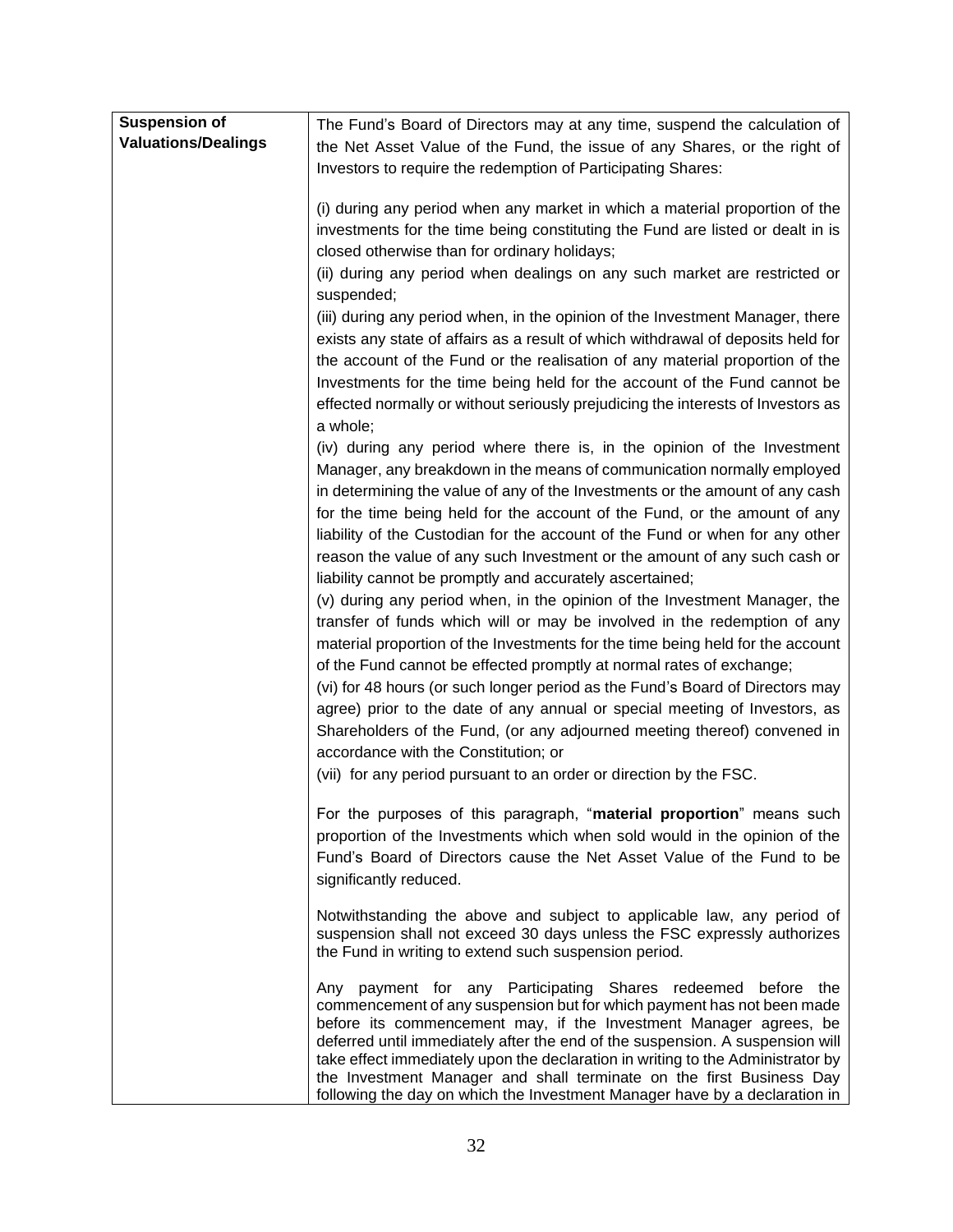| **Suspension of Valuations/Dealings** | The Fund's Board of Directors may at any time, suspend the calculation of the Net Asset Value of the Fund, the issue of any Shares, or the right of Investors to require the redemption of Participating Shares:<br><br>(i) during any period when any market in which a material proportion of the investments for the time being constituting the Fund are listed or dealt in is closed otherwise than for ordinary holidays;<br>(ii) during any period when dealings on any such market are restricted or suspended;<br>(iii) during any period when, in the opinion of the Investment Manager, there exists any state of affairs as a result of which withdrawal of deposits held for the account of the Fund or the realisation of any material proportion of the Investments for the time being held for the account of the Fund cannot be effected normally or without seriously prejudicing the interests of Investors as a whole;<br>(iv) during any period where there is, in the opinion of the Investment Manager, any breakdown in the means of communication normally employed in determining the value of any of the Investments or the amount of any cash for the time being held for the account of the Fund, or the amount of any liability of the Custodian for the account of the Fund or when for any other reason the value of any such Investment or the amount of any such cash or liability cannot be promptly and accurately ascertained;<br>(v) during any period when, in the opinion of the Investment Manager, the transfer of funds which will or may be involved in the redemption of any material proportion of the Investments for the time being held for the account of the Fund cannot be effected promptly at normal rates of exchange;<br>(vi) for 48 hours (or such longer period as the Fund's Board of Directors may agree) prior to the date of any annual or special meeting of Investors, as Shareholders of the Fund, (or any adjourned meeting thereof) convened in accordance with the Constitution; or<br>(vii) for any period pursuant to an order or direction by the FSC.<br><br>For the purposes of this paragraph, "**material proportion**" means such proportion of the Investments which when sold would in the opinion of the Fund's Board of Directors cause the Net Asset Value of the Fund to be significantly reduced.<br><br>Notwithstanding the above and subject to applicable law, any period of suspension shall not exceed 30 days unless the FSC expressly authorizes the Fund in writing to extend such suspension period.<br><br>Any payment for any Participating Shares redeemed before the commencement of any suspension but for which payment has not been made before its commencement may, if the Investment Manager agrees, be deferred until immediately after the end of the suspension. A suspension will take effect immediately upon the declaration in writing to the Administrator by the Investment Manager and shall terminate on the first Business Day following the day on which the Investment Manager have by a declaration in |
|---|---|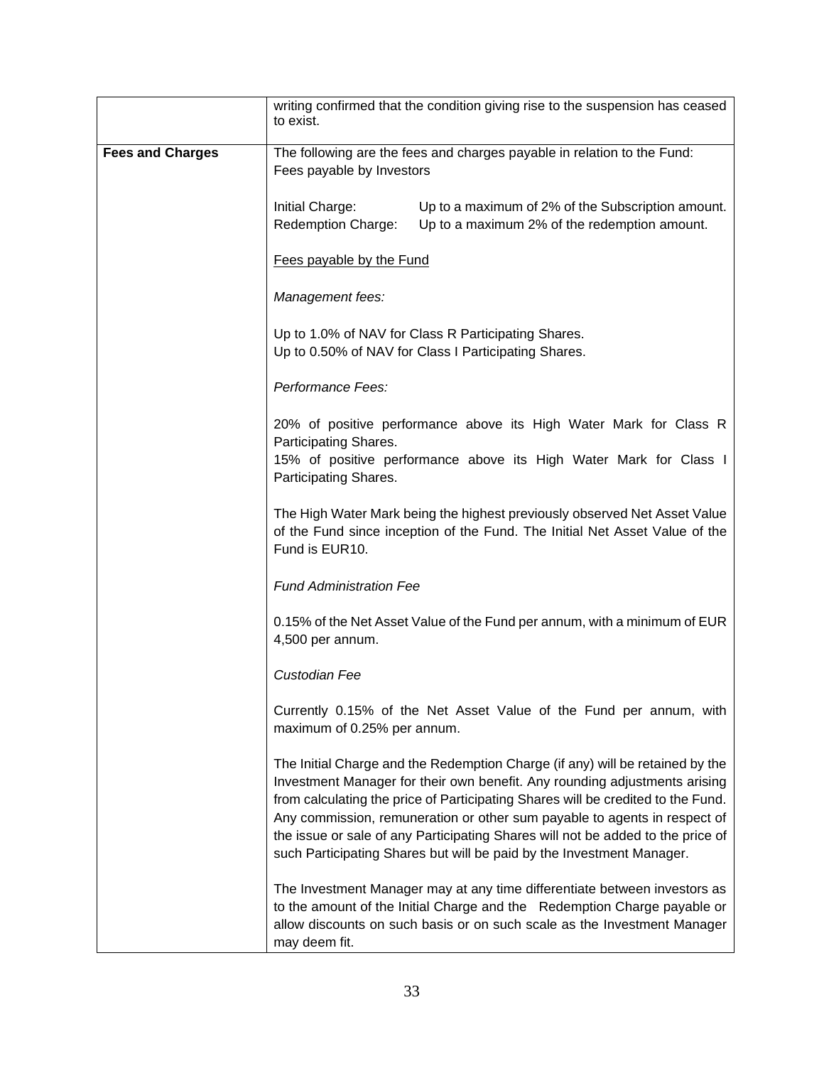| | |
|---|---|
| | writing confirmed that the condition giving rise to the suspension has ceased to exist. |
| **Fees and Charges** | The following are the fees and charges payable in relation to the Fund:<br>Fees payable by Investors<br><br>Initial Charge: Up to a maximum of 2% of the Subscription amount.<br>Redemption Charge: Up to a maximum 2% of the redemption amount.<br><br><u>Fees payable by the Fund</u><br><br>*Management fees:*<br><br>Up to 1.0% of NAV for Class R Participating Shares.<br>Up to 0.50% of NAV for Class I Participating Shares.<br><br>*Performance Fees:*<br><br>20% of positive performance above its High Water Mark for Class R Participating Shares.<br>15% of positive performance above its High Water Mark for Class I Participating Shares.<br><br>The High Water Mark being the highest previously observed Net Asset Value of the Fund since inception of the Fund. The Initial Net Asset Value of the Fund is EUR10.<br><br>*Fund Administration Fee*<br><br>0.15% of the Net Asset Value of the Fund per annum, with a minimum of EUR 4,500 per annum.<br><br>*Custodian Fee*<br><br>Currently 0.15% of the Net Asset Value of the Fund per annum, with maximum of 0.25% per annum.<br><br>The Initial Charge and the Redemption Charge (if any) will be retained by the Investment Manager for their own benefit. Any rounding adjustments arising from calculating the price of Participating Shares will be credited to the Fund. Any commission, remuneration or other sum payable to agents in respect of the issue or sale of any Participating Shares will not be added to the price of such Participating Shares but will be paid by the Investment Manager.<br><br>The Investment Manager may at any time differentiate between investors as to the amount of the Initial Charge and the Redemption Charge payable or allow discounts on such basis or on such scale as the Investment Manager may deem fit. |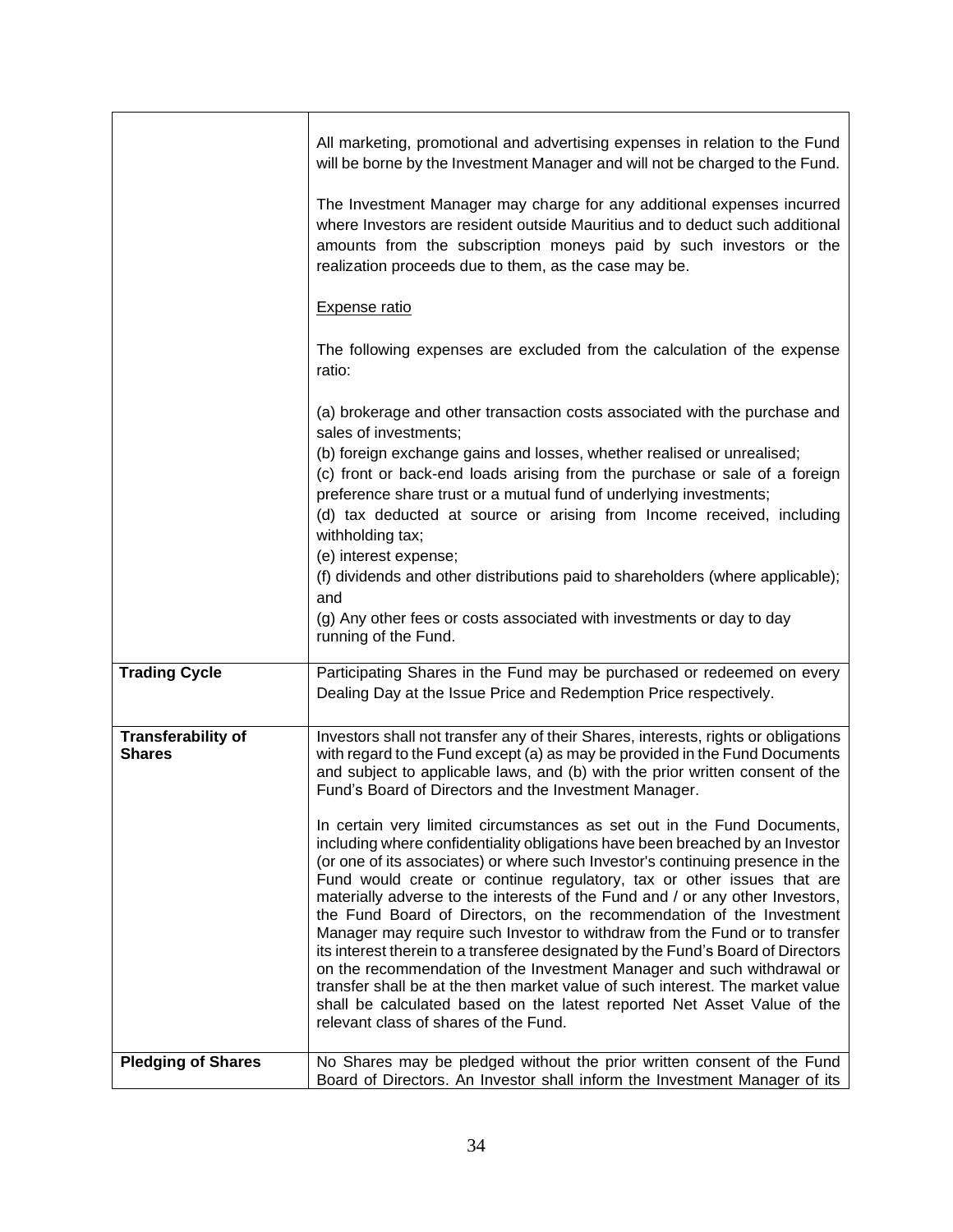| | |
|---|---|
| | All marketing, promotional and advertising expenses in relation to the Fund will be borne by the Investment Manager and will not be charged to the Fund.<br><br>The Investment Manager may charge for any additional expenses incurred where Investors are resident outside Mauritius and to deduct such additional amounts from the subscription moneys paid by such investors or the realization proceeds due to them, as the case may be.<br><br><u>Expense ratio</u><br><br>The following expenses are excluded from the calculation of the expense ratio:<br><br>(a) brokerage and other transaction costs associated with the purchase and sales of investments;<br>(b) foreign exchange gains and losses, whether realised or unrealised;<br>(c) front or back-end loads arising from the purchase or sale of a foreign preference share trust or a mutual fund of underlying investments;<br>(d) tax deducted at source or arising from Income received, including withholding tax;<br>(e) interest expense;<br>(f) dividends and other distributions paid to shareholders (where applicable); and<br>(g) Any other fees or costs associated with investments or day to day running of the Fund. |
| **Trading Cycle** | Participating Shares in the Fund may be purchased or redeemed on every Dealing Day at the Issue Price and Redemption Price respectively. |
| **Transferability of Shares** | Investors shall not transfer any of their Shares, interests, rights or obligations with regard to the Fund except (a) as may be provided in the Fund Documents and subject to applicable laws, and (b) with the prior written consent of the Fund's Board of Directors and the Investment Manager.<br><br>In certain very limited circumstances as set out in the Fund Documents, including where confidentiality obligations have been breached by an Investor (or one of its associates) or where such Investor's continuing presence in the Fund would create or continue regulatory, tax or other issues that are materially adverse to the interests of the Fund and / or any other Investors, the Fund Board of Directors, on the recommendation of the Investment Manager may require such Investor to withdraw from the Fund or to transfer its interest therein to a transferee designated by the Fund's Board of Directors on the recommendation of the Investment Manager and such withdrawal or transfer shall be at the then market value of such interest. The market value shall be calculated based on the latest reported Net Asset Value of the relevant class of shares of the Fund. |
| **Pledging of Shares** | No Shares may be pledged without the prior written consent of the Fund Board of Directors. An Investor shall inform the Investment Manager of its |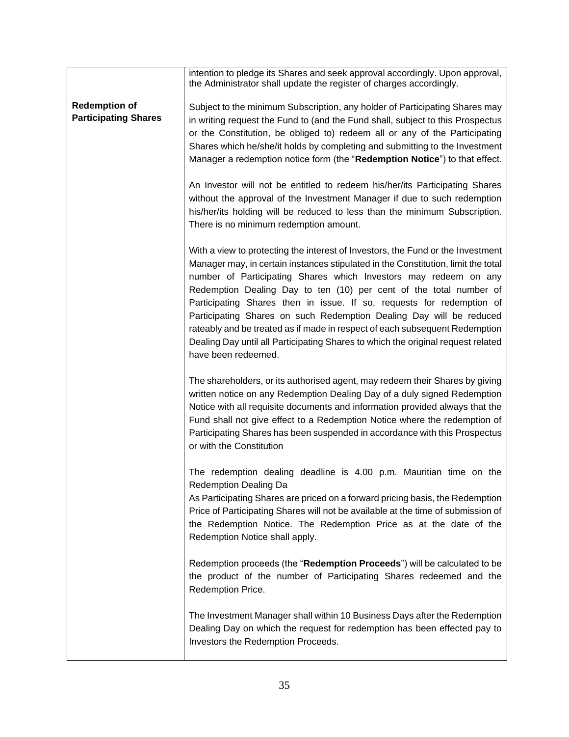| | |
|---|---|
| | intention to pledge its Shares and seek approval accordingly. Upon approval, the Administrator shall update the register of charges accordingly. |
| **Redemption of Participating Shares** | Subject to the minimum Subscription, any holder of Participating Shares may in writing request the Fund to (and the Fund shall, subject to this Prospectus or the Constitution, be obliged to) redeem all or any of the Participating Shares which he/she/it holds by completing and submitting to the Investment Manager a redemption notice form (the "**Redemption Notice**") to that effect.<br><br>An Investor will not be entitled to redeem his/her/its Participating Shares without the approval of the Investment Manager if due to such redemption his/her/its holding will be reduced to less than the minimum Subscription. There is no minimum redemption amount.<br><br>With a view to protecting the interest of Investors, the Fund or the Investment Manager may, in certain instances stipulated in the Constitution, limit the total number of Participating Shares which Investors may redeem on any Redemption Dealing Day to ten (10) per cent of the total number of Participating Shares then in issue. If so, requests for redemption of Participating Shares on such Redemption Dealing Day will be reduced rateably and be treated as if made in respect of each subsequent Redemption Dealing Day until all Participating Shares to which the original request related have been redeemed.<br><br>The shareholders, or its authorised agent, may redeem their Shares by giving written notice on any Redemption Dealing Day of a duly signed Redemption Notice with all requisite documents and information provided always that the Fund shall not give effect to a Redemption Notice where the redemption of Participating Shares has been suspended in accordance with this Prospectus or with the Constitution<br><br>The redemption dealing deadline is 4.00 p.m. Mauritian time on the Redemption Dealing Da<br>As Participating Shares are priced on a forward pricing basis, the Redemption Price of Participating Shares will not be available at the time of submission of the Redemption Notice. The Redemption Price as at the date of the Redemption Notice shall apply.<br><br>Redemption proceeds (the "**Redemption Proceeds**") will be calculated to be the product of the number of Participating Shares redeemed and the Redemption Price.<br><br>The Investment Manager shall within 10 Business Days after the Redemption Dealing Day on which the request for redemption has been effected pay to Investors the Redemption Proceeds. |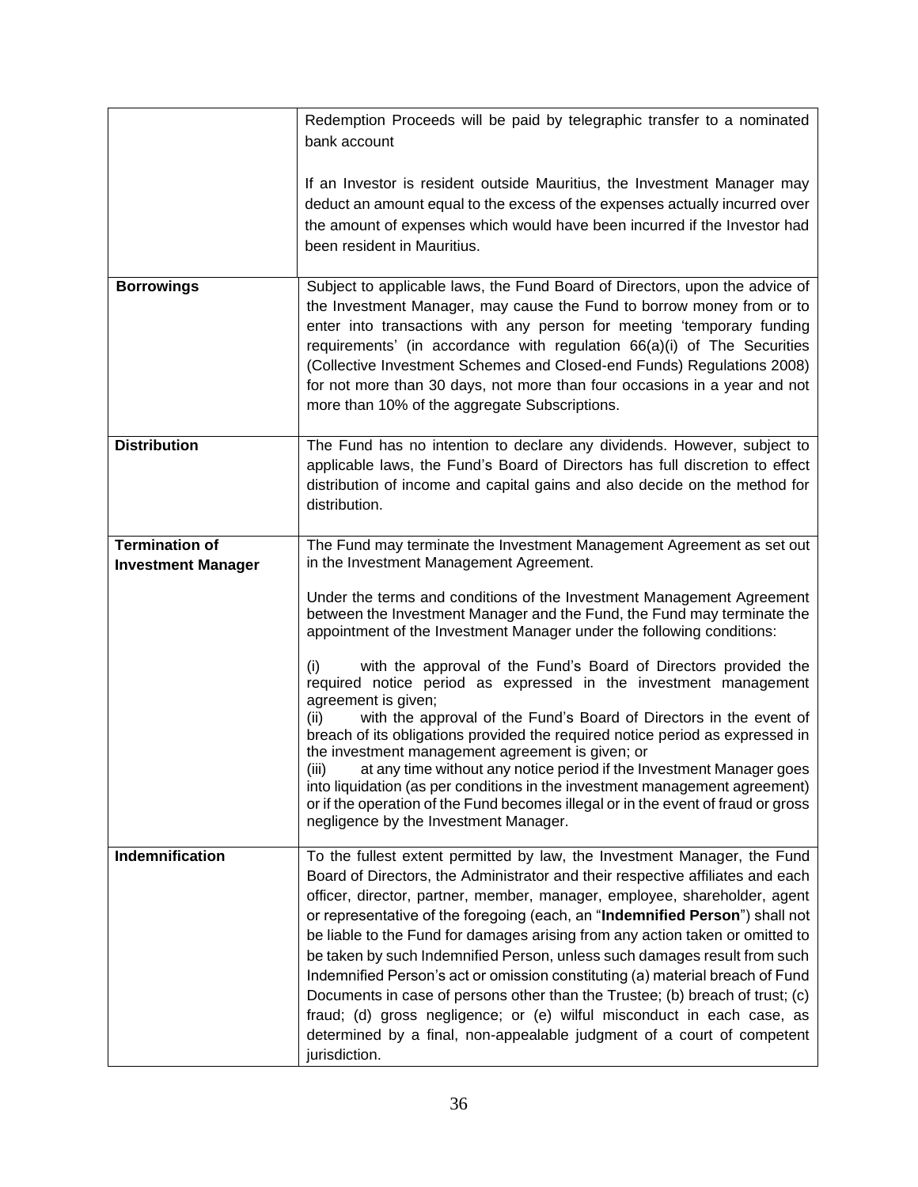| | |
|---|---|
| | Redemption Proceeds will be paid by telegraphic transfer to a nominated bank account<br><br>If an Investor is resident outside Mauritius, the Investment Manager may deduct an amount equal to the excess of the expenses actually incurred over the amount of expenses which would have been incurred if the Investor had been resident in Mauritius. |
| **Borrowings** | Subject to applicable laws, the Fund Board of Directors, upon the advice of the Investment Manager, may cause the Fund to borrow money from or to enter into transactions with any person for meeting 'temporary funding requirements' (in accordance with regulation 66(a)(i) of The Securities (Collective Investment Schemes and Closed-end Funds) Regulations 2008) for not more than 30 days, not more than four occasions in a year and not more than 10% of the aggregate Subscriptions. |
| **Distribution** | The Fund has no intention to declare any dividends. However, subject to applicable laws, the Fund's Board of Directors has full discretion to effect distribution of income and capital gains and also decide on the method for distribution. |
| **Termination of Investment Manager** | The Fund may terminate the Investment Management Agreement as set out in the Investment Management Agreement.<br><br>Under the terms and conditions of the Investment Management Agreement between the Investment Manager and the Fund, the Fund may terminate the appointment of the Investment Manager under the following conditions:<br><br>(i) with the approval of the Fund's Board of Directors provided the required notice period as expressed in the investment management agreement is given;<br>(ii) with the approval of the Fund's Board of Directors in the event of breach of its obligations provided the required notice period as expressed in the investment management agreement is given; or<br>(iii) at any time without any notice period if the Investment Manager goes into liquidation (as per conditions in the investment management agreement) or if the operation of the Fund becomes illegal or in the event of fraud or gross negligence by the Investment Manager. |
| **Indemnification** | To the fullest extent permitted by law, the Investment Manager, the Fund Board of Directors, the Administrator and their respective affiliates and each officer, director, partner, member, manager, employee, shareholder, agent or representative of the foregoing (each, an "**Indemnified Person**") shall not be liable to the Fund for damages arising from any action taken or omitted to be taken by such Indemnified Person, unless such damages result from such Indemnified Person's act or omission constituting (a) material breach of Fund Documents in case of persons other than the Trustee; (b) breach of trust; (c) fraud; (d) gross negligence; or (e) wilful misconduct in each case, as determined by a final, non-appealable judgment of a court of competent jurisdiction. |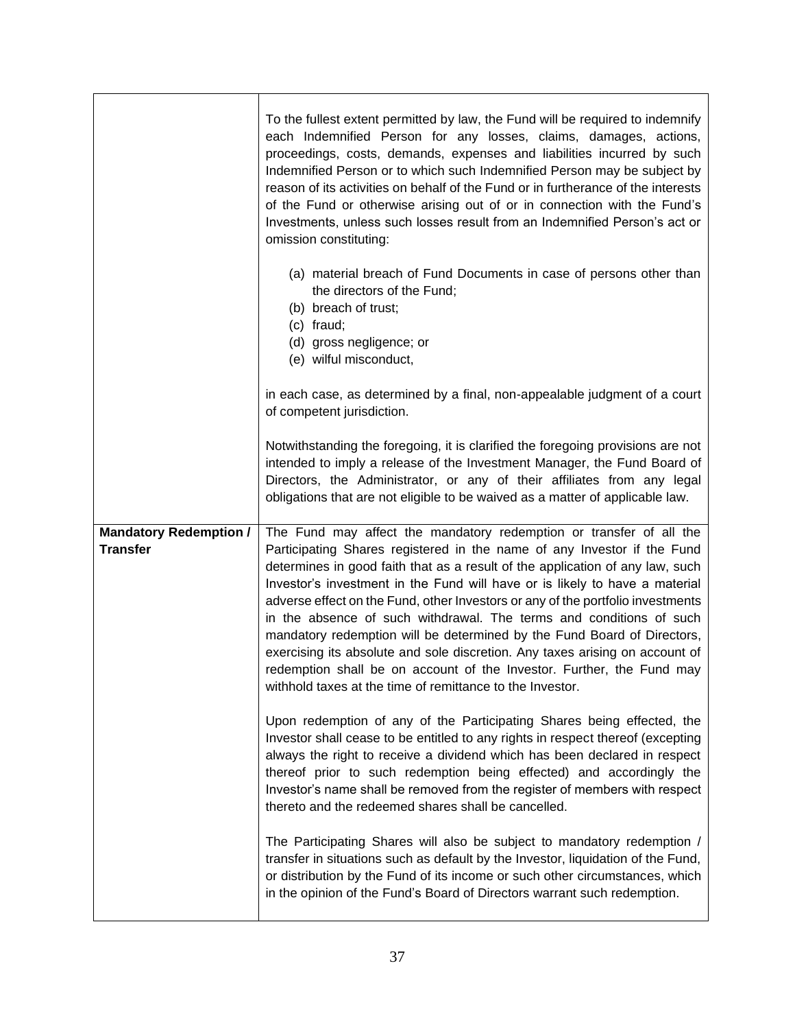| | |
|---|---|
| | To the fullest extent permitted by law, the Fund will be required to indemnify each Indemnified Person for any losses, claims, damages, actions, proceedings, costs, demands, expenses and liabilities incurred by such Indemnified Person or to which such Indemnified Person may be subject by reason of its activities on behalf of the Fund or in furtherance of the interests of the Fund or otherwise arising out of or in connection with the Fund's Investments, unless such losses result from an Indemnified Person's act or omission constituting:<br><br>(a) material breach of Fund Documents in case of persons other than the directors of the Fund;<br>(b) breach of trust;<br>(c) fraud;<br>(d) gross negligence; or<br>(e) wilful misconduct,<br><br>in each case, as determined by a final, non-appealable judgment of a court of competent jurisdiction.<br><br>Notwithstanding the foregoing, it is clarified the foregoing provisions are not intended to imply a release of the Investment Manager, the Fund Board of Directors, the Administrator, or any of their affiliates from any legal obligations that are not eligible to be waived as a matter of applicable law. |
| **Mandatory Redemption / Transfer** | The Fund may affect the mandatory redemption or transfer of all the Participating Shares registered in the name of any Investor if the Fund determines in good faith that as a result of the application of any law, such Investor's investment in the Fund will have or is likely to have a material adverse effect on the Fund, other Investors or any of the portfolio investments in the absence of such withdrawal. The terms and conditions of such mandatory redemption will be determined by the Fund Board of Directors, exercising its absolute and sole discretion. Any taxes arising on account of redemption shall be on account of the Investor. Further, the Fund may withhold taxes at the time of remittance to the Investor.<br><br>Upon redemption of any of the Participating Shares being effected, the Investor shall cease to be entitled to any rights in respect thereof (excepting always the right to receive a dividend which has been declared in respect thereof prior to such redemption being effected) and accordingly the Investor's name shall be removed from the register of members with respect thereto and the redeemed shares shall be cancelled.<br><br>The Participating Shares will also be subject to mandatory redemption / transfer in situations such as default by the Investor, liquidation of the Fund, or distribution by the Fund of its income or such other circumstances, which in the opinion of the Fund's Board of Directors warrant such redemption. |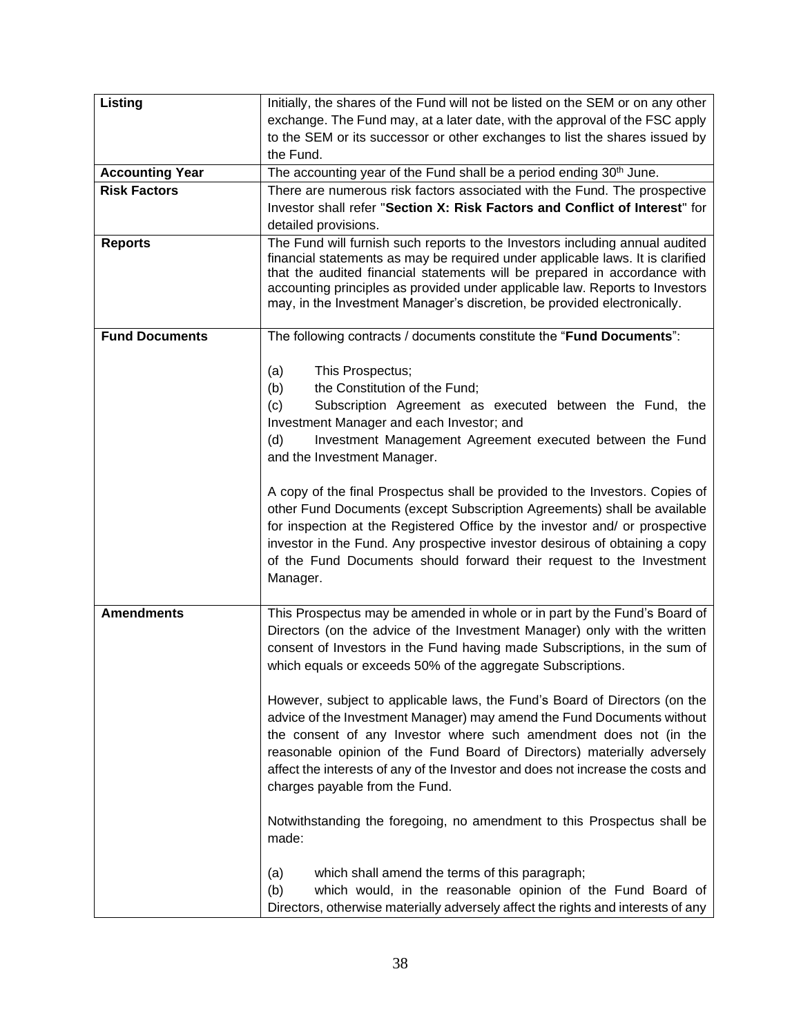| | |
|---|---|
| **Listing** | Initially, the shares of the Fund will not be listed on the SEM or on any other exchange. The Fund may, at a later date, with the approval of the FSC apply to the SEM or its successor or other exchanges to list the shares issued by the Fund. |
| **Accounting Year** | The accounting year of the Fund shall be a period ending 30th June. |
| **Risk Factors** | There are numerous risk factors associated with the Fund. The prospective Investor shall refer "**Section X: Risk Factors and Conflict of Interest**" for detailed provisions. |
| **Reports** | The Fund will furnish such reports to the Investors including annual audited financial statements as may be required under applicable laws. It is clarified that the audited financial statements will be prepared in accordance with accounting principles as provided under applicable law. Reports to Investors may, in the Investment Manager's discretion, be provided electronically. |
| **Fund Documents** | The following contracts / documents constitute the "**Fund Documents**":<br><br>(a) This Prospectus;<br>(b) the Constitution of the Fund;<br>(c) Subscription Agreement as executed between the Fund, the Investment Manager and each Investor; and<br>(d) Investment Management Agreement executed between the Fund and the Investment Manager.<br><br>A copy of the final Prospectus shall be provided to the Investors. Copies of other Fund Documents (except Subscription Agreements) shall be available for inspection at the Registered Office by the investor and/ or prospective investor in the Fund. Any prospective investor desirous of obtaining a copy of the Fund Documents should forward their request to the Investment Manager. |
| **Amendments** | This Prospectus may be amended in whole or in part by the Fund's Board of Directors (on the advice of the Investment Manager) only with the written consent of Investors in the Fund having made Subscriptions, in the sum of which equals or exceeds 50% of the aggregate Subscriptions.<br><br>However, subject to applicable laws, the Fund's Board of Directors (on the advice of the Investment Manager) may amend the Fund Documents without the consent of any Investor where such amendment does not (in the reasonable opinion of the Fund Board of Directors) materially adversely affect the interests of any of the Investor and does not increase the costs and charges payable from the Fund.<br><br>Notwithstanding the foregoing, no amendment to this Prospectus shall be made:<br><br>(a) which shall amend the terms of this paragraph;<br>(b) which would, in the reasonable opinion of the Fund Board of Directors, otherwise materially adversely affect the rights and interests of any |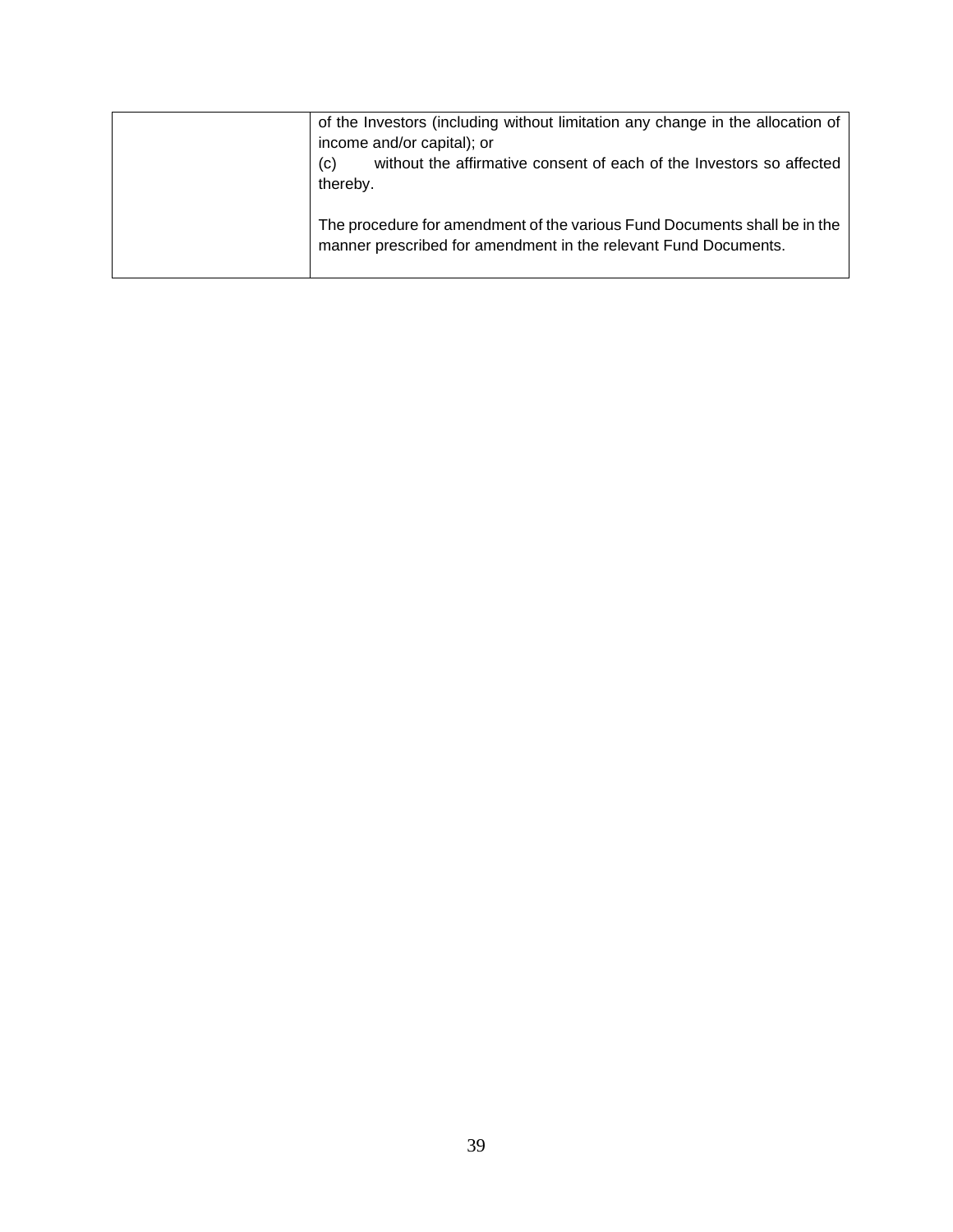| | |
|---|---|
| | of the Investors (including without limitation any change in the allocation of income and/or capital); or<br>(c) without the affirmative consent of each of the Investors so affected thereby.<br><br>The procedure for amendment of the various Fund Documents shall be in the manner prescribed for amendment in the relevant Fund Documents. |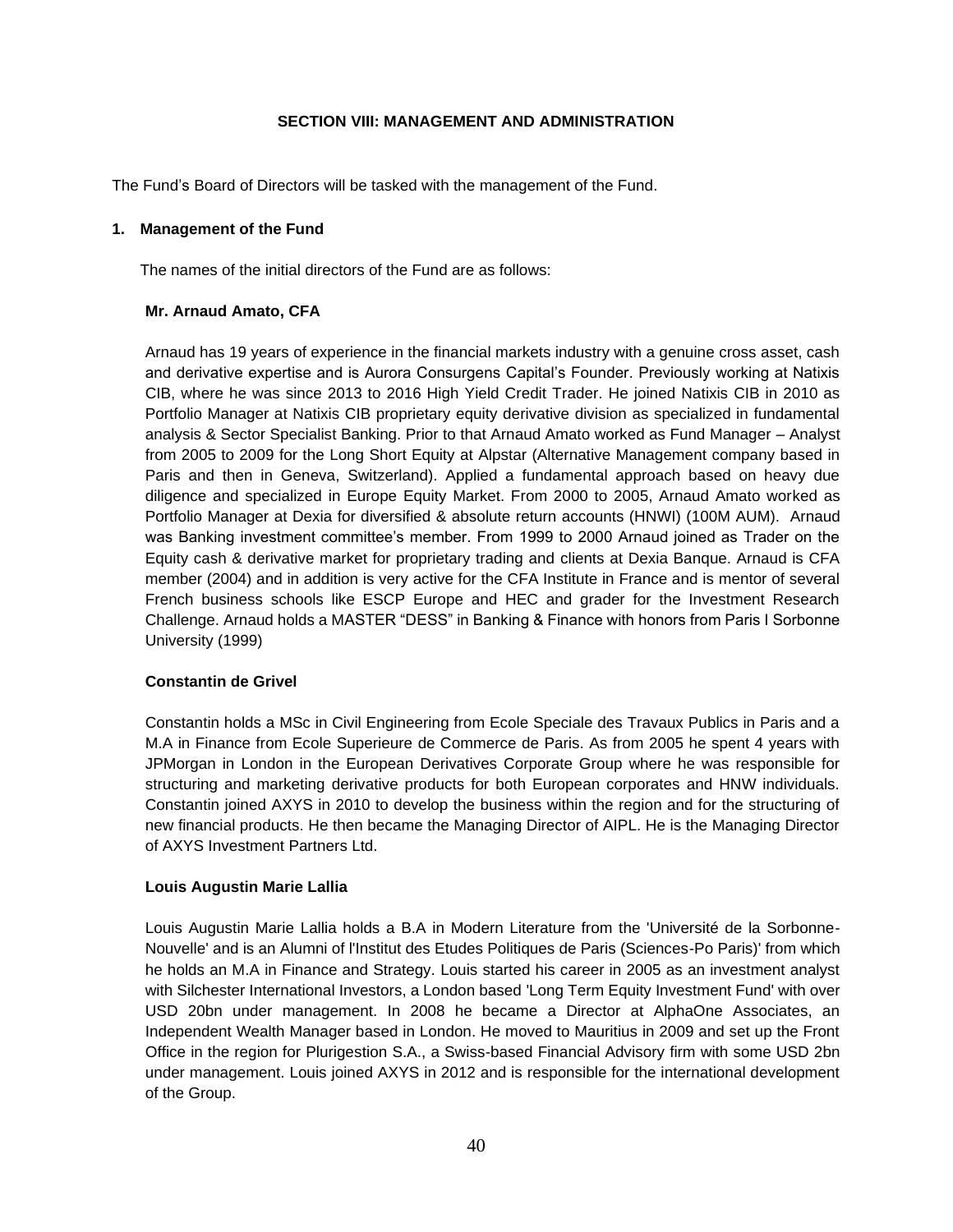## SECTION VIII: MANAGEMENT AND ADMINISTRATION

The Fund's Board of Directors will be tasked with the management of the Fund.

### 1. Management of the Fund

The names of the initial directors of the Fund are as follows:

**Mr. Arnaud Amato, CFA**

Arnaud has 19 years of experience in the financial markets industry with a genuine cross asset, cash and derivative expertise and is Aurora Consurgens Capital's Founder. Previously working at Natixis CIB, where he was since 2013 to 2016 High Yield Credit Trader. He joined Natixis CIB in 2010 as Portfolio Manager at Natixis CIB proprietary equity derivative division as specialized in fundamental analysis & Sector Specialist Banking. Prior to that Arnaud Amato worked as Fund Manager – Analyst from 2005 to 2009 for the Long Short Equity at Alpstar (Alternative Management company based in Paris and then in Geneva, Switzerland). Applied a fundamental approach based on heavy due diligence and specialized in Europe Equity Market. From 2000 to 2005, Arnaud Amato worked as Portfolio Manager at Dexia for diversified & absolute return accounts (HNWI) (100M AUM). Arnaud was Banking investment committee's member. From 1999 to 2000 Arnaud joined as Trader on the Equity cash & derivative market for proprietary trading and clients at Dexia Banque. Arnaud is CFA member (2004) and in addition is very active for the CFA Institute in France and is mentor of several French business schools like ESCP Europe and HEC and grader for the Investment Research Challenge. Arnaud holds a MASTER "DESS" in Banking & Finance with honors from Paris I Sorbonne University (1999)

**Constantin de Grivel**

Constantin holds a MSc in Civil Engineering from Ecole Speciale des Travaux Publics in Paris and a M.A in Finance from Ecole Superieure de Commerce de Paris. As from 2005 he spent 4 years with JPMorgan in London in the European Derivatives Corporate Group where he was responsible for structuring and marketing derivative products for both European corporates and HNW individuals. Constantin joined AXYS in 2010 to develop the business within the region and for the structuring of new financial products. He then became the Managing Director of AIPL. He is the Managing Director of AXYS Investment Partners Ltd.

**Louis Augustin Marie Lallia**

Louis Augustin Marie Lallia holds a B.A in Modern Literature from the 'Université de la Sorbonne-Nouvelle' and is an Alumni of l'Institut des Etudes Politiques de Paris (Sciences-Po Paris)' from which he holds an M.A in Finance and Strategy. Louis started his career in 2005 as an investment analyst with Silchester International Investors, a London based 'Long Term Equity Investment Fund' with over USD 20bn under management. In 2008 he became a Director at AlphaOne Associates, an Independent Wealth Manager based in London. He moved to Mauritius in 2009 and set up the Front Office in the region for Plurigestion S.A., a Swiss-based Financial Advisory firm with some USD 2bn under management. Louis joined AXYS in 2012 and is responsible for the international development of the Group.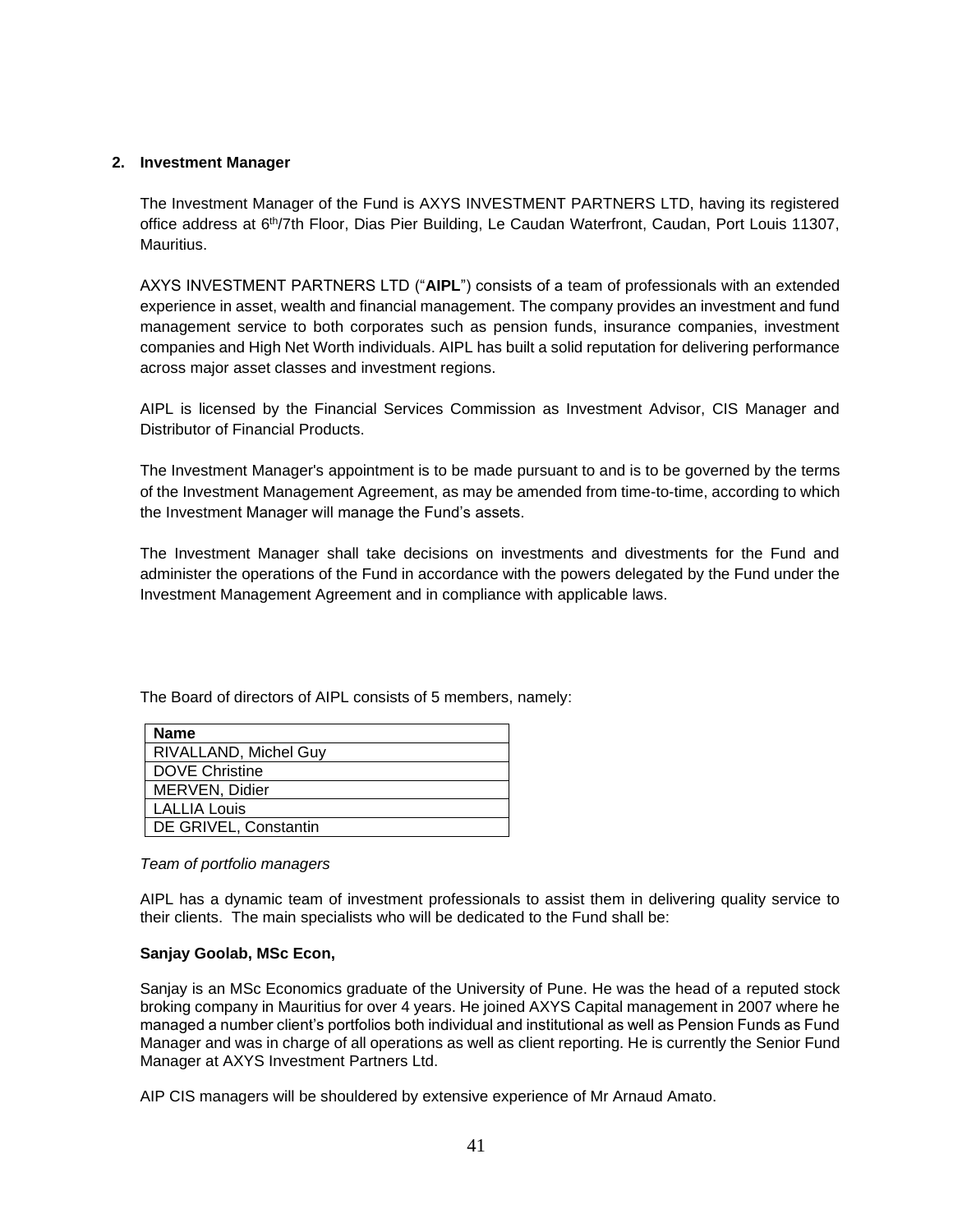## 2. Investment Manager

The Investment Manager of the Fund is AXYS INVESTMENT PARTNERS LTD, having its registered office address at 6th/7th Floor, Dias Pier Building, Le Caudan Waterfront, Caudan, Port Louis 11307, Mauritius.

AXYS INVESTMENT PARTNERS LTD ("**AIPL**") consists of a team of professionals with an extended experience in asset, wealth and financial management. The company provides an investment and fund management service to both corporates such as pension funds, insurance companies, investment companies and High Net Worth individuals. AIPL has built a solid reputation for delivering performance across major asset classes and investment regions.

AIPL is licensed by the Financial Services Commission as Investment Advisor, CIS Manager and Distributor of Financial Products.

The Investment Manager's appointment is to be made pursuant to and is to be governed by the terms of the Investment Management Agreement, as may be amended from time-to-time, according to which the Investment Manager will manage the Fund's assets.

The Investment Manager shall take decisions on investments and divestments for the Fund and administer the operations of the Fund in accordance with the powers delegated by the Fund under the Investment Management Agreement and in compliance with applicable laws.

The Board of directors of AIPL consists of 5 members, namely:

| Name |
| --- |
| RIVALLAND, Michel Guy |
| DOVE Christine |
| MERVEN, Didier |
| LALLIA Louis |
| DE GRIVEL, Constantin |

*Team of portfolio managers*

AIPL has a dynamic team of investment professionals to assist them in delivering quality service to their clients. The main specialists who will be dedicated to the Fund shall be:

**Sanjay Goolab, MSc Econ,**

Sanjay is an MSc Economics graduate of the University of Pune. He was the head of a reputed stock broking company in Mauritius for over 4 years. He joined AXYS Capital management in 2007 where he managed a number client's portfolios both individual and institutional as well as Pension Funds as Fund Manager and was in charge of all operations as well as client reporting. He is currently the Senior Fund Manager at AXYS Investment Partners Ltd.

AIP CIS managers will be shouldered by extensive experience of Mr Arnaud Amato.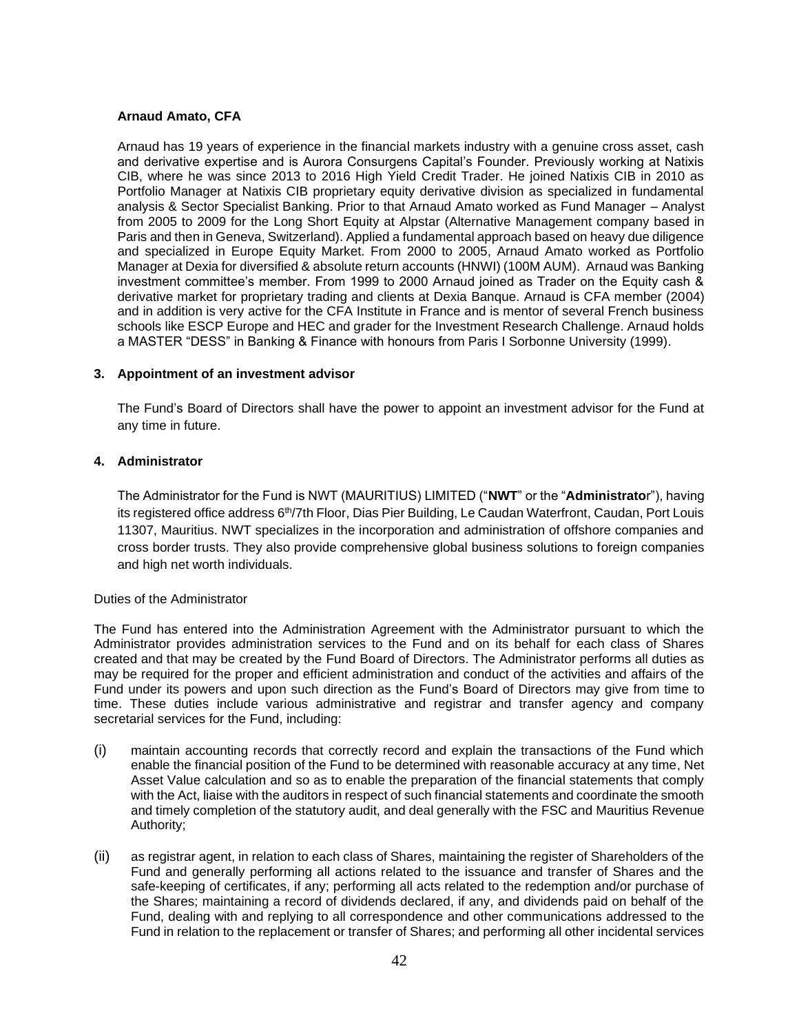**Arnaud Amato, CFA**

Arnaud has 19 years of experience in the financial markets industry with a genuine cross asset, cash and derivative expertise and is Aurora Consurgens Capital's Founder. Previously working at Natixis CIB, where he was since 2013 to 2016 High Yield Credit Trader. He joined Natixis CIB in 2010 as Portfolio Manager at Natixis CIB proprietary equity derivative division as specialized in fundamental analysis & Sector Specialist Banking. Prior to that Arnaud Amato worked as Fund Manager – Analyst from 2005 to 2009 for the Long Short Equity at Alpstar (Alternative Management company based in Paris and then in Geneva, Switzerland). Applied a fundamental approach based on heavy due diligence and specialized in Europe Equity Market. From 2000 to 2005, Arnaud Amato worked as Portfolio Manager at Dexia for diversified & absolute return accounts (HNWI) (100M AUM). Arnaud was Banking investment committee's member. From 1999 to 2000 Arnaud joined as Trader on the Equity cash & derivative market for proprietary trading and clients at Dexia Banque. Arnaud is CFA member (2004) and in addition is very active for the CFA Institute in France and is mentor of several French business schools like ESCP Europe and HEC and grader for the Investment Research Challenge. Arnaud holds a MASTER "DESS" in Banking & Finance with honours from Paris I Sorbonne University (1999).

**3. Appointment of an investment advisor**

The Fund's Board of Directors shall have the power to appoint an investment advisor for the Fund at any time in future.

**4. Administrator**

The Administrator for the Fund is NWT (MAURITIUS) LIMITED ("**NWT**" or the "**Administrator**"), having its registered office address 6th/7th Floor, Dias Pier Building, Le Caudan Waterfront, Caudan, Port Louis 11307, Mauritius. NWT specializes in the incorporation and administration of offshore companies and cross border trusts. They also provide comprehensive global business solutions to foreign companies and high net worth individuals.

Duties of the Administrator

The Fund has entered into the Administration Agreement with the Administrator pursuant to which the Administrator provides administration services to the Fund and on its behalf for each class of Shares created and that may be created by the Fund Board of Directors. The Administrator performs all duties as may be required for the proper and efficient administration and conduct of the activities and affairs of the Fund under its powers and upon such direction as the Fund's Board of Directors may give from time to time. These duties include various administrative and registrar and transfer agency and company secretarial services for the Fund, including:

(i) maintain accounting records that correctly record and explain the transactions of the Fund which enable the financial position of the Fund to be determined with reasonable accuracy at any time, Net Asset Value calculation and so as to enable the preparation of the financial statements that comply with the Act, liaise with the auditors in respect of such financial statements and coordinate the smooth and timely completion of the statutory audit, and deal generally with the FSC and Mauritius Revenue Authority;

(ii) as registrar agent, in relation to each class of Shares, maintaining the register of Shareholders of the Fund and generally performing all actions related to the issuance and transfer of Shares and the safe-keeping of certificates, if any; performing all acts related to the redemption and/or purchase of the Shares; maintaining a record of dividends declared, if any, and dividends paid on behalf of the Fund, dealing with and replying to all correspondence and other communications addressed to the Fund in relation to the replacement or transfer of Shares; and performing all other incidental services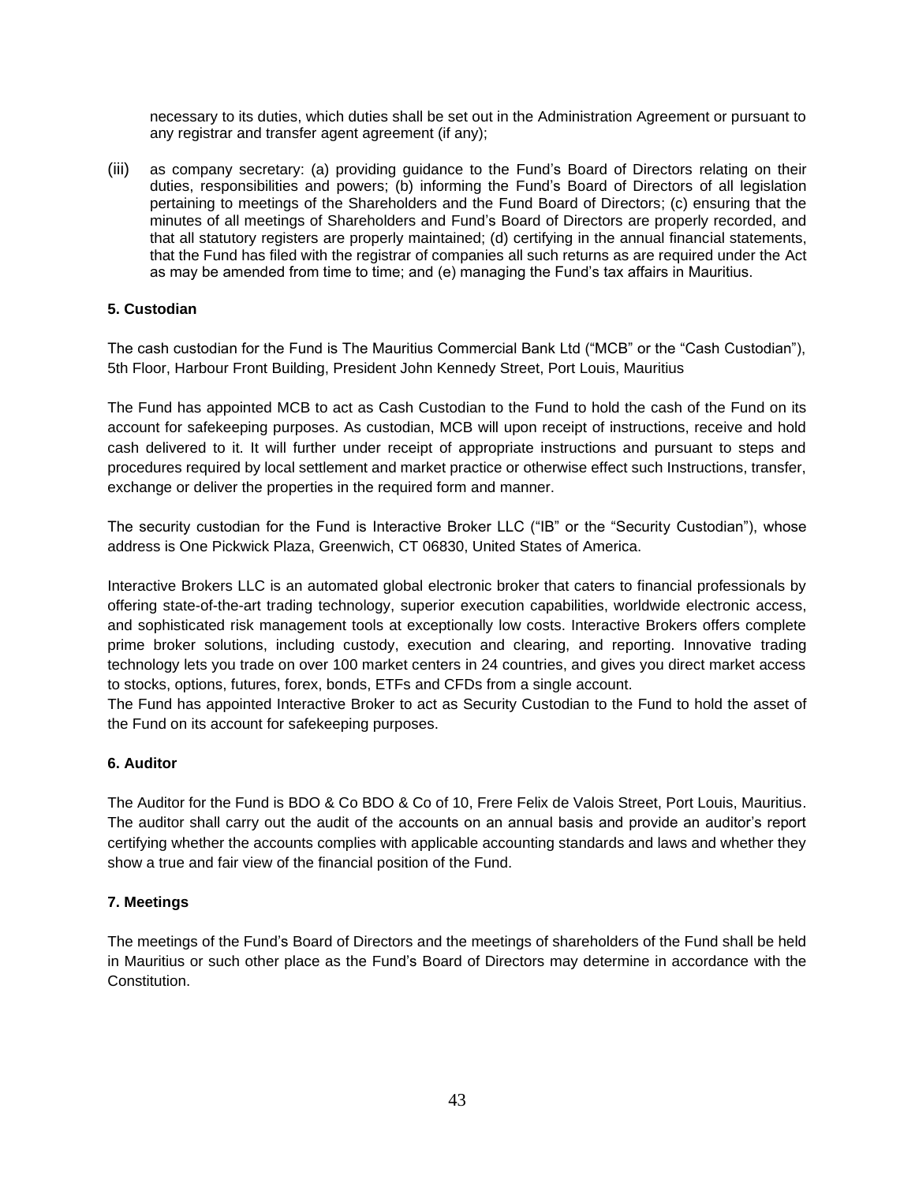necessary to its duties, which duties shall be set out in the Administration Agreement or pursuant to any registrar and transfer agent agreement (if any);

(iii) as company secretary: (a) providing guidance to the Fund's Board of Directors relating on their duties, responsibilities and powers; (b) informing the Fund's Board of Directors of all legislation pertaining to meetings of the Shareholders and the Fund Board of Directors; (c) ensuring that the minutes of all meetings of Shareholders and Fund's Board of Directors are properly recorded, and that all statutory registers are properly maintained; (d) certifying in the annual financial statements, that the Fund has filed with the registrar of companies all such returns as are required under the Act as may be amended from time to time; and (e) managing the Fund's tax affairs in Mauritius.

**5. Custodian**

The cash custodian for the Fund is The Mauritius Commercial Bank Ltd ("MCB" or the "Cash Custodian"), 5th Floor, Harbour Front Building, President John Kennedy Street, Port Louis, Mauritius

The Fund has appointed MCB to act as Cash Custodian to the Fund to hold the cash of the Fund on its account for safekeeping purposes. As custodian, MCB will upon receipt of instructions, receive and hold cash delivered to it. It will further under receipt of appropriate instructions and pursuant to steps and procedures required by local settlement and market practice or otherwise effect such Instructions, transfer, exchange or deliver the properties in the required form and manner.

The security custodian for the Fund is Interactive Broker LLC ("IB" or the "Security Custodian"), whose address is One Pickwick Plaza, Greenwich, CT 06830, United States of America.

Interactive Brokers LLC is an automated global electronic broker that caters to financial professionals by offering state-of-the-art trading technology, superior execution capabilities, worldwide electronic access, and sophisticated risk management tools at exceptionally low costs. Interactive Brokers offers complete prime broker solutions, including custody, execution and clearing, and reporting. Innovative trading technology lets you trade on over 100 market centers in 24 countries, and gives you direct market access to stocks, options, futures, forex, bonds, ETFs and CFDs from a single account.
The Fund has appointed Interactive Broker to act as Security Custodian to the Fund to hold the asset of the Fund on its account for safekeeping purposes.

**6. Auditor**

The Auditor for the Fund is BDO & Co BDO & Co of 10, Frere Felix de Valois Street, Port Louis, Mauritius. The auditor shall carry out the audit of the accounts on an annual basis and provide an auditor's report certifying whether the accounts complies with applicable accounting standards and laws and whether they show a true and fair view of the financial position of the Fund.

**7. Meetings**

The meetings of the Fund's Board of Directors and the meetings of shareholders of the Fund shall be held in Mauritius or such other place as the Fund's Board of Directors may determine in accordance with the Constitution.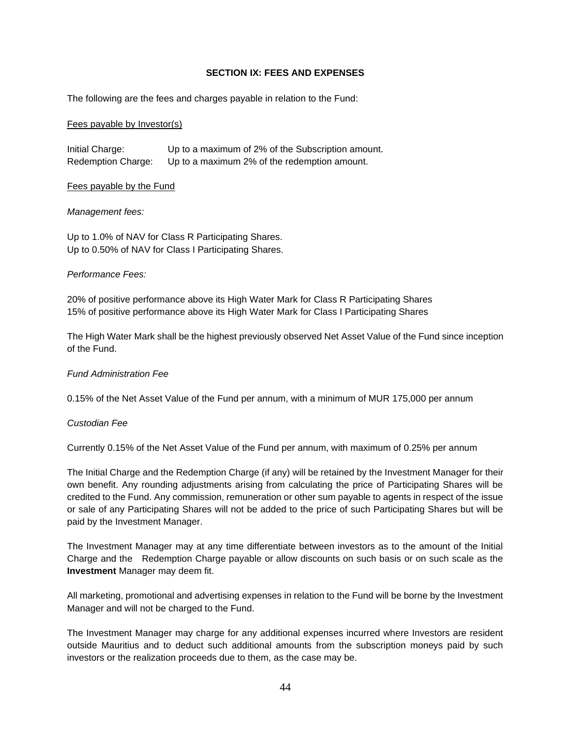## SECTION IX: FEES AND EXPENSES

The following are the fees and charges payable in relation to the Fund:

<u>Fees payable by Investor(s)</u>

Initial Charge: Up to a maximum of 2% of the Subscription amount.
Redemption Charge: Up to a maximum 2% of the redemption amount.

<u>Fees payable by the Fund</u>

*Management fees:*

Up to 1.0% of NAV for Class R Participating Shares.
Up to 0.50% of NAV for Class I Participating Shares.

*Performance Fees:*

20% of positive performance above its High Water Mark for Class R Participating Shares
15% of positive performance above its High Water Mark for Class I Participating Shares

The High Water Mark shall be the highest previously observed Net Asset Value of the Fund since inception of the Fund.

*Fund Administration Fee*

0.15% of the Net Asset Value of the Fund per annum, with a minimum of MUR 175,000 per annum

*Custodian Fee*

Currently 0.15% of the Net Asset Value of the Fund per annum, with maximum of 0.25% per annum

The Initial Charge and the Redemption Charge (if any) will be retained by the Investment Manager for their own benefit. Any rounding adjustments arising from calculating the price of Participating Shares will be credited to the Fund. Any commission, remuneration or other sum payable to agents in respect of the issue or sale of any Participating Shares will not be added to the price of such Participating Shares but will be paid by the Investment Manager.

The Investment Manager may at any time differentiate between investors as to the amount of the Initial Charge and the Redemption Charge payable or allow discounts on such basis or on such scale as the **Investment** Manager may deem fit.

All marketing, promotional and advertising expenses in relation to the Fund will be borne by the Investment Manager and will not be charged to the Fund.

The Investment Manager may charge for any additional expenses incurred where Investors are resident outside Mauritius and to deduct such additional amounts from the subscription moneys paid by such investors or the realization proceeds due to them, as the case may be.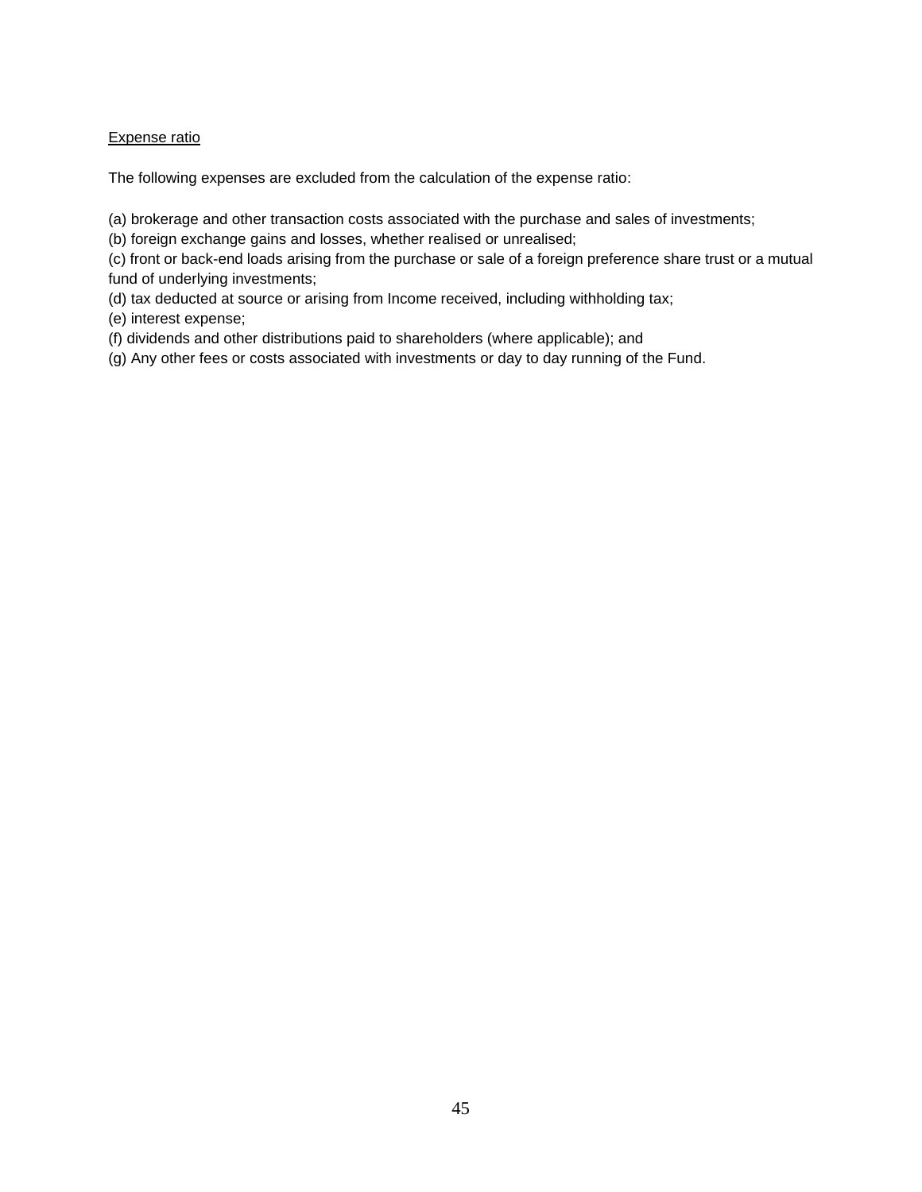<u>Expense ratio</u>

The following expenses are excluded from the calculation of the expense ratio:

(a) brokerage and other transaction costs associated with the purchase and sales of investments;
(b) foreign exchange gains and losses, whether realised or unrealised;
(c) front or back-end loads arising from the purchase or sale of a foreign preference share trust or a mutual fund of underlying investments;
(d) tax deducted at source or arising from Income received, including withholding tax;
(e) interest expense;
(f) dividends and other distributions paid to shareholders (where applicable); and
(g) Any other fees or costs associated with investments or day to day running of the Fund.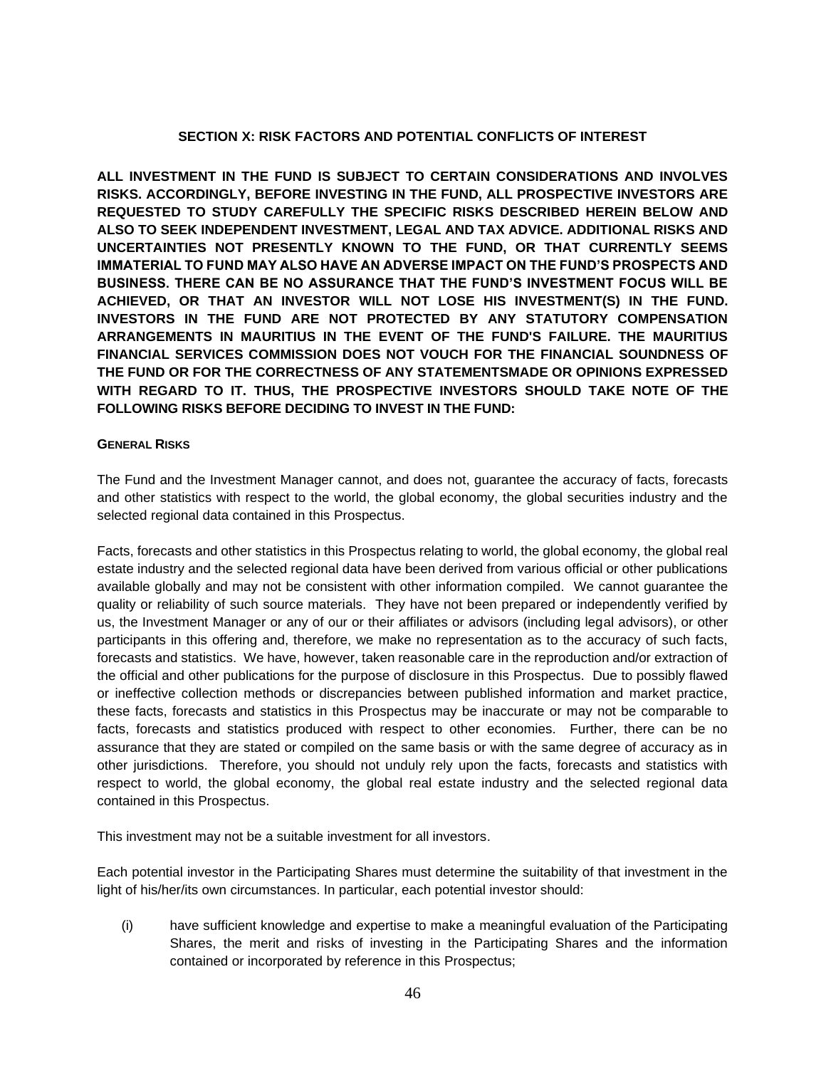## SECTION X: RISK FACTORS AND POTENTIAL CONFLICTS OF INTEREST

**ALL INVESTMENT IN THE FUND IS SUBJECT TO CERTAIN CONSIDERATIONS AND INVOLVES RISKS. ACCORDINGLY, BEFORE INVESTING IN THE FUND, ALL PROSPECTIVE INVESTORS ARE REQUESTED TO STUDY CAREFULLY THE SPECIFIC RISKS DESCRIBED HEREIN BELOW AND ALSO TO SEEK INDEPENDENT INVESTMENT, LEGAL AND TAX ADVICE. ADDITIONAL RISKS AND UNCERTAINTIES NOT PRESENTLY KNOWN TO THE FUND, OR THAT CURRENTLY SEEMS IMMATERIAL TO FUND MAY ALSO HAVE AN ADVERSE IMPACT ON THE FUND'S PROSPECTS AND BUSINESS. THERE CAN BE NO ASSURANCE THAT THE FUND'S INVESTMENT FOCUS WILL BE ACHIEVED, OR THAT AN INVESTOR WILL NOT LOSE HIS INVESTMENT(S) IN THE FUND. INVESTORS IN THE FUND ARE NOT PROTECTED BY ANY STATUTORY COMPENSATION ARRANGEMENTS IN MAURITIUS IN THE EVENT OF THE FUND'S FAILURE. THE MAURITIUS FINANCIAL SERVICES COMMISSION DOES NOT VOUCH FOR THE FINANCIAL SOUNDNESS OF THE FUND OR FOR THE CORRECTNESS OF ANY STATEMENTSMADE OR OPINIONS EXPRESSED WITH REGARD TO IT. THUS, THE PROSPECTIVE INVESTORS SHOULD TAKE NOTE OF THE FOLLOWING RISKS BEFORE DECIDING TO INVEST IN THE FUND:**

### GENERAL RISKS

The Fund and the Investment Manager cannot, and does not, guarantee the accuracy of facts, forecasts and other statistics with respect to the world, the global economy, the global securities industry and the selected regional data contained in this Prospectus.

Facts, forecasts and other statistics in this Prospectus relating to world, the global economy, the global real estate industry and the selected regional data have been derived from various official or other publications available globally and may not be consistent with other information compiled. We cannot guarantee the quality or reliability of such source materials. They have not been prepared or independently verified by us, the Investment Manager or any of our or their affiliates or advisors (including legal advisors), or other participants in this offering and, therefore, we make no representation as to the accuracy of such facts, forecasts and statistics. We have, however, taken reasonable care in the reproduction and/or extraction of the official and other publications for the purpose of disclosure in this Prospectus. Due to possibly flawed or ineffective collection methods or discrepancies between published information and market practice, these facts, forecasts and statistics in this Prospectus may be inaccurate or may not be comparable to facts, forecasts and statistics produced with respect to other economies. Further, there can be no assurance that they are stated or compiled on the same basis or with the same degree of accuracy as in other jurisdictions. Therefore, you should not unduly rely upon the facts, forecasts and statistics with respect to world, the global economy, the global real estate industry and the selected regional data contained in this Prospectus.

This investment may not be a suitable investment for all investors.

Each potential investor in the Participating Shares must determine the suitability of that investment in the light of his/her/its own circumstances. In particular, each potential investor should:

(i) have sufficient knowledge and expertise to make a meaningful evaluation of the Participating Shares, the merit and risks of investing in the Participating Shares and the information contained or incorporated by reference in this Prospectus;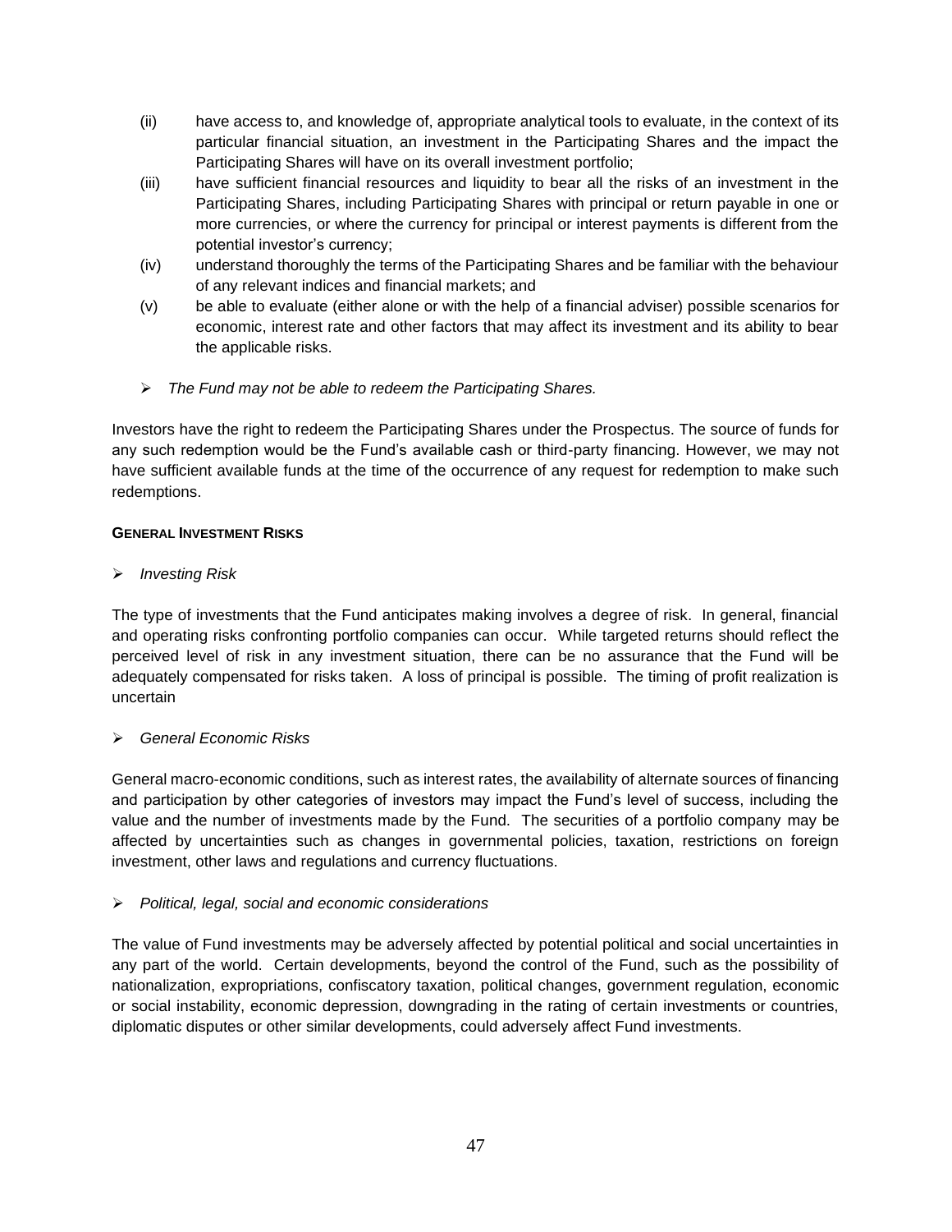(ii) have access to, and knowledge of, appropriate analytical tools to evaluate, in the context of its particular financial situation, an investment in the Participating Shares and the impact the Participating Shares will have on its overall investment portfolio;

(iii) have sufficient financial resources and liquidity to bear all the risks of an investment in the Participating Shares, including Participating Shares with principal or return payable in one or more currencies, or where the currency for principal or interest payments is different from the potential investor's currency;

(iv) understand thoroughly the terms of the Participating Shares and be familiar with the behaviour of any relevant indices and financial markets; and

(v) be able to evaluate (either alone or with the help of a financial adviser) possible scenarios for economic, interest rate and other factors that may affect its investment and its ability to bear the applicable risks.

➢ *The Fund may not be able to redeem the Participating Shares.*

Investors have the right to redeem the Participating Shares under the Prospectus. The source of funds for any such redemption would be the Fund's available cash or third-party financing. However, we may not have sufficient available funds at the time of the occurrence of any request for redemption to make such redemptions.

**GENERAL INVESTMENT RISKS**

➢ *Investing Risk*

The type of investments that the Fund anticipates making involves a degree of risk. In general, financial and operating risks confronting portfolio companies can occur. While targeted returns should reflect the perceived level of risk in any investment situation, there can be no assurance that the Fund will be adequately compensated for risks taken. A loss of principal is possible. The timing of profit realization is uncertain

➢ *General Economic Risks*

General macro-economic conditions, such as interest rates, the availability of alternate sources of financing and participation by other categories of investors may impact the Fund's level of success, including the value and the number of investments made by the Fund. The securities of a portfolio company may be affected by uncertainties such as changes in governmental policies, taxation, restrictions on foreign investment, other laws and regulations and currency fluctuations.

➢ *Political, legal, social and economic considerations*

The value of Fund investments may be adversely affected by potential political and social uncertainties in any part of the world. Certain developments, beyond the control of the Fund, such as the possibility of nationalization, expropriations, confiscatory taxation, political changes, government regulation, economic or social instability, economic depression, downgrading in the rating of certain investments or countries, diplomatic disputes or other similar developments, could adversely affect Fund investments.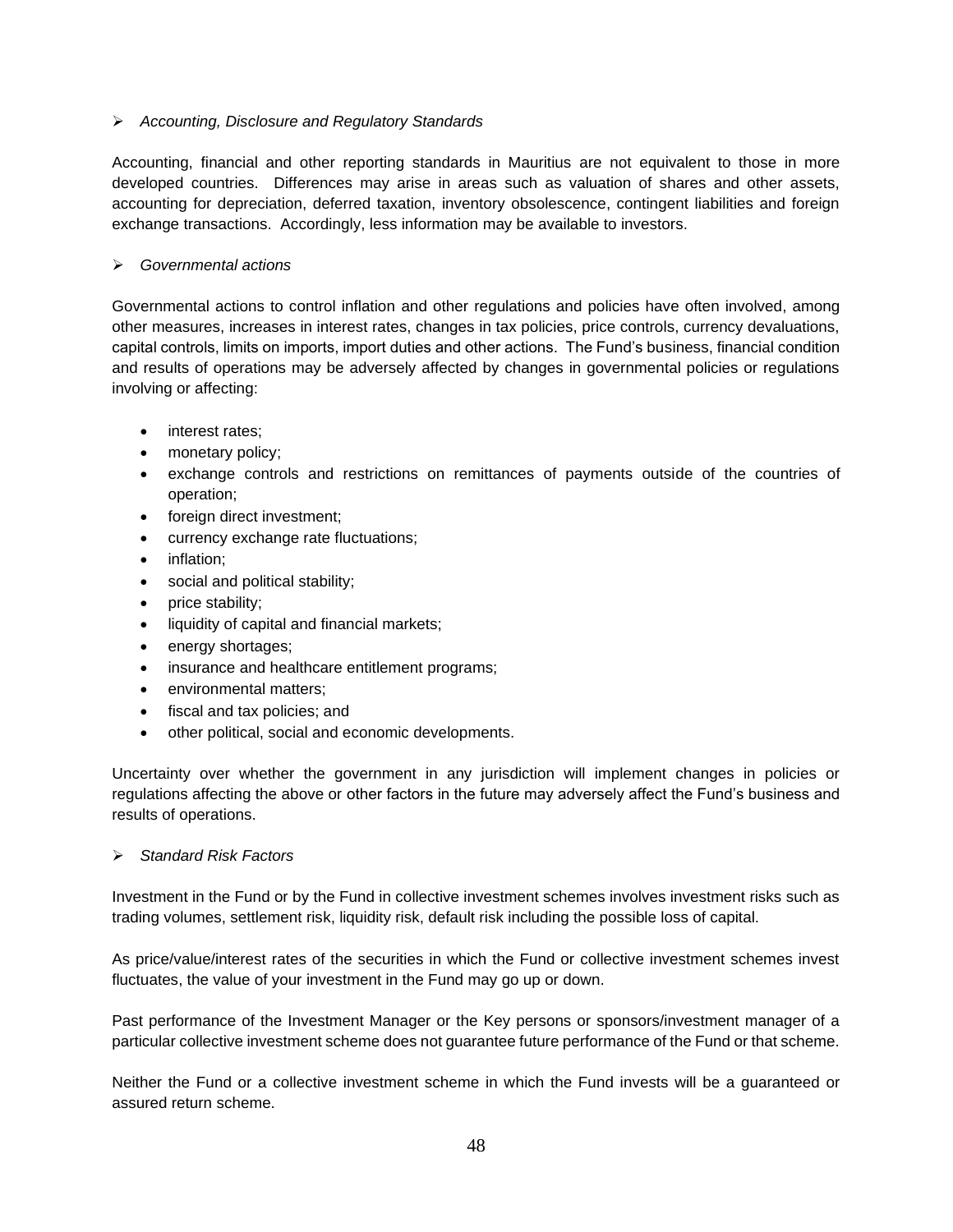- *Accounting, Disclosure and Regulatory Standards*

Accounting, financial and other reporting standards in Mauritius are not equivalent to those in more developed countries. Differences may arise in areas such as valuation of shares and other assets, accounting for depreciation, deferred taxation, inventory obsolescence, contingent liabilities and foreign exchange transactions. Accordingly, less information may be available to investors.

- *Governmental actions*

Governmental actions to control inflation and other regulations and policies have often involved, among other measures, increases in interest rates, changes in tax policies, price controls, currency devaluations, capital controls, limits on imports, import duties and other actions. The Fund's business, financial condition and results of operations may be adversely affected by changes in governmental policies or regulations involving or affecting:

- interest rates;
- monetary policy;
- exchange controls and restrictions on remittances of payments outside of the countries of operation;
- foreign direct investment;
- currency exchange rate fluctuations;
- inflation;
- social and political stability;
- price stability;
- liquidity of capital and financial markets;
- energy shortages;
- insurance and healthcare entitlement programs;
- environmental matters;
- fiscal and tax policies; and
- other political, social and economic developments.

Uncertainty over whether the government in any jurisdiction will implement changes in policies or regulations affecting the above or other factors in the future may adversely affect the Fund's business and results of operations.

- *Standard Risk Factors*

Investment in the Fund or by the Fund in collective investment schemes involves investment risks such as trading volumes, settlement risk, liquidity risk, default risk including the possible loss of capital.

As price/value/interest rates of the securities in which the Fund or collective investment schemes invest fluctuates, the value of your investment in the Fund may go up or down.

Past performance of the Investment Manager or the Key persons or sponsors/investment manager of a particular collective investment scheme does not guarantee future performance of the Fund or that scheme.

Neither the Fund or a collective investment scheme in which the Fund invests will be a guaranteed or assured return scheme.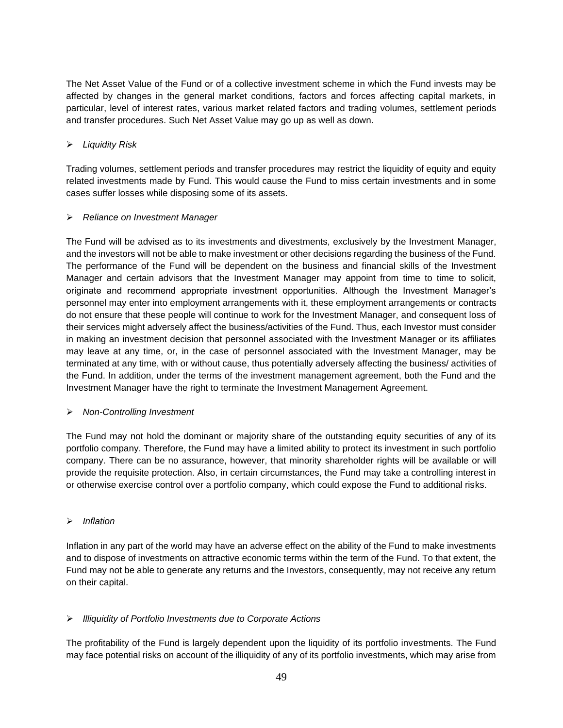The Net Asset Value of the Fund or of a collective investment scheme in which the Fund invests may be affected by changes in the general market conditions, factors and forces affecting capital markets, in particular, level of interest rates, various market related factors and trading volumes, settlement periods and transfer procedures. Such Net Asset Value may go up as well as down.

- *Liquidity Risk*

Trading volumes, settlement periods and transfer procedures may restrict the liquidity of equity and equity related investments made by Fund. This would cause the Fund to miss certain investments and in some cases suffer losses while disposing some of its assets.

- *Reliance on Investment Manager*

The Fund will be advised as to its investments and divestments, exclusively by the Investment Manager, and the investors will not be able to make investment or other decisions regarding the business of the Fund. The performance of the Fund will be dependent on the business and financial skills of the Investment Manager and certain advisors that the Investment Manager may appoint from time to time to solicit, originate and recommend appropriate investment opportunities. Although the Investment Manager's personnel may enter into employment arrangements with it, these employment arrangements or contracts do not ensure that these people will continue to work for the Investment Manager, and consequent loss of their services might adversely affect the business/activities of the Fund. Thus, each Investor must consider in making an investment decision that personnel associated with the Investment Manager or its affiliates may leave at any time, or, in the case of personnel associated with the Investment Manager, may be terminated at any time, with or without cause, thus potentially adversely affecting the business/ activities of the Fund. In addition, under the terms of the investment management agreement, both the Fund and the Investment Manager have the right to terminate the Investment Management Agreement.

- *Non-Controlling Investment*

The Fund may not hold the dominant or majority share of the outstanding equity securities of any of its portfolio company. Therefore, the Fund may have a limited ability to protect its investment in such portfolio company. There can be no assurance, however, that minority shareholder rights will be available or will provide the requisite protection. Also, in certain circumstances, the Fund may take a controlling interest in or otherwise exercise control over a portfolio company, which could expose the Fund to additional risks.

- *Inflation*

Inflation in any part of the world may have an adverse effect on the ability of the Fund to make investments and to dispose of investments on attractive economic terms within the term of the Fund. To that extent, the Fund may not be able to generate any returns and the Investors, consequently, may not receive any return on their capital.

- *Illiquidity of Portfolio Investments due to Corporate Actions*

The profitability of the Fund is largely dependent upon the liquidity of its portfolio investments. The Fund may face potential risks on account of the illiquidity of any of its portfolio investments, which may arise from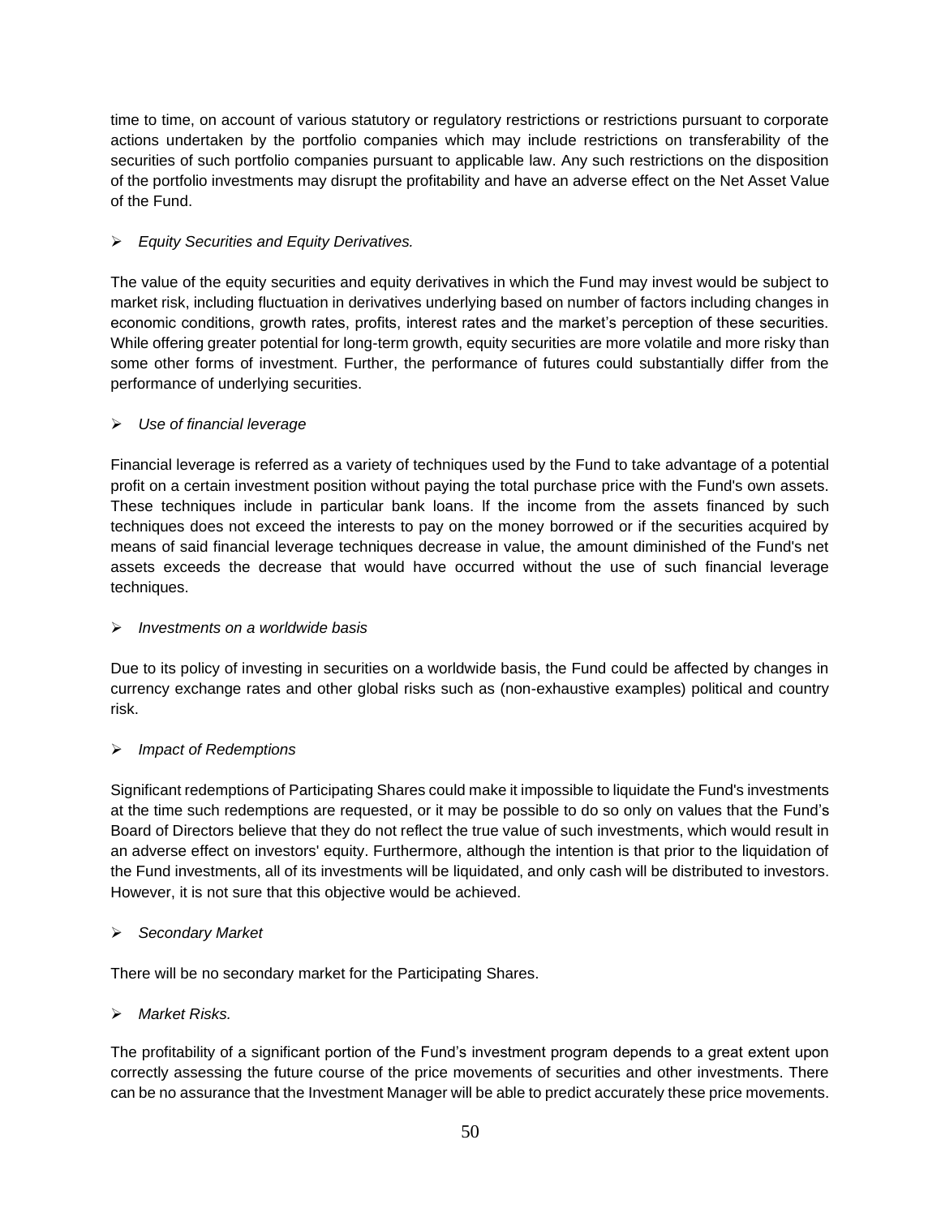time to time, on account of various statutory or regulatory restrictions or restrictions pursuant to corporate actions undertaken by the portfolio companies which may include restrictions on transferability of the securities of such portfolio companies pursuant to applicable law. Any such restrictions on the disposition of the portfolio investments may disrupt the profitability and have an adverse effect on the Net Asset Value of the Fund.

- *Equity Securities and Equity Derivatives.*

The value of the equity securities and equity derivatives in which the Fund may invest would be subject to market risk, including fluctuation in derivatives underlying based on number of factors including changes in economic conditions, growth rates, profits, interest rates and the market's perception of these securities. While offering greater potential for long-term growth, equity securities are more volatile and more risky than some other forms of investment. Further, the performance of futures could substantially differ from the performance of underlying securities.

- *Use of financial leverage*

Financial leverage is referred as a variety of techniques used by the Fund to take advantage of a potential profit on a certain investment position without paying the total purchase price with the Fund's own assets. These techniques include in particular bank loans. If the income from the assets financed by such techniques does not exceed the interests to pay on the money borrowed or if the securities acquired by means of said financial leverage techniques decrease in value, the amount diminished of the Fund's net assets exceeds the decrease that would have occurred without the use of such financial leverage techniques.

- *Investments on a worldwide basis*

Due to its policy of investing in securities on a worldwide basis, the Fund could be affected by changes in currency exchange rates and other global risks such as (non-exhaustive examples) political and country risk.

- *Impact of Redemptions*

Significant redemptions of Participating Shares could make it impossible to liquidate the Fund's investments at the time such redemptions are requested, or it may be possible to do so only on values that the Fund's Board of Directors believe that they do not reflect the true value of such investments, which would result in an adverse effect on investors' equity. Furthermore, although the intention is that prior to the liquidation of the Fund investments, all of its investments will be liquidated, and only cash will be distributed to investors. However, it is not sure that this objective would be achieved.

- *Secondary Market*

There will be no secondary market for the Participating Shares.

- *Market Risks.*

The profitability of a significant portion of the Fund's investment program depends to a great extent upon correctly assessing the future course of the price movements of securities and other investments. There can be no assurance that the Investment Manager will be able to predict accurately these price movements.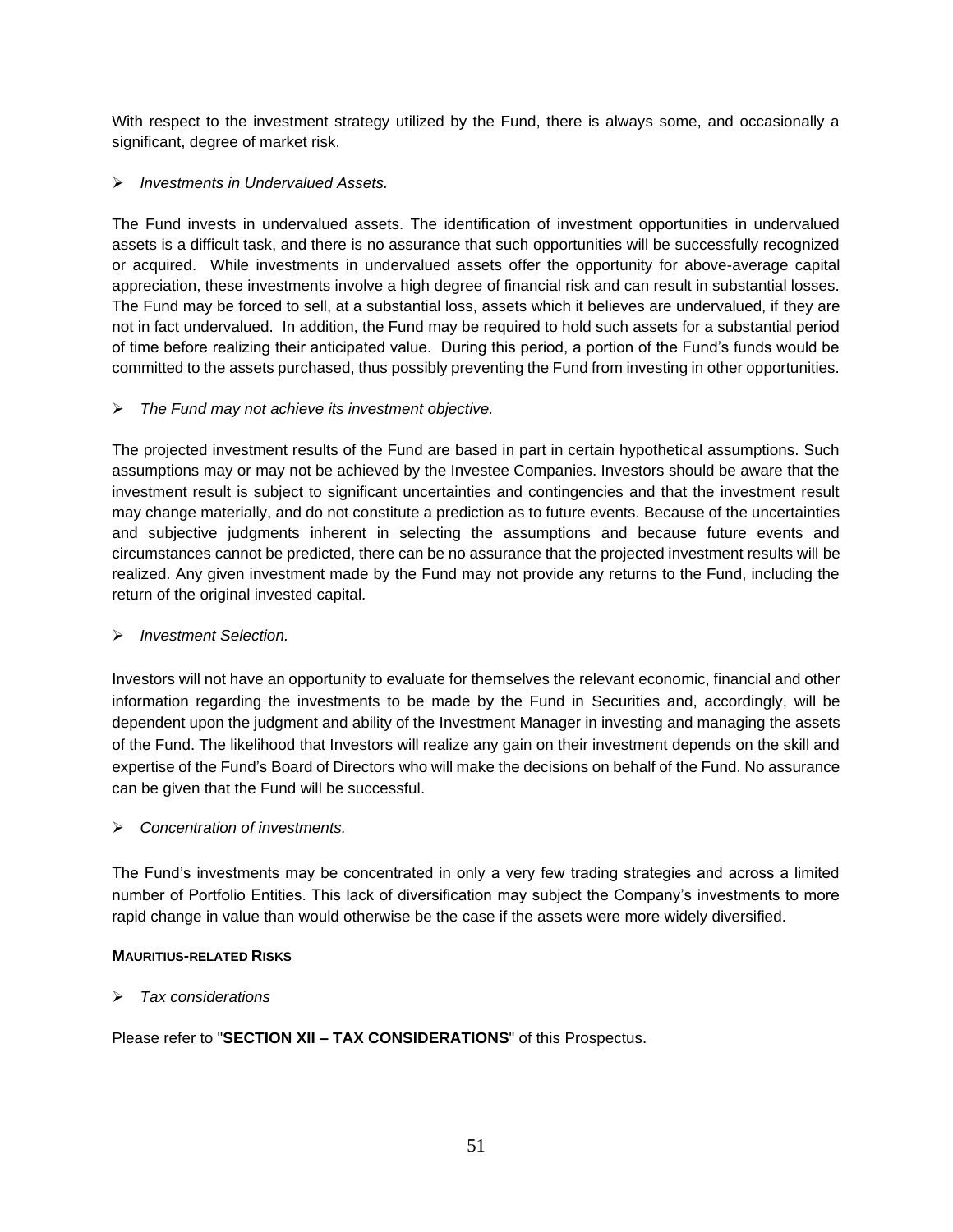With respect to the investment strategy utilized by the Fund, there is always some, and occasionally a significant, degree of market risk.

- *Investments in Undervalued Assets.*

The Fund invests in undervalued assets. The identification of investment opportunities in undervalued assets is a difficult task, and there is no assurance that such opportunities will be successfully recognized or acquired. While investments in undervalued assets offer the opportunity for above-average capital appreciation, these investments involve a high degree of financial risk and can result in substantial losses. The Fund may be forced to sell, at a substantial loss, assets which it believes are undervalued, if they are not in fact undervalued. In addition, the Fund may be required to hold such assets for a substantial period of time before realizing their anticipated value. During this period, a portion of the Fund's funds would be committed to the assets purchased, thus possibly preventing the Fund from investing in other opportunities.

- *The Fund may not achieve its investment objective.*

The projected investment results of the Fund are based in part in certain hypothetical assumptions. Such assumptions may or may not be achieved by the Investee Companies. Investors should be aware that the investment result is subject to significant uncertainties and contingencies and that the investment result may change materially, and do not constitute a prediction as to future events. Because of the uncertainties and subjective judgments inherent in selecting the assumptions and because future events and circumstances cannot be predicted, there can be no assurance that the projected investment results will be realized. Any given investment made by the Fund may not provide any returns to the Fund, including the return of the original invested capital.

- *Investment Selection.*

Investors will not have an opportunity to evaluate for themselves the relevant economic, financial and other information regarding the investments to be made by the Fund in Securities and, accordingly, will be dependent upon the judgment and ability of the Investment Manager in investing and managing the assets of the Fund. The likelihood that Investors will realize any gain on their investment depends on the skill and expertise of the Fund's Board of Directors who will make the decisions on behalf of the Fund. No assurance can be given that the Fund will be successful.

- *Concentration of investments.*

The Fund's investments may be concentrated in only a very few trading strategies and across a limited number of Portfolio Entities. This lack of diversification may subject the Company's investments to more rapid change in value than would otherwise be the case if the assets were more widely diversified.

**MAURITIUS-RELATED RISKS**

- *Tax considerations*

Please refer to "**SECTION XII – TAX CONSIDERATIONS**" of this Prospectus.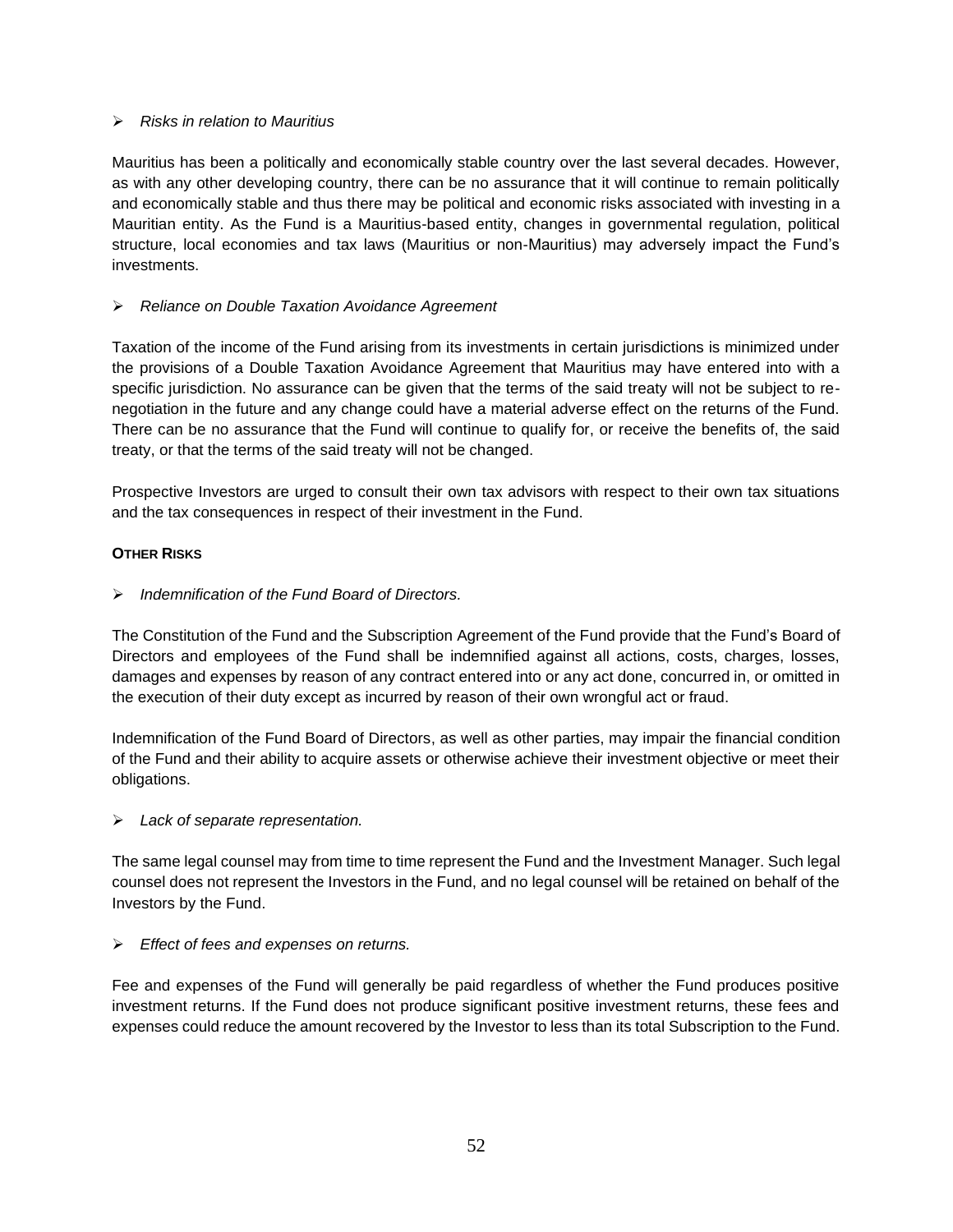- *Risks in relation to Mauritius*

Mauritius has been a politically and economically stable country over the last several decades. However, as with any other developing country, there can be no assurance that it will continue to remain politically and economically stable and thus there may be political and economic risks associated with investing in a Mauritian entity. As the Fund is a Mauritius-based entity, changes in governmental regulation, political structure, local economies and tax laws (Mauritius or non-Mauritius) may adversely impact the Fund's investments.

- *Reliance on Double Taxation Avoidance Agreement*

Taxation of the income of the Fund arising from its investments in certain jurisdictions is minimized under the provisions of a Double Taxation Avoidance Agreement that Mauritius may have entered into with a specific jurisdiction. No assurance can be given that the terms of the said treaty will not be subject to re-negotiation in the future and any change could have a material adverse effect on the returns of the Fund. There can be no assurance that the Fund will continue to qualify for, or receive the benefits of, the said treaty, or that the terms of the said treaty will not be changed.

Prospective Investors are urged to consult their own tax advisors with respect to their own tax situations and the tax consequences in respect of their investment in the Fund.

**OTHER RISKS**

- *Indemnification of the Fund Board of Directors.*

The Constitution of the Fund and the Subscription Agreement of the Fund provide that the Fund's Board of Directors and employees of the Fund shall be indemnified against all actions, costs, charges, losses, damages and expenses by reason of any contract entered into or any act done, concurred in, or omitted in the execution of their duty except as incurred by reason of their own wrongful act or fraud.

Indemnification of the Fund Board of Directors, as well as other parties, may impair the financial condition of the Fund and their ability to acquire assets or otherwise achieve their investment objective or meet their obligations.

- *Lack of separate representation.*

The same legal counsel may from time to time represent the Fund and the Investment Manager. Such legal counsel does not represent the Investors in the Fund, and no legal counsel will be retained on behalf of the Investors by the Fund.

- *Effect of fees and expenses on returns.*

Fee and expenses of the Fund will generally be paid regardless of whether the Fund produces positive investment returns. If the Fund does not produce significant positive investment returns, these fees and expenses could reduce the amount recovered by the Investor to less than its total Subscription to the Fund.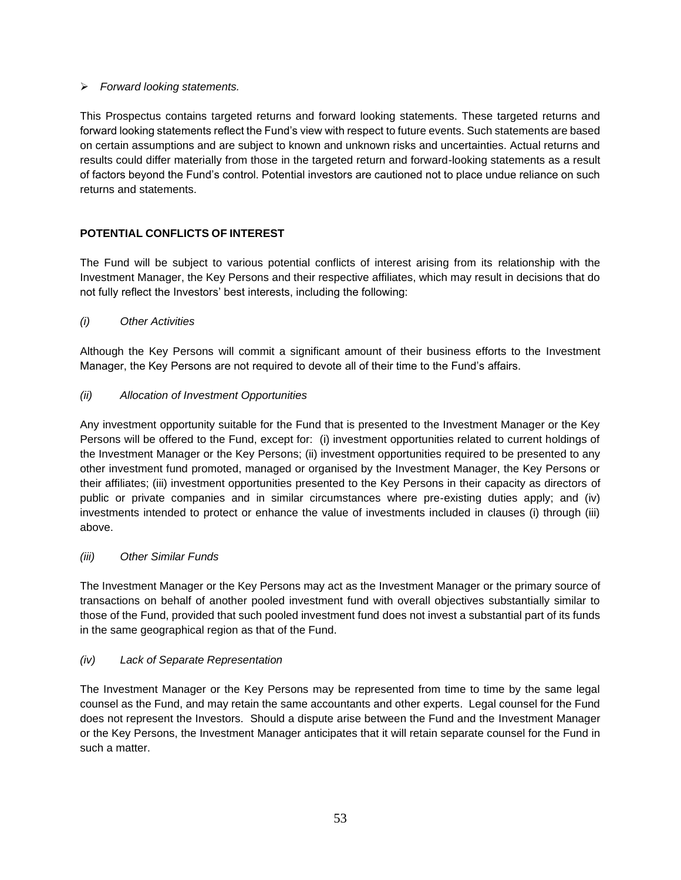- *Forward looking statements.*

This Prospectus contains targeted returns and forward looking statements. These targeted returns and forward looking statements reflect the Fund's view with respect to future events. Such statements are based on certain assumptions and are subject to known and unknown risks and uncertainties. Actual returns and results could differ materially from those in the targeted return and forward-looking statements as a result of factors beyond the Fund's control. Potential investors are cautioned not to place undue reliance on such returns and statements.

**POTENTIAL CONFLICTS OF INTEREST**

The Fund will be subject to various potential conflicts of interest arising from its relationship with the Investment Manager, the Key Persons and their respective affiliates, which may result in decisions that do not fully reflect the Investors' best interests, including the following:

*(i) Other Activities*

Although the Key Persons will commit a significant amount of their business efforts to the Investment Manager, the Key Persons are not required to devote all of their time to the Fund's affairs.

*(ii) Allocation of Investment Opportunities*

Any investment opportunity suitable for the Fund that is presented to the Investment Manager or the Key Persons will be offered to the Fund, except for: (i) investment opportunities related to current holdings of the Investment Manager or the Key Persons; (ii) investment opportunities required to be presented to any other investment fund promoted, managed or organised by the Investment Manager, the Key Persons or their affiliates; (iii) investment opportunities presented to the Key Persons in their capacity as directors of public or private companies and in similar circumstances where pre-existing duties apply; and (iv) investments intended to protect or enhance the value of investments included in clauses (i) through (iii) above.

*(iii) Other Similar Funds*

The Investment Manager or the Key Persons may act as the Investment Manager or the primary source of transactions on behalf of another pooled investment fund with overall objectives substantially similar to those of the Fund, provided that such pooled investment fund does not invest a substantial part of its funds in the same geographical region as that of the Fund.

*(iv) Lack of Separate Representation*

The Investment Manager or the Key Persons may be represented from time to time by the same legal counsel as the Fund, and may retain the same accountants and other experts. Legal counsel for the Fund does not represent the Investors. Should a dispute arise between the Fund and the Investment Manager or the Key Persons, the Investment Manager anticipates that it will retain separate counsel for the Fund in such a matter.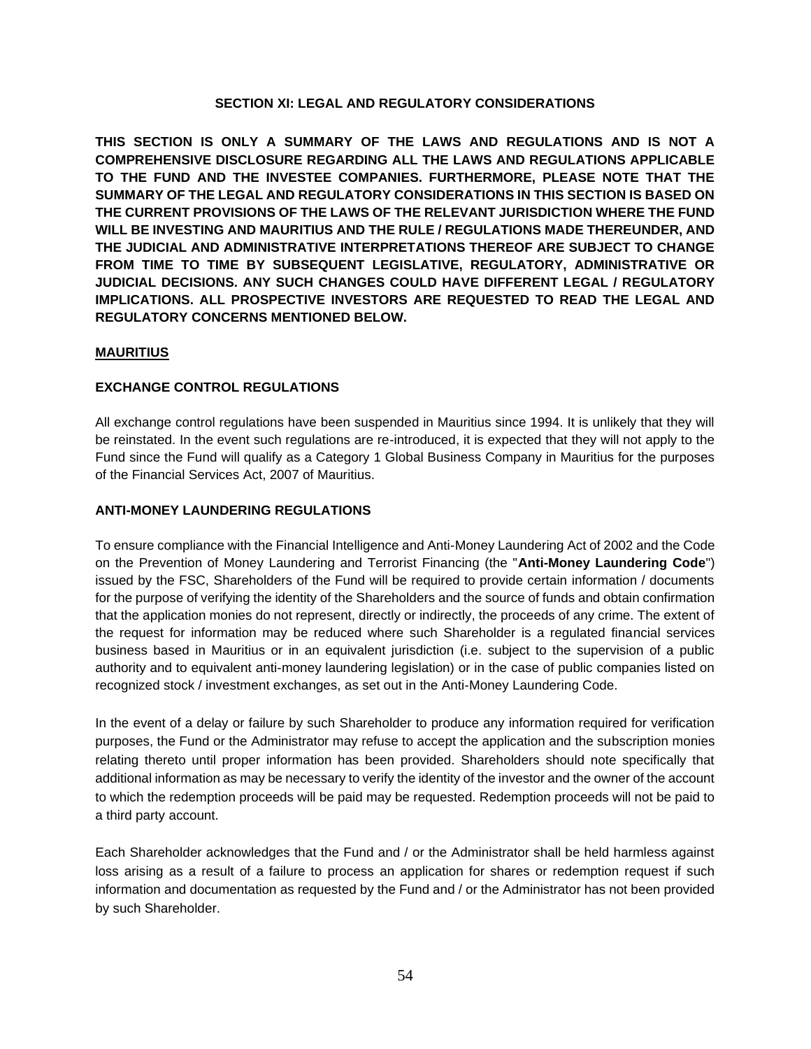## SECTION XI: LEGAL AND REGULATORY CONSIDERATIONS

**THIS SECTION IS ONLY A SUMMARY OF THE LAWS AND REGULATIONS AND IS NOT A COMPREHENSIVE DISCLOSURE REGARDING ALL THE LAWS AND REGULATIONS APPLICABLE TO THE FUND AND THE INVESTEE COMPANIES. FURTHERMORE, PLEASE NOTE THAT THE SUMMARY OF THE LEGAL AND REGULATORY CONSIDERATIONS IN THIS SECTION IS BASED ON THE CURRENT PROVISIONS OF THE LAWS OF THE RELEVANT JURISDICTION WHERE THE FUND WILL BE INVESTING AND MAURITIUS AND THE RULE / REGULATIONS MADE THEREUNDER, AND THE JUDICIAL AND ADMINISTRATIVE INTERPRETATIONS THEREOF ARE SUBJECT TO CHANGE FROM TIME TO TIME BY SUBSEQUENT LEGISLATIVE, REGULATORY, ADMINISTRATIVE OR JUDICIAL DECISIONS. ANY SUCH CHANGES COULD HAVE DIFFERENT LEGAL / REGULATORY IMPLICATIONS. ALL PROSPECTIVE INVESTORS ARE REQUESTED TO READ THE LEGAL AND REGULATORY CONCERNS MENTIONED BELOW.**

### MAURITIUS

#### EXCHANGE CONTROL REGULATIONS

All exchange control regulations have been suspended in Mauritius since 1994. It is unlikely that they will be reinstated. In the event such regulations are re-introduced, it is expected that they will not apply to the Fund since the Fund will qualify as a Category 1 Global Business Company in Mauritius for the purposes of the Financial Services Act, 2007 of Mauritius.

#### ANTI-MONEY LAUNDERING REGULATIONS

To ensure compliance with the Financial Intelligence and Anti-Money Laundering Act of 2002 and the Code on the Prevention of Money Laundering and Terrorist Financing (the "**Anti-Money Laundering Code**") issued by the FSC, Shareholders of the Fund will be required to provide certain information / documents for the purpose of verifying the identity of the Shareholders and the source of funds and obtain confirmation that the application monies do not represent, directly or indirectly, the proceeds of any crime. The extent of the request for information may be reduced where such Shareholder is a regulated financial services business based in Mauritius or in an equivalent jurisdiction (i.e. subject to the supervision of a public authority and to equivalent anti-money laundering legislation) or in the case of public companies listed on recognized stock / investment exchanges, as set out in the Anti-Money Laundering Code.

In the event of a delay or failure by such Shareholder to produce any information required for verification purposes, the Fund or the Administrator may refuse to accept the application and the subscription monies relating thereto until proper information has been provided. Shareholders should note specifically that additional information as may be necessary to verify the identity of the investor and the owner of the account to which the redemption proceeds will be paid may be requested. Redemption proceeds will not be paid to a third party account.

Each Shareholder acknowledges that the Fund and / or the Administrator shall be held harmless against loss arising as a result of a failure to process an application for shares or redemption request if such information and documentation as requested by the Fund and / or the Administrator has not been provided by such Shareholder.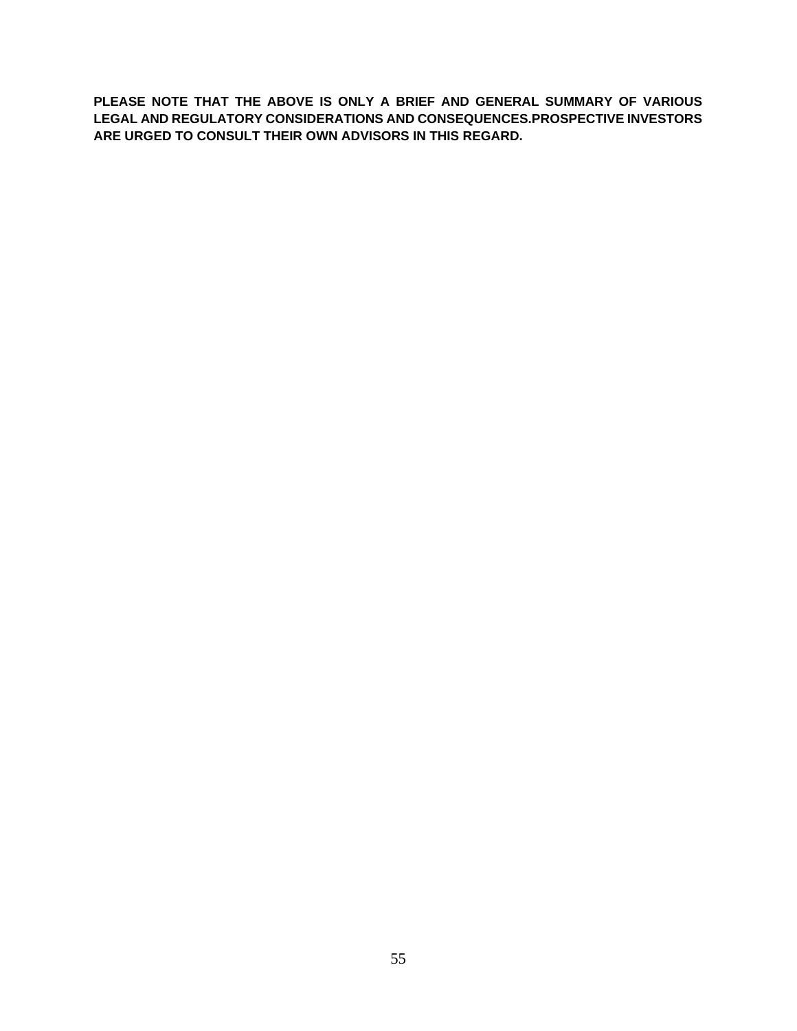**PLEASE NOTE THAT THE ABOVE IS ONLY A BRIEF AND GENERAL SUMMARY OF VARIOUS LEGAL AND REGULATORY CONSIDERATIONS AND CONSEQUENCES.PROSPECTIVE INVESTORS ARE URGED TO CONSULT THEIR OWN ADVISORS IN THIS REGARD.**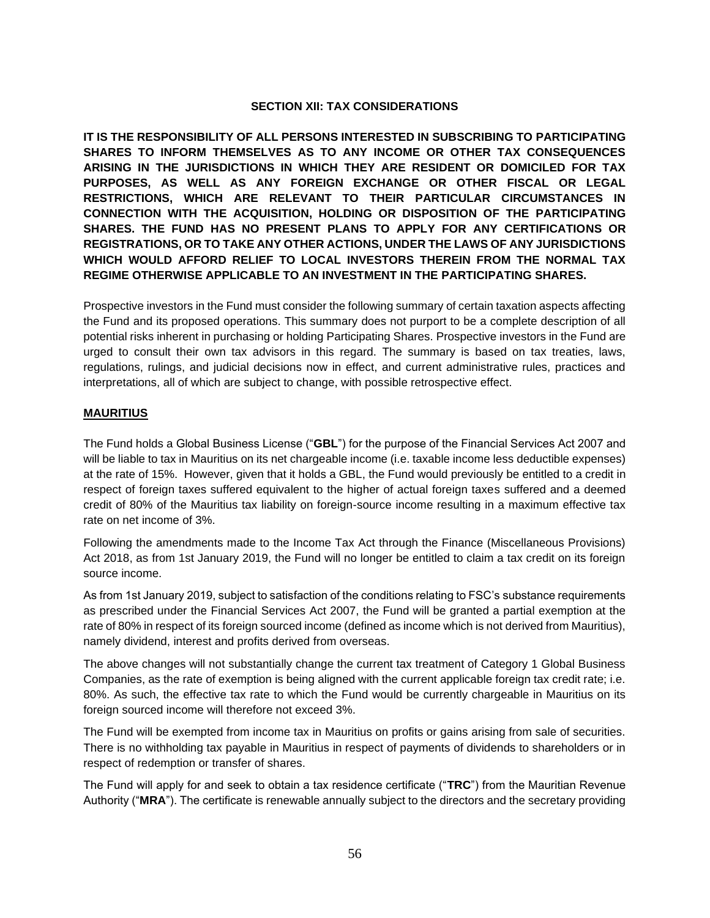## SECTION XII: TAX CONSIDERATIONS

**IT IS THE RESPONSIBILITY OF ALL PERSONS INTERESTED IN SUBSCRIBING TO PARTICIPATING SHARES TO INFORM THEMSELVES AS TO ANY INCOME OR OTHER TAX CONSEQUENCES ARISING IN THE JURISDICTIONS IN WHICH THEY ARE RESIDENT OR DOMICILED FOR TAX PURPOSES, AS WELL AS ANY FOREIGN EXCHANGE OR OTHER FISCAL OR LEGAL RESTRICTIONS, WHICH ARE RELEVANT TO THEIR PARTICULAR CIRCUMSTANCES IN CONNECTION WITH THE ACQUISITION, HOLDING OR DISPOSITION OF THE PARTICIPATING SHARES. THE FUND HAS NO PRESENT PLANS TO APPLY FOR ANY CERTIFICATIONS OR REGISTRATIONS, OR TO TAKE ANY OTHER ACTIONS, UNDER THE LAWS OF ANY JURISDICTIONS WHICH WOULD AFFORD RELIEF TO LOCAL INVESTORS THEREIN FROM THE NORMAL TAX REGIME OTHERWISE APPLICABLE TO AN INVESTMENT IN THE PARTICIPATING SHARES.**

Prospective investors in the Fund must consider the following summary of certain taxation aspects affecting the Fund and its proposed operations. This summary does not purport to be a complete description of all potential risks inherent in purchasing or holding Participating Shares. Prospective investors in the Fund are urged to consult their own tax advisors in this regard. The summary is based on tax treaties, laws, regulations, rulings, and judicial decisions now in effect, and current administrative rules, practices and interpretations, all of which are subject to change, with possible retrospective effect.

### MAURITIUS

The Fund holds a Global Business License ("**GBL**") for the purpose of the Financial Services Act 2007 and will be liable to tax in Mauritius on its net chargeable income (i.e. taxable income less deductible expenses) at the rate of 15%. However, given that it holds a GBL, the Fund would previously be entitled to a credit in respect of foreign taxes suffered equivalent to the higher of actual foreign taxes suffered and a deemed credit of 80% of the Mauritius tax liability on foreign-source income resulting in a maximum effective tax rate on net income of 3%.

Following the amendments made to the Income Tax Act through the Finance (Miscellaneous Provisions) Act 2018, as from 1st January 2019, the Fund will no longer be entitled to claim a tax credit on its foreign source income.

As from 1st January 2019, subject to satisfaction of the conditions relating to FSC's substance requirements as prescribed under the Financial Services Act 2007, the Fund will be granted a partial exemption at the rate of 80% in respect of its foreign sourced income (defined as income which is not derived from Mauritius), namely dividend, interest and profits derived from overseas.

The above changes will not substantially change the current tax treatment of Category 1 Global Business Companies, as the rate of exemption is being aligned with the current applicable foreign tax credit rate; i.e. 80%. As such, the effective tax rate to which the Fund would be currently chargeable in Mauritius on its foreign sourced income will therefore not exceed 3%.

The Fund will be exempted from income tax in Mauritius on profits or gains arising from sale of securities. There is no withholding tax payable in Mauritius in respect of payments of dividends to shareholders or in respect of redemption or transfer of shares.

The Fund will apply for and seek to obtain a tax residence certificate ("**TRC**") from the Mauritian Revenue Authority ("**MRA**"). The certificate is renewable annually subject to the directors and the secretary providing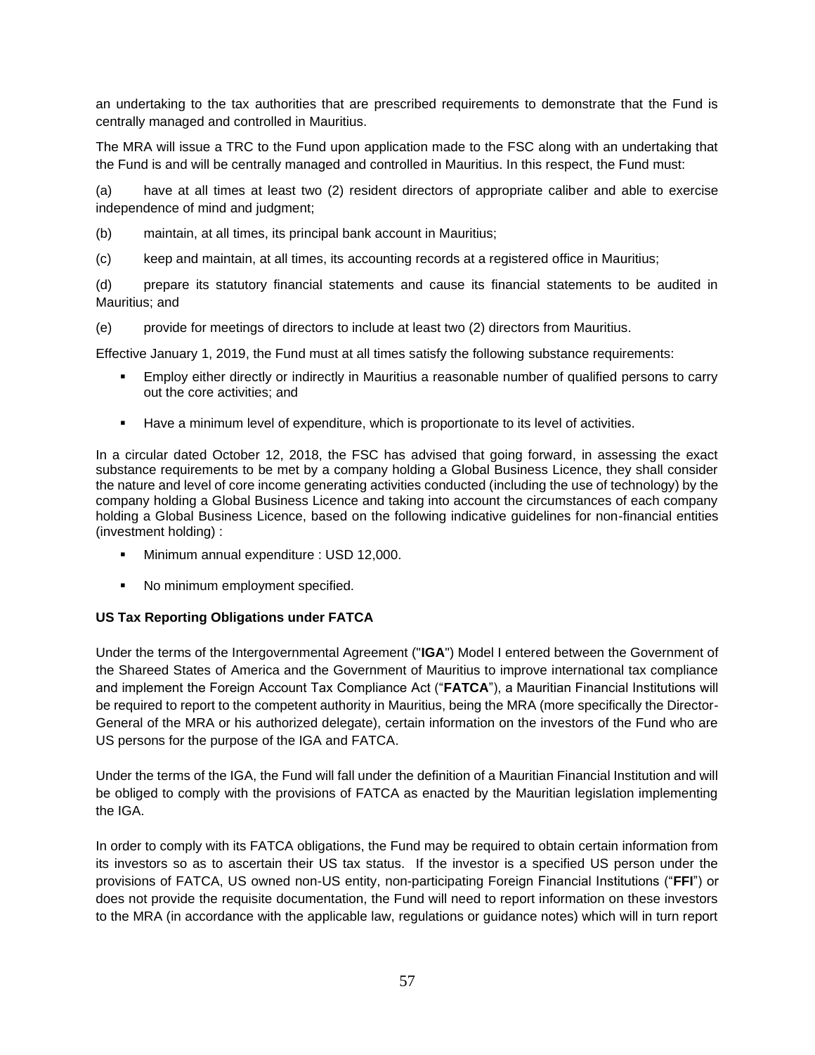an undertaking to the tax authorities that are prescribed requirements to demonstrate that the Fund is centrally managed and controlled in Mauritius.

The MRA will issue a TRC to the Fund upon application made to the FSC along with an undertaking that the Fund is and will be centrally managed and controlled in Mauritius. In this respect, the Fund must:

(a) have at all times at least two (2) resident directors of appropriate caliber and able to exercise independence of mind and judgment;

(b) maintain, at all times, its principal bank account in Mauritius;

(c) keep and maintain, at all times, its accounting records at a registered office in Mauritius;

(d) prepare its statutory financial statements and cause its financial statements to be audited in Mauritius; and

(e) provide for meetings of directors to include at least two (2) directors from Mauritius.

Effective January 1, 2019, the Fund must at all times satisfy the following substance requirements:

- Employ either directly or indirectly in Mauritius a reasonable number of qualified persons to carry out the core activities; and
- Have a minimum level of expenditure, which is proportionate to its level of activities.

In a circular dated October 12, 2018, the FSC has advised that going forward, in assessing the exact substance requirements to be met by a company holding a Global Business Licence, they shall consider the nature and level of core income generating activities conducted (including the use of technology) by the company holding a Global Business Licence and taking into account the circumstances of each company holding a Global Business Licence, based on the following indicative guidelines for non-financial entities (investment holding) :

- Minimum annual expenditure : USD 12,000.
- No minimum employment specified.

**US Tax Reporting Obligations under FATCA**

Under the terms of the Intergovernmental Agreement ("**IGA**") Model I entered between the Government of the Shareed States of America and the Government of Mauritius to improve international tax compliance and implement the Foreign Account Tax Compliance Act ("**FATCA**"), a Mauritian Financial Institutions will be required to report to the competent authority in Mauritius, being the MRA (more specifically the Director-General of the MRA or his authorized delegate), certain information on the investors of the Fund who are US persons for the purpose of the IGA and FATCA.

Under the terms of the IGA, the Fund will fall under the definition of a Mauritian Financial Institution and will be obliged to comply with the provisions of FATCA as enacted by the Mauritian legislation implementing the IGA.

In order to comply with its FATCA obligations, the Fund may be required to obtain certain information from its investors so as to ascertain their US tax status. If the investor is a specified US person under the provisions of FATCA, US owned non-US entity, non-participating Foreign Financial Institutions ("**FFI**") or does not provide the requisite documentation, the Fund will need to report information on these investors to the MRA (in accordance with the applicable law, regulations or guidance notes) which will in turn report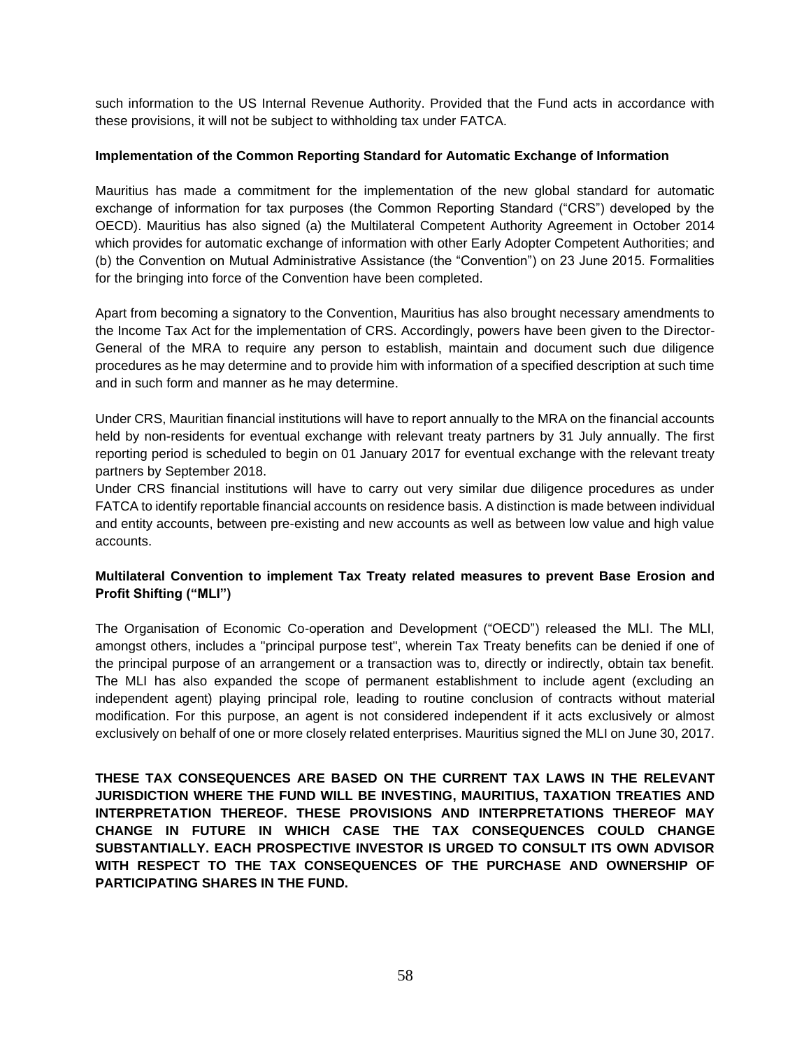such information to the US Internal Revenue Authority. Provided that the Fund acts in accordance with these provisions, it will not be subject to withholding tax under FATCA.

**Implementation of the Common Reporting Standard for Automatic Exchange of Information**

Mauritius has made a commitment for the implementation of the new global standard for automatic exchange of information for tax purposes (the Common Reporting Standard ("CRS") developed by the OECD). Mauritius has also signed (a) the Multilateral Competent Authority Agreement in October 2014 which provides for automatic exchange of information with other Early Adopter Competent Authorities; and (b) the Convention on Mutual Administrative Assistance (the "Convention") on 23 June 2015. Formalities for the bringing into force of the Convention have been completed.

Apart from becoming a signatory to the Convention, Mauritius has also brought necessary amendments to the Income Tax Act for the implementation of CRS. Accordingly, powers have been given to the Director-General of the MRA to require any person to establish, maintain and document such due diligence procedures as he may determine and to provide him with information of a specified description at such time and in such form and manner as he may determine.

Under CRS, Mauritian financial institutions will have to report annually to the MRA on the financial accounts held by non-residents for eventual exchange with relevant treaty partners by 31 July annually. The first reporting period is scheduled to begin on 01 January 2017 for eventual exchange with the relevant treaty partners by September 2018.

Under CRS financial institutions will have to carry out very similar due diligence procedures as under FATCA to identify reportable financial accounts on residence basis. A distinction is made between individual and entity accounts, between pre-existing and new accounts as well as between low value and high value accounts.

**Multilateral Convention to implement Tax Treaty related measures to prevent Base Erosion and Profit Shifting ("MLI")**

The Organisation of Economic Co-operation and Development ("OECD") released the MLI. The MLI, amongst others, includes a "principal purpose test", wherein Tax Treaty benefits can be denied if one of the principal purpose of an arrangement or a transaction was to, directly or indirectly, obtain tax benefit. The MLI has also expanded the scope of permanent establishment to include agent (excluding an independent agent) playing principal role, leading to routine conclusion of contracts without material modification. For this purpose, an agent is not considered independent if it acts exclusively or almost exclusively on behalf of one or more closely related enterprises. Mauritius signed the MLI on June 30, 2017.

**THESE TAX CONSEQUENCES ARE BASED ON THE CURRENT TAX LAWS IN THE RELEVANT JURISDICTION WHERE THE FUND WILL BE INVESTING, MAURITIUS, TAXATION TREATIES AND INTERPRETATION THEREOF. THESE PROVISIONS AND INTERPRETATIONS THEREOF MAY CHANGE IN FUTURE IN WHICH CASE THE TAX CONSEQUENCES COULD CHANGE SUBSTANTIALLY. EACH PROSPECTIVE INVESTOR IS URGED TO CONSULT ITS OWN ADVISOR WITH RESPECT TO THE TAX CONSEQUENCES OF THE PURCHASE AND OWNERSHIP OF PARTICIPATING SHARES IN THE FUND.**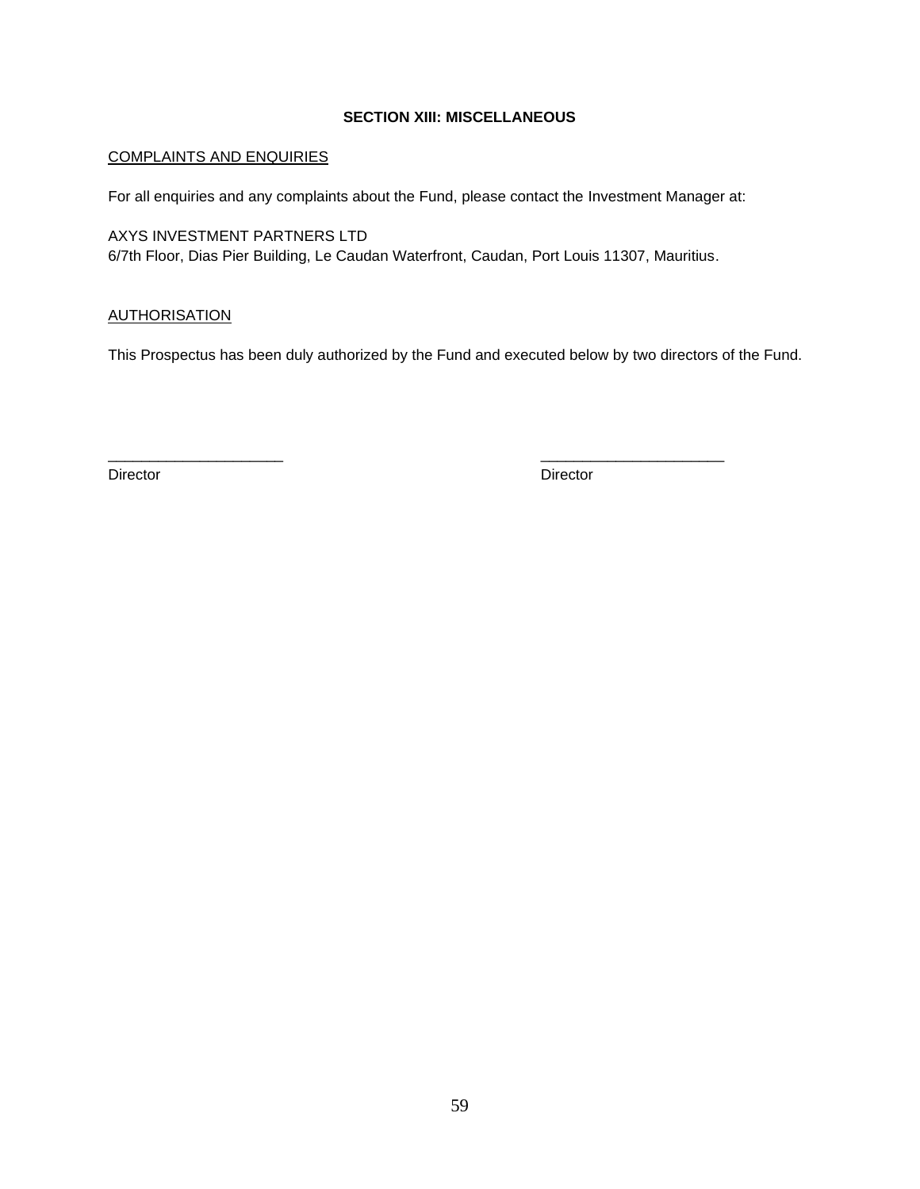## SECTION XIII: MISCELLANEOUS

<u>COMPLAINTS AND ENQUIRIES</u>

For all enquiries and any complaints about the Fund, please contact the Investment Manager at:

AXYS INVESTMENT PARTNERS LTD
6/7th Floor, Dias Pier Building, Le Caudan Waterfront, Caudan, Port Louis 11307, Mauritius.

<u>AUTHORISATION</u>

This Prospectus has been duly authorized by the Fund and executed below by two directors of the Fund.

_____________________ _____________________
Director Director